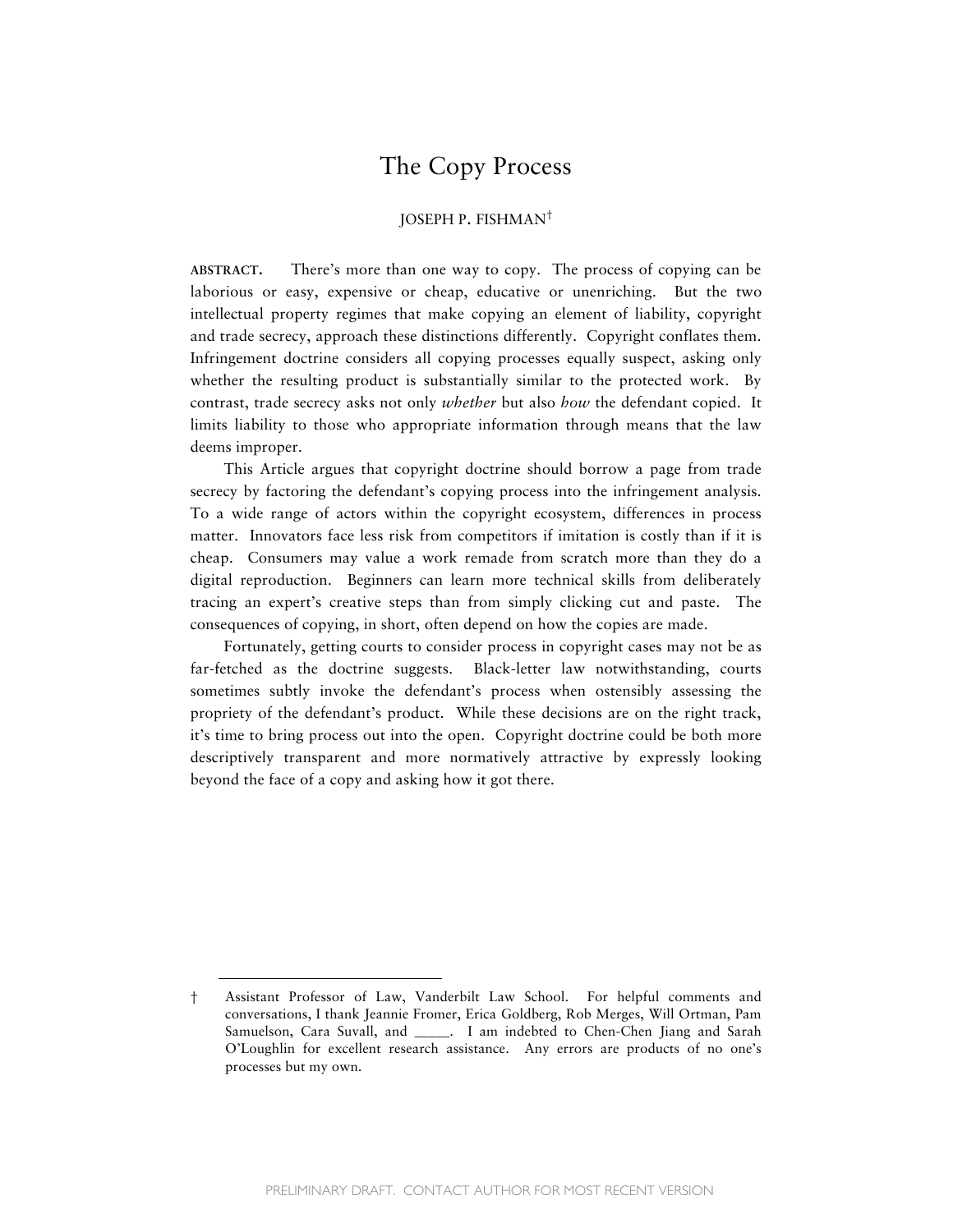# The Copy Process

JOSEPH P. FISHMAN[†]

**ABSTRACT.** There's more than one way to copy. The process of copying can be laborious or easy, expensive or cheap, educative or unenriching. But the two intellectual property regimes that make copying an element of liability, copyright and trade secrecy, approach these distinctions differently. Copyright conflates them. Infringement doctrine considers all copying processes equally suspect, asking only whether the resulting product is substantially similar to the protected work. By contrast, trade secrecy asks not only *whether* but also *how* the defendant copied. It limits liability to those who appropriate information through means that the law deems improper.

This Article argues that copyright doctrine should borrow a page from trade secrecy by factoring the defendant's copying process into the infringement analysis. To a wide range of actors within the copyright ecosystem, differences in process matter. Innovators face less risk from competitors if imitation is costly than if it is cheap. Consumers may value a work remade from scratch more than they do a digital reproduction. Beginners can learn more technical skills from deliberately tracing an expert's creative steps than from simply clicking cut and paste. The consequences of copying, in short, often depend on how the copies are made.

Fortunately, getting courts to consider process in copyright cases may not be as far-fetched as the doctrine suggests. Black-letter law notwithstanding, courts sometimes subtly invoke the defendant's process when ostensibly assessing the propriety of the defendant's product. While these decisions are on the right track, it's time to bring process out into the open. Copyright doctrine could be both more descriptively transparent and more normatively attractive by expressly looking beyond the face of a copy and asking how it got there.

---

† Assistant Professor of Law, Vanderbilt Law School. For helpful comments and conversations, I thank Jeannie Fromer, Erica Goldberg, Rob Merges, Will Ortman, Pam Samuelson, Cara Suvall, and _____. I am indebted to Chen-Chen Jiang and Sarah O'Loughlin for excellent research assistance. Any errors are products of no one's processes but my own.

PRELIMINARY DRAFT. CONTACT AUTHOR FOR MOST RECENT VERSION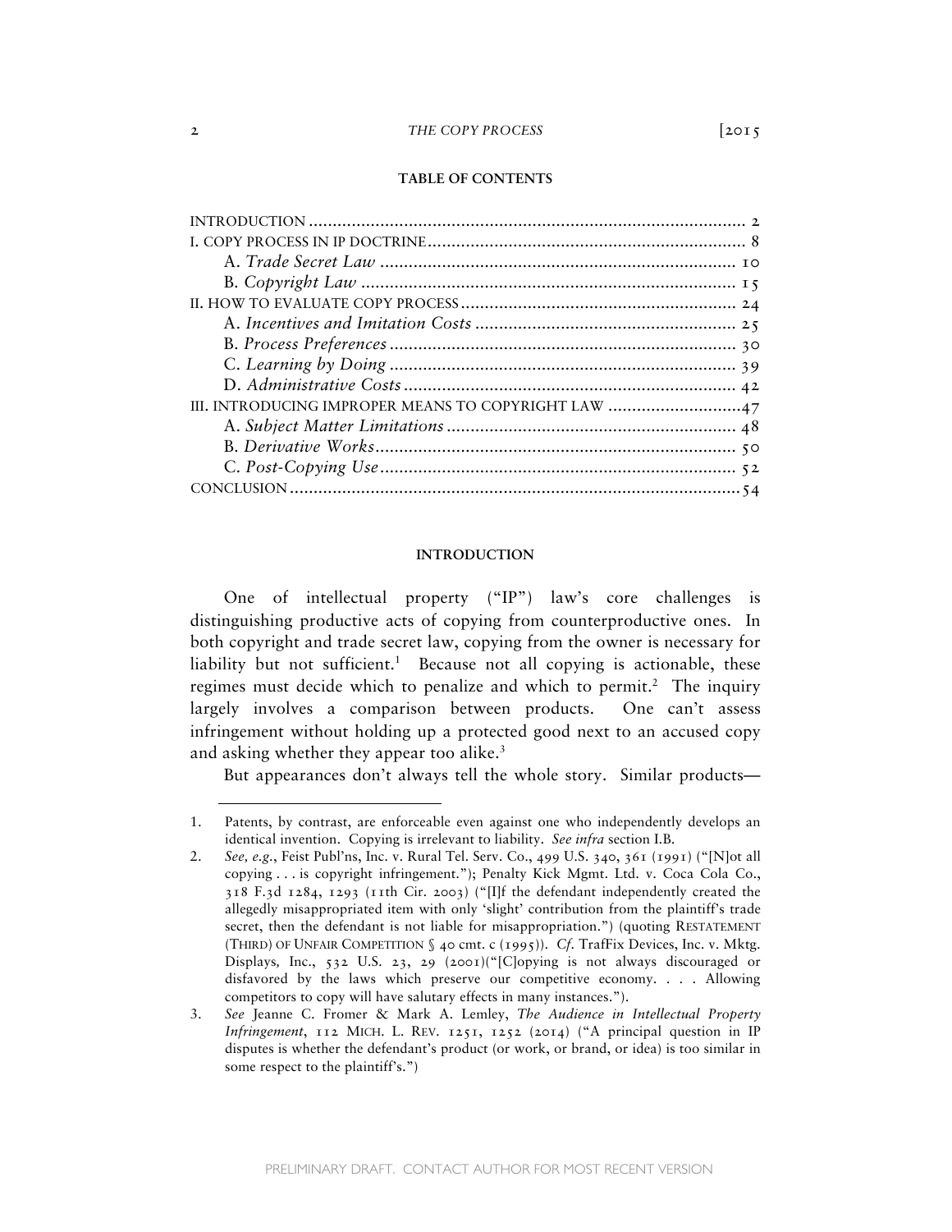**TABLE OF CONTENTS**

| | |
|---|---|
| INTRODUCTION | 2 |
| I. COPY PROCESS IN IP DOCTRINE | 8 |
| A. *Trade Secret Law* | 10 |
| B. *Copyright Law* | 15 |
| II. HOW TO EVALUATE COPY PROCESS | 24 |
| A. *Incentives and Imitation Costs* | 25 |
| B. *Process Preferences* | 30 |
| C. *Learning by Doing* | 39 |
| D. *Administrative Costs* | 42 |
| III. INTRODUCING IMPROPER MEANS TO COPYRIGHT LAW | 47 |
| A. *Subject Matter Limitations* | 48 |
| B. *Derivative Works* | 50 |
| C. *Post-Copying Use* | 52 |
| CONCLUSION | 54 |

## INTRODUCTION

One of intellectual property ("IP") law's core challenges is distinguishing productive acts of copying from counterproductive ones. In both copyright and trade secret law, copying from the owner is necessary for liability but not sufficient.[1] Because not all copying is actionable, these regimes must decide which to penalize and which to permit.[2] The inquiry largely involves a comparison between products. One can't assess infringement without holding up a protected good next to an accused copy and asking whether they appear too alike.[3]

But appearances don't always tell the whole story. Similar products—

---

1. Patents, by contrast, are enforceable even against one who independently develops an identical invention. Copying is irrelevant to liability. *See infra* section I.B.
2. *See, e.g.*, Feist Publ'ns, Inc. v. Rural Tel. Serv. Co., 499 U.S. 340, 361 (1991) ("[N]ot all copying . . . is copyright infringement."); Penalty Kick Mgmt. Ltd. v. Coca Cola Co., 318 F.3d 1284, 1293 (11th Cir. 2003) ("[I]f the defendant independently created the allegedly misappropriated item with only 'slight' contribution from the plaintiff's trade secret, then the defendant is not liable for misappropriation.") (quoting RESTATEMENT (THIRD) OF UNFAIR COMPETITION § 40 cmt. c (1995)). *Cf.* TrafFix Devices, Inc. v. Mktg. Displays, Inc., 532 U.S. 23, 29 (2001)("[C]opying is not always discouraged or disfavored by the laws which preserve our competitive economy. . . . Allowing competitors to copy will have salutary effects in many instances.").
3. *See* Jeanne C. Fromer & Mark A. Lemley, *The Audience in Intellectual Property Infringement*, 112 MICH. L. REV. 1251, 1252 (2014) ("A principal question in IP disputes is whether the defendant's product (or work, or brand, or idea) is too similar in some respect to the plaintiff's.")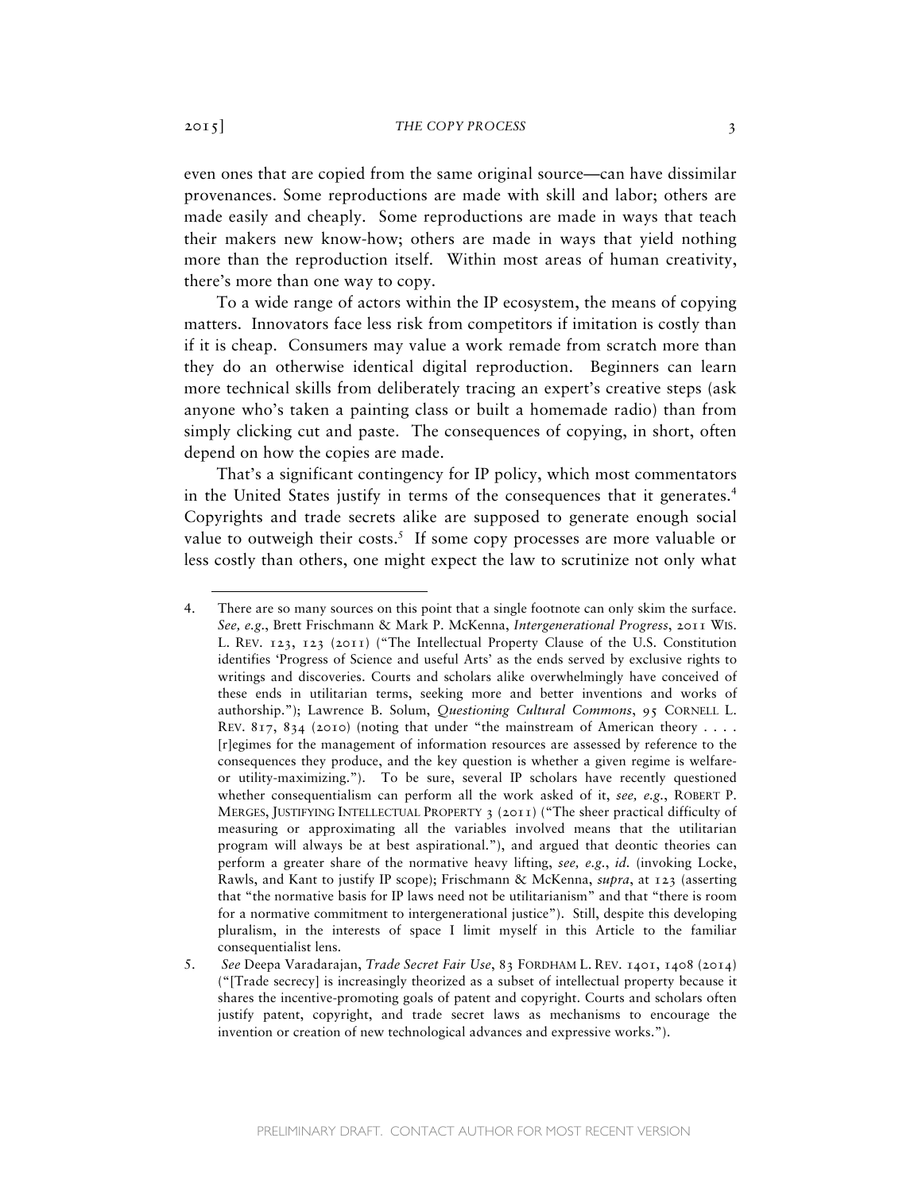even ones that are copied from the same original source—can have dissimilar provenances. Some reproductions are made with skill and labor; others are made easily and cheaply. Some reproductions are made in ways that teach their makers new know-how; others are made in ways that yield nothing more than the reproduction itself. Within most areas of human creativity, there's more than one way to copy.

To a wide range of actors within the IP ecosystem, the means of copying matters. Innovators face less risk from competitors if imitation is costly than if it is cheap. Consumers may value a work remade from scratch more than they do an otherwise identical digital reproduction. Beginners can learn more technical skills from deliberately tracing an expert's creative steps (ask anyone who's taken a painting class or built a homemade radio) than from simply clicking cut and paste. The consequences of copying, in short, often depend on how the copies are made.

That's a significant contingency for IP policy, which most commentators in the United States justify in terms of the consequences that it generates.[4] Copyrights and trade secrets alike are supposed to generate enough social value to outweigh their costs.[5] If some copy processes are more valuable or less costly than others, one might expect the law to scrutinize not only what

---

4. There are so many sources on this point that a single footnote can only skim the surface. *See, e.g.*, Brett Frischmann & Mark P. McKenna, *Intergenerational Progress*, 2011 WIS. L. REV. 123, 123 (2011) ("The Intellectual Property Clause of the U.S. Constitution identifies 'Progress of Science and useful Arts' as the ends served by exclusive rights to writings and discoveries. Courts and scholars alike overwhelmingly have conceived of these ends in utilitarian terms, seeking more and better inventions and works of authorship."); Lawrence B. Solum, *Questioning Cultural Commons*, 95 CORNELL L. REV. 817, 834 (2010) (noting that under "the mainstream of American theory . . . . [r]egimes for the management of information resources are assessed by reference to the consequences they produce, and the key question is whether a given regime is welfare- or utility-maximizing."). To be sure, several IP scholars have recently questioned whether consequentialism can perform all the work asked of it, *see, e.g.*, ROBERT P. MERGES, JUSTIFYING INTELLECTUAL PROPERTY 3 (2011) ("The sheer practical difficulty of measuring or approximating all the variables involved means that the utilitarian program will always be at best aspirational."), and argued that deontic theories can perform a greater share of the normative heavy lifting, *see, e.g.*, *id.* (invoking Locke, Rawls, and Kant to justify IP scope); Frischmann & McKenna, *supra*, at 123 (asserting that "the normative basis for IP laws need not be utilitarianism" and that "there is room for a normative commitment to intergenerational justice"). Still, despite this developing pluralism, in the interests of space I limit myself in this Article to the familiar consequentialist lens.

5. *See* Deepa Varadarajan, *Trade Secret Fair Use*, 83 FORDHAM L. REV. 1401, 1408 (2014) ("[Trade secrecy] is increasingly theorized as a subset of intellectual property because it shares the incentive-promoting goals of patent and copyright. Courts and scholars often justify patent, copyright, and trade secret laws as mechanisms to encourage the invention or creation of new technological advances and expressive works.").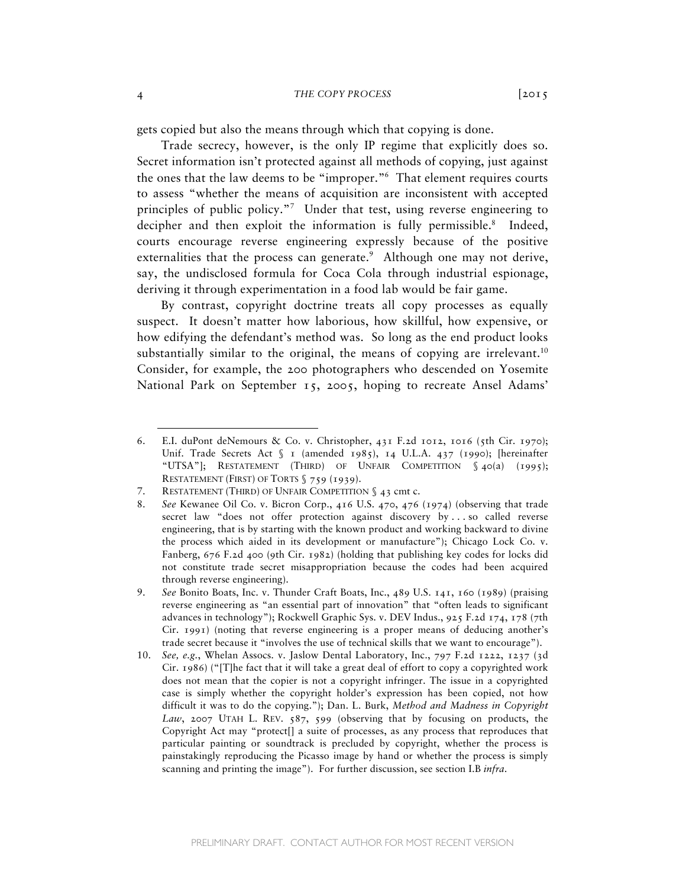gets copied but also the means through which that copying is done.

Trade secrecy, however, is the only IP regime that explicitly does so. Secret information isn't protected against all methods of copying, just against the ones that the law deems to be "improper."[6] That element requires courts to assess "whether the means of acquisition are inconsistent with accepted principles of public policy."[7] Under that test, using reverse engineering to decipher and then exploit the information is fully permissible.[8] Indeed, courts encourage reverse engineering expressly because of the positive externalities that the process can generate.[9] Although one may not derive, say, the undisclosed formula for Coca Cola through industrial espionage, deriving it through experimentation in a food lab would be fair game.

By contrast, copyright doctrine treats all copy processes as equally suspect. It doesn't matter how laborious, how skillful, how expensive, or how edifying the defendant's method was. So long as the end product looks substantially similar to the original, the means of copying are irrelevant.[10] Consider, for example, the 200 photographers who descended on Yosemite National Park on September 15, 2005, hoping to recreate Ansel Adams'

---

6. E.I. duPont deNemours & Co. v. Christopher, 431 F.2d 1012, 1016 (5th Cir. 1970); Unif. Trade Secrets Act § 1 (amended 1985), 14 U.L.A. 437 (1990); [hereinafter "UTSA"]; RESTATEMENT (THIRD) OF UNFAIR COMPETITION § 40(a) (1995); RESTATEMENT (FIRST) OF TORTS § 759 (1939).
7. RESTATEMENT (THIRD) OF UNFAIR COMPETITION § 43 cmt c.
8. *See* Kewanee Oil Co. v. Bicron Corp., 416 U.S. 470, 476 (1974) (observing that trade secret law "does not offer protection against discovery by . . . so called reverse engineering, that is by starting with the known product and working backward to divine the process which aided in its development or manufacture"); Chicago Lock Co. v. Fanberg, 676 F.2d 400 (9th Cir. 1982) (holding that publishing key codes for locks did not constitute trade secret misappropriation because the codes had been acquired through reverse engineering).
9. *See* Bonito Boats, Inc. v. Thunder Craft Boats, Inc., 489 U.S. 141, 160 (1989) (praising reverse engineering as "an essential part of innovation" that "often leads to significant advances in technology"); Rockwell Graphic Sys. v. DEV Indus., 925 F.2d 174, 178 (7th Cir. 1991) (noting that reverse engineering is a proper means of deducing another's trade secret because it "involves the use of technical skills that we want to encourage").
10. *See, e.g.*, Whelan Assocs. v. Jaslow Dental Laboratory, Inc., 797 F.2d 1222, 1237 (3d Cir. 1986) ("[T]he fact that it will take a great deal of effort to copy a copyrighted work does not mean that the copier is not a copyright infringer. The issue in a copyrighted case is simply whether the copyright holder's expression has been copied, not how difficult it was to do the copying."); Dan. L. Burk, *Method and Madness in Copyright Law*, 2007 UTAH L. REV. 587, 599 (observing that by focusing on products, the Copyright Act may "protect[] a suite of processes, as any process that reproduces that particular painting or soundtrack is precluded by copyright, whether the process is painstakingly reproducing the Picasso image by hand or whether the process is simply scanning and printing the image"). For further discussion, see section I.B *infra*.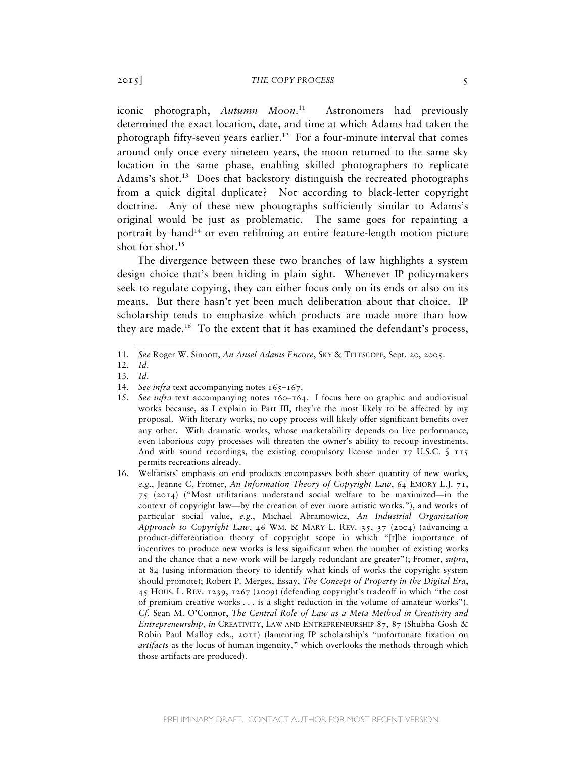iconic photograph, *Autumn Moon*.[11] Astronomers had previously determined the exact location, date, and time at which Adams had taken the photograph fifty-seven years earlier.[12] For a four-minute interval that comes around only once every nineteen years, the moon returned to the same sky location in the same phase, enabling skilled photographers to replicate Adams's shot.[13] Does that backstory distinguish the recreated photographs from a quick digital duplicate? Not according to black-letter copyright doctrine. Any of these new photographs sufficiently similar to Adams's original would be just as problematic. The same goes for repainting a portrait by hand[14] or even refilming an entire feature-length motion picture shot for shot.[15]

The divergence between these two branches of law highlights a system design choice that's been hiding in plain sight. Whenever IP policymakers seek to regulate copying, they can either focus only on its ends or also on its means. But there hasn't yet been much deliberation about that choice. IP scholarship tends to emphasize which products are made more than how they are made.[16] To the extent that it has examined the defendant's process,

---

11. *See* Roger W. Sinnott, *An Ansel Adams Encore*, SKY & TELESCOPE, Sept. 20, 2005.
12. *Id.*
13. *Id.*
14. *See infra* text accompanying notes 165–167.
15. *See infra* text accompanying notes 160–164. I focus here on graphic and audiovisual works because, as I explain in Part III, they're the most likely to be affected by my proposal. With literary works, no copy process will likely offer significant benefits over any other. With dramatic works, whose marketability depends on live performance, even laborious copy processes will threaten the owner's ability to recoup investments. And with sound recordings, the existing compulsory license under 17 U.S.C. § 115 permits recreations already.
16. Welfarists' emphasis on end products encompasses both sheer quantity of new works, *e.g.*, Jeanne C. Fromer, *An Information Theory of Copyright Law*, 64 EMORY L.J. 71, 75 (2014) ("Most utilitarians understand social welfare to be maximized—in the context of copyright law—by the creation of ever more artistic works."), and works of particular social value, *e.g.*, Michael Abramowicz, *An Industrial Organization Approach to Copyright Law*, 46 WM. & MARY L. REV. 35, 37 (2004) (advancing a product-differentiation theory of copyright scope in which "[t]he importance of incentives to produce new works is less significant when the number of existing works and the chance that a new work will be largely redundant are greater"); Fromer, *supra*, at 84 (using information theory to identify what kinds of works the copyright system should promote); Robert P. Merges, Essay, *The Concept of Property in the Digital Era*, 45 HOUS. L. REV. 1239, 1267 (2009) (defending copyright's tradeoff in which "the cost of premium creative works . . . is a slight reduction in the volume of amateur works"). *Cf.* Sean M. O'Connor, *The Central Role of Law as a Meta Method in Creativity and Entrepreneurship*, *in* CREATIVITY, LAW AND ENTREPRENEURSHIP 87, 87 (Shubha Gosh & Robin Paul Malloy eds., 2011) (lamenting IP scholarship's "unfortunate fixation on *artifacts* as the locus of human ingenuity," which overlooks the methods through which those artifacts are produced).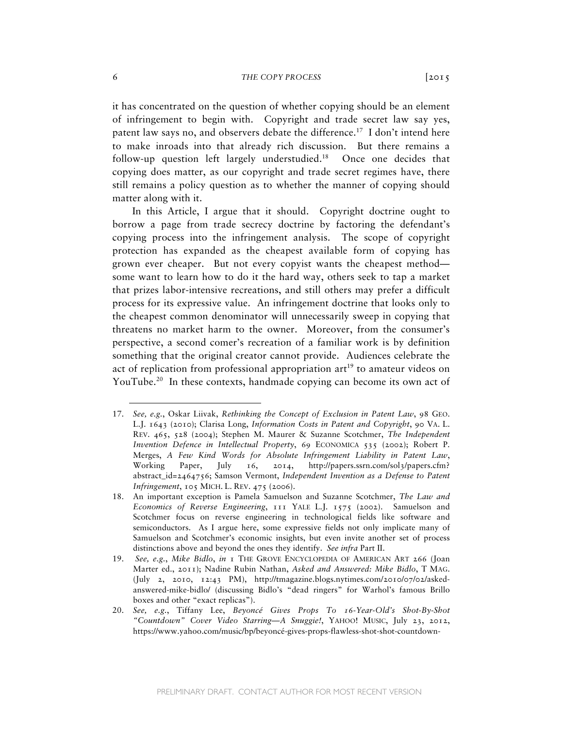it has concentrated on the question of whether copying should be an element of infringement to begin with. Copyright and trade secret law say yes, patent law says no, and observers debate the difference.[17] I don't intend here to make inroads into that already rich discussion. But there remains a follow-up question left largely understudied.[18] Once one decides that copying does matter, as our copyright and trade secret regimes have, there still remains a policy question as to whether the manner of copying should matter along with it.

In this Article, I argue that it should. Copyright doctrine ought to borrow a page from trade secrecy doctrine by factoring the defendant's copying process into the infringement analysis. The scope of copyright protection has expanded as the cheapest available form of copying has grown ever cheaper. But not every copyist wants the cheapest method—some want to learn how to do it the hard way, others seek to tap a market that prizes labor-intensive recreations, and still others may prefer a difficult process for its expressive value. An infringement doctrine that looks only to the cheapest common denominator will unnecessarily sweep in copying that threatens no market harm to the owner. Moreover, from the consumer's perspective, a second comer's recreation of a familiar work is by definition something that the original creator cannot provide. Audiences celebrate the act of replication from professional appropriation art[19] to amateur videos on YouTube.[20] In these contexts, handmade copying can become its own act of

---

17. *See, e.g.*, Oskar Liivak, *Rethinking the Concept of Exclusion in Patent Law*, 98 GEO. L.J. 1643 (2010); Clarisa Long, *Information Costs in Patent and Copyright*, 90 VA. L. REV. 465, 528 (2004); Stephen M. Maurer & Suzanne Scotchmer, *The Independent Invention Defence in Intellectual Property*, 69 ECONOMICA 535 (2002); Robert P. Merges, *A Few Kind Words for Absolute Infringement Liability in Patent Law*, Working Paper, July 16, 2014, http://papers.ssrn.com/sol3/papers.cfm?abstract_id=2464756; Samson Vermont, *Independent Invention as a Defense to Patent Infringement*, 105 MICH. L. REV. 475 (2006).

18. An important exception is Pamela Samuelson and Suzanne Scotchmer, *The Law and Economics of Reverse Engineering*, 111 YALE L.J. 1575 (2002). Samuelson and Scotchmer focus on reverse engineering in technological fields like software and semiconductors. As I argue here, some expressive fields not only implicate many of Samuelson and Scotchmer's economic insights, but even invite another set of process distinctions above and beyond the ones they identify. *See infra* Part II.

19. *See, e.g.*, *Mike Bidlo*, *in* 1 THE GROVE ENCYCLOPEDIA OF AMERICAN ART 266 (Joan Marter ed., 2011); Nadine Rubin Nathan, *Asked and Answered: Mike Bidlo*, T MAG. (July 2, 2010, 12:43 PM), http://tmagazine.blogs.nytimes.com/2010/07/02/asked-answered-mike-bidlo/ (discussing Bidlo's "dead ringers" for Warhol's famous Brillo boxes and other "exact replicas").

20. *See, e.g.*, Tiffany Lee, *Beyoncé Gives Props To 16-Year-Old's Shot-By-Shot "Countdown" Cover Video Starring—A Snuggie!*, YAHOO! MUSIC, July 23, 2012, https://www.yahoo.com/music/bp/beyoncé-gives-props-flawless-shot-shot-countdown-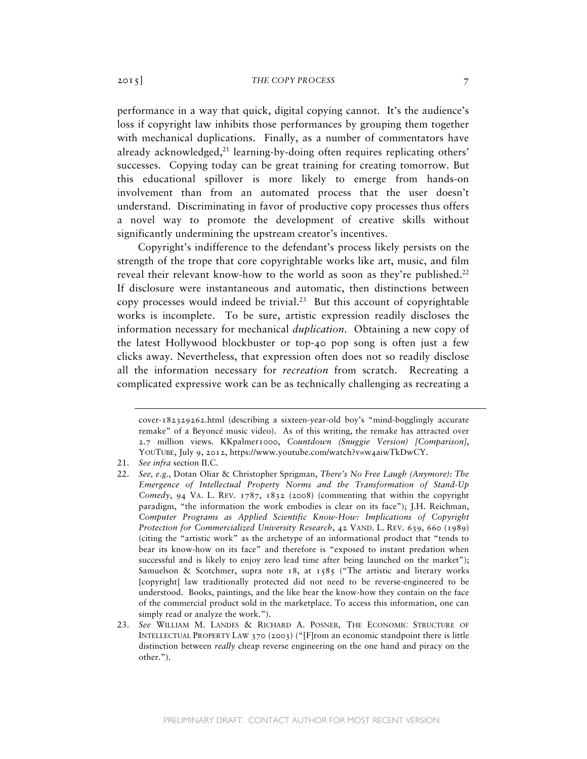performance in a way that quick, digital copying cannot. It's the audience's loss if copyright law inhibits those performances by grouping them together with mechanical duplications. Finally, as a number of commentators have already acknowledged,[21] learning-by-doing often requires replicating others' successes. Copying today can be great training for creating tomorrow. But this educational spillover is more likely to emerge from hands-on involvement than from an automated process that the user doesn't understand. Discriminating in favor of productive copy processes thus offers a novel way to promote the development of creative skills without significantly undermining the upstream creator's incentives.

Copyright's indifference to the defendant's process likely persists on the strength of the trope that core copyrightable works like art, music, and film reveal their relevant know-how to the world as soon as they're published.[22] If disclosure were instantaneous and automatic, then distinctions between copy processes would indeed be trivial.[23] But this account of copyrightable works is incomplete. To be sure, artistic expression readily discloses the information necessary for mechanical *duplication*. Obtaining a new copy of the latest Hollywood blockbuster or top-40 pop song is often just a few clicks away. Nevertheless, that expression often does not so readily disclose all the information necessary for *recreation* from scratch. Recreating a complicated expressive work can be as technically challenging as recreating a

---

cover-182329262.html (describing a sixteen-year-old boy's "mind-bogglingly accurate remake" of a Beyoncé music video). As of this writing, the remake has attracted over 2.7 million views. KKpalmer1000, *Countdown (Snuggie Version) [Comparison]*, YOUTUBE, July 9, 2012, https://www.youtube.com/watch?v=w4aiwTkDwCY.

21. *See infra* section II.C.

22. *See, e.g.*, Dotan Oliar & Christopher Sprigman, *There's No Free Laugh (Anymore): The Emergence of Intellectual Property Norms and the Transformation of Stand-Up Comedy*, 94 VA. L. REV. 1787, 1832 (2008) (commenting that within the copyright paradigm, "the information the work embodies is clear on its face"); J.H. Reichman, *Computer Programs as Applied Scientific Know-How: Implications of Copyright Protection for Commercialized University Research*, 42 VAND. L. REV. 639, 660 (1989) (citing the "artistic work" as the archetype of an informational product that "tends to bear its know-how on its face" and therefore is "exposed to instant predation when successful and is likely to enjoy zero lead time after being launched on the market"); Samuelson & Scotchmer, supra note 18, at 1585 ("The artistic and literary works [copyright] law traditionally protected did not need to be reverse-engineered to be understood. Books, paintings, and the like bear the know-how they contain on the face of the commercial product sold in the marketplace. To access this information, one can simply read or analyze the work.").

23. *See* WILLIAM M. LANDES & RICHARD A. POSNER, THE ECONOMIC STRUCTURE OF INTELLECTUAL PROPERTY LAW 370 (2003) ("[F]rom an economic standpoint there is little distinction between *really* cheap reverse engineering on the one hand and piracy on the other.").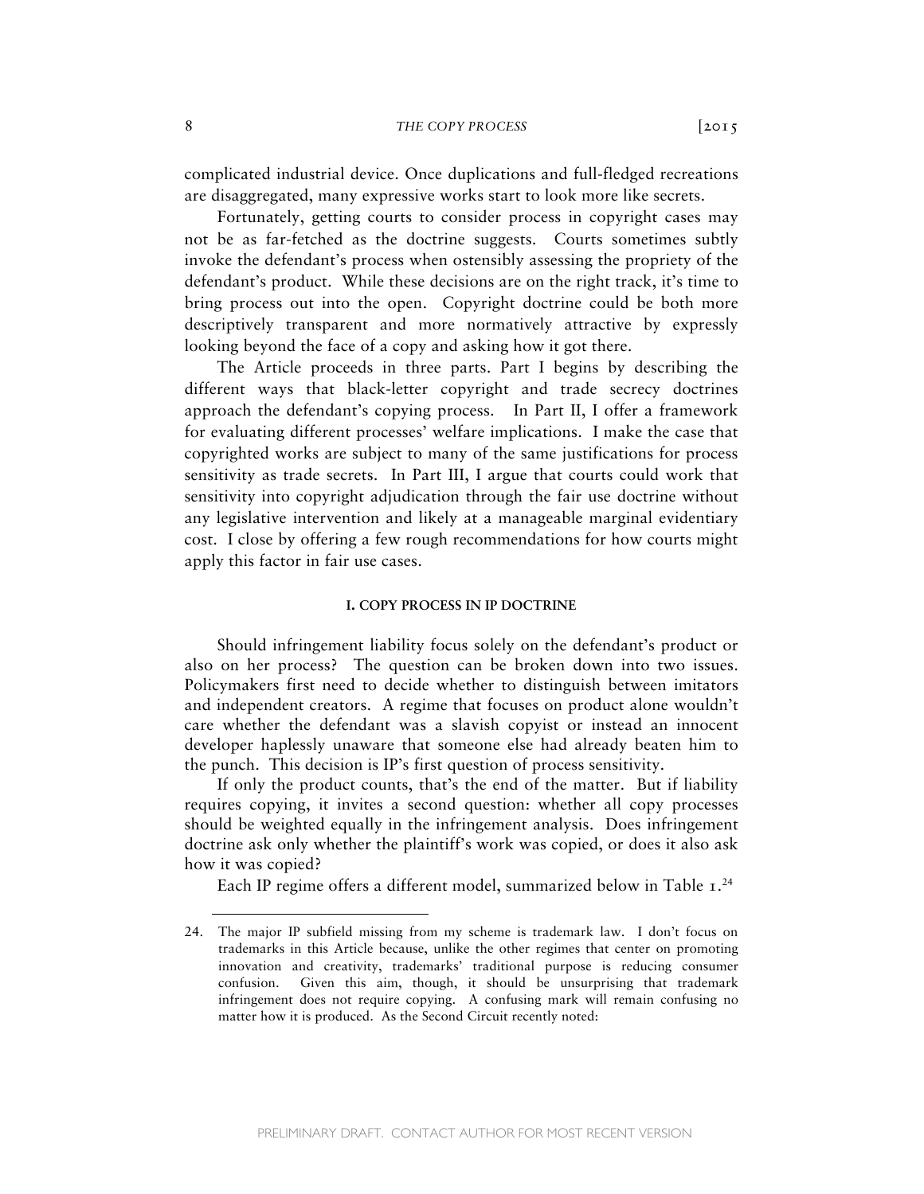complicated industrial device. Once duplications and full-fledged recreations are disaggregated, many expressive works start to look more like secrets.

Fortunately, getting courts to consider process in copyright cases may not be as far-fetched as the doctrine suggests. Courts sometimes subtly invoke the defendant's process when ostensibly assessing the propriety of the defendant's product. While these decisions are on the right track, it's time to bring process out into the open. Copyright doctrine could be both more descriptively transparent and more normatively attractive by expressly looking beyond the face of a copy and asking how it got there.

The Article proceeds in three parts. Part I begins by describing the different ways that black-letter copyright and trade secrecy doctrines approach the defendant's copying process. In Part II, I offer a framework for evaluating different processes' welfare implications. I make the case that copyrighted works are subject to many of the same justifications for process sensitivity as trade secrets. In Part III, I argue that courts could work that sensitivity into copyright adjudication through the fair use doctrine without any legislative intervention and likely at a manageable marginal evidentiary cost. I close by offering a few rough recommendations for how courts might apply this factor in fair use cases.

## I. COPY PROCESS IN IP DOCTRINE

Should infringement liability focus solely on the defendant's product or also on her process? The question can be broken down into two issues. Policymakers first need to decide whether to distinguish between imitators and independent creators. A regime that focuses on product alone wouldn't care whether the defendant was a slavish copyist or instead an innocent developer haplessly unaware that someone else had already beaten him to the punch. This decision is IP's first question of process sensitivity.

If only the product counts, that's the end of the matter. But if liability requires copying, it invites a second question: whether all copy processes should be weighted equally in the infringement analysis. Does infringement doctrine ask only whether the plaintiff's work was copied, or does it also ask how it was copied?

Each IP regime offers a different model, summarized below in Table 1.[24]

---

24. The major IP subfield missing from my scheme is trademark law. I don't focus on trademarks in this Article because, unlike the other regimes that center on promoting innovation and creativity, trademarks' traditional purpose is reducing consumer confusion. Given this aim, though, it should be unsurprising that trademark infringement does not require copying. A confusing mark will remain confusing no matter how it is produced. As the Second Circuit recently noted: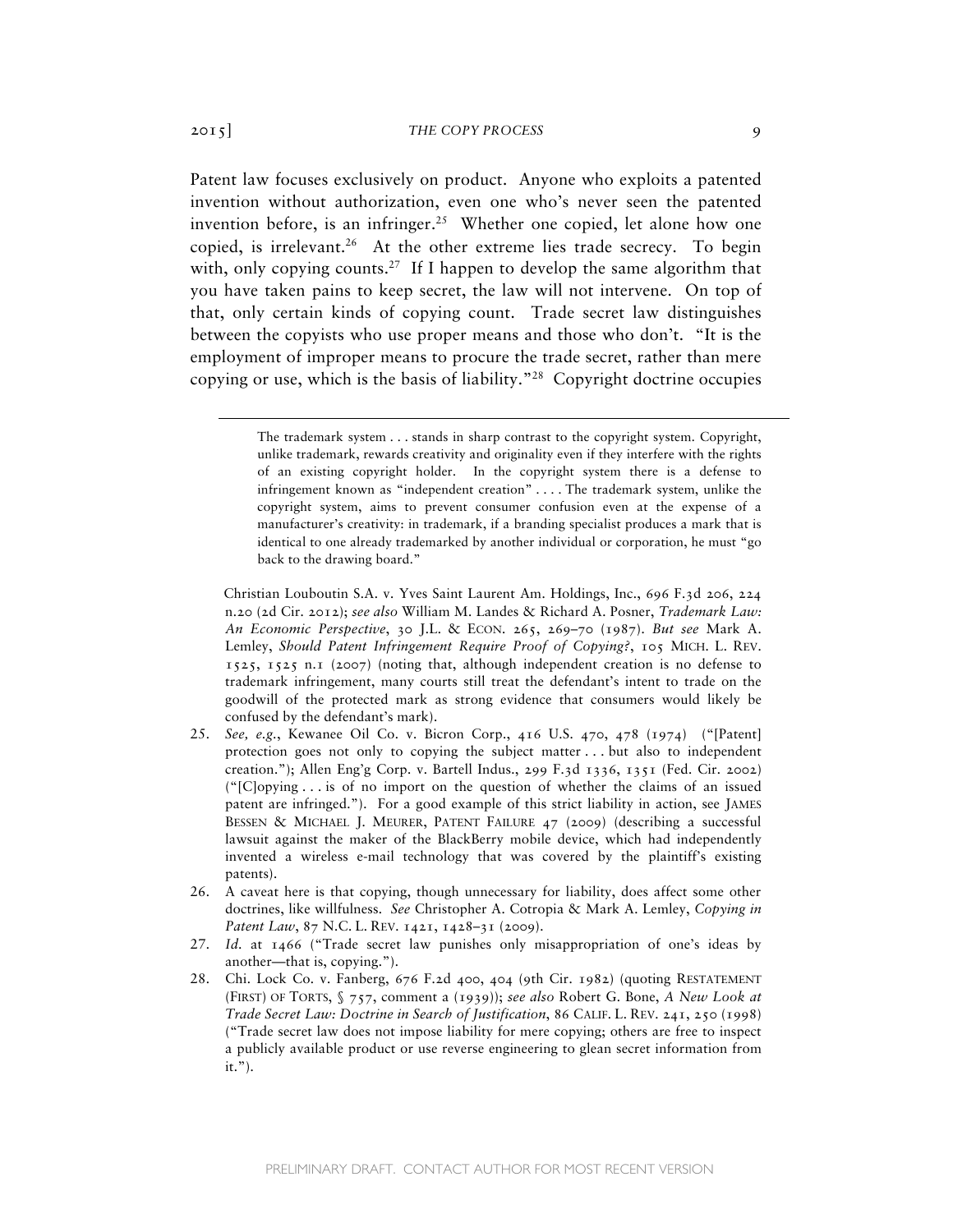Patent law focuses exclusively on product. Anyone who exploits a patented invention without authorization, even one who's never seen the patented invention before, is an infringer.[25] Whether one copied, let alone how one copied, is irrelevant.[26] At the other extreme lies trade secrecy. To begin with, only copying counts.[27] If I happen to develop the same algorithm that you have taken pains to keep secret, the law will not intervene. On top of that, only certain kinds of copying count. Trade secret law distinguishes between the copyists who use proper means and those who don't. "It is the employment of improper means to procure the trade secret, rather than mere copying or use, which is the basis of liability."[28] Copyright doctrine occupies

---

> The trademark system . . . stands in sharp contrast to the copyright system. Copyright, unlike trademark, rewards creativity and originality even if they interfere with the rights of an existing copyright holder. In the copyright system there is a defense to infringement known as "independent creation" . . . . The trademark system, unlike the copyright system, aims to prevent consumer confusion even at the expense of a manufacturer's creativity: in trademark, if a branding specialist produces a mark that is identical to one already trademarked by another individual or corporation, he must "go back to the drawing board."

Christian Louboutin S.A. v. Yves Saint Laurent Am. Holdings, Inc., 696 F.3d 206, 224 n.20 (2d Cir. 2012); *see also* William M. Landes & Richard A. Posner, *Trademark Law: An Economic Perspective*, 30 J.L. & ECON. 265, 269–70 (1987). *But see* Mark A. Lemley, *Should Patent Infringement Require Proof of Copying?*, 105 MICH. L. REV. 1525, 1525 n.1 (2007) (noting that, although independent creation is no defense to trademark infringement, many courts still treat the defendant's intent to trade on the goodwill of the protected mark as strong evidence that consumers would likely be confused by the defendant's mark).

25. *See, e.g.*, Kewanee Oil Co. v. Bicron Corp., 416 U.S. 470, 478 (1974) ("[Patent] protection goes not only to copying the subject matter . . . but also to independent creation."); Allen Eng'g Corp. v. Bartell Indus., 299 F.3d 1336, 1351 (Fed. Cir. 2002) ("[C]opying . . . is of no import on the question of whether the claims of an issued patent are infringed."). For a good example of this strict liability in action, see JAMES BESSEN & MICHAEL J. MEURER, PATENT FAILURE 47 (2009) (describing a successful lawsuit against the maker of the BlackBerry mobile device, which had independently invented a wireless e-mail technology that was covered by the plaintiff's existing patents).
26. A caveat here is that copying, though unnecessary for liability, does affect some other doctrines, like willfulness. *See* Christopher A. Cotropia & Mark A. Lemley, *Copying in Patent Law*, 87 N.C. L. REV. 1421, 1428–31 (2009).
27. *Id.* at 1466 ("Trade secret law punishes only misappropriation of one's ideas by another—that is, copying.").
28. Chi. Lock Co. v. Fanberg, 676 F.2d 400, 404 (9th Cir. 1982) (quoting RESTATEMENT (FIRST) OF TORTS, § 757, comment a (1939)); *see also* Robert G. Bone, *A New Look at Trade Secret Law: Doctrine in Search of Justification*, 86 CALIF. L. REV. 241, 250 (1998) ("Trade secret law does not impose liability for mere copying; others are free to inspect a publicly available product or use reverse engineering to glean secret information from it.").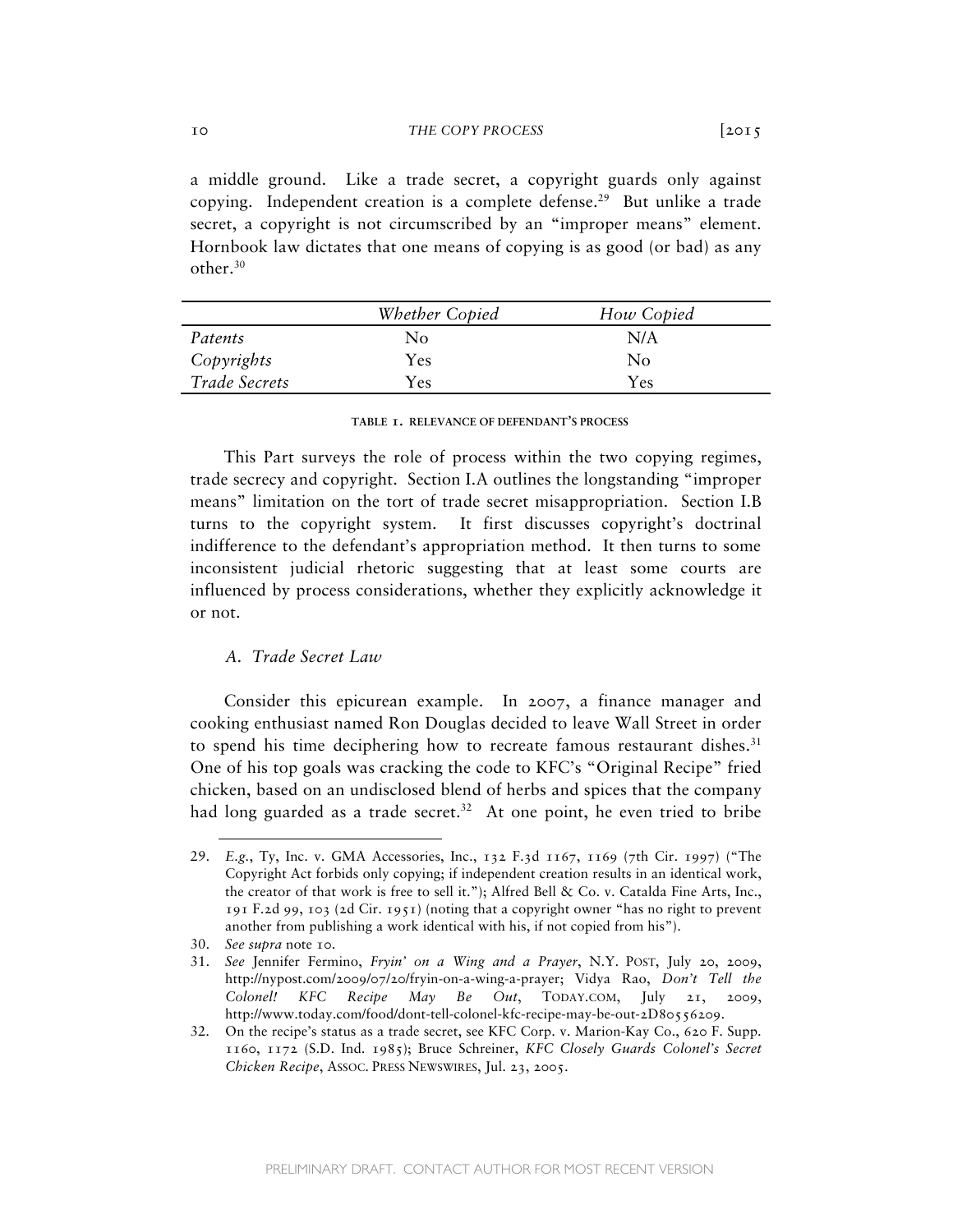a middle ground. Like a trade secret, a copyright guards only against copying. Independent creation is a complete defense.[29] But unlike a trade secret, a copyright is not circumscribed by an "improper means" element. Hornbook law dictates that one means of copying is as good (or bad) as any other.[30]

| | *Whether Copied* | *How Copied* |
|---|---|---|
| *Patents* | No | N/A |
| *Copyrights* | Yes | No |
| *Trade Secrets* | Yes | Yes |

TABLE 1. RELEVANCE OF DEFENDANT'S PROCESS

This Part surveys the role of process within the two copying regimes, trade secrecy and copyright. Section I.A outlines the longstanding "improper means" limitation on the tort of trade secret misappropriation. Section I.B turns to the copyright system. It first discusses copyright's doctrinal indifference to the defendant's appropriation method. It then turns to some inconsistent judicial rhetoric suggesting that at least some courts are influenced by process considerations, whether they explicitly acknowledge it or not.

### *A. Trade Secret Law*

Consider this epicurean example. In 2007, a finance manager and cooking enthusiast named Ron Douglas decided to leave Wall Street in order to spend his time deciphering how to recreate famous restaurant dishes.[31] One of his top goals was cracking the code to KFC's "Original Recipe" fried chicken, based on an undisclosed blend of herbs and spices that the company had long guarded as a trade secret.[32] At one point, he even tried to bribe

---

29. *E.g.*, Ty, Inc. v. GMA Accessories, Inc., 132 F.3d 1167, 1169 (7th Cir. 1997) ("The Copyright Act forbids only copying; if independent creation results in an identical work, the creator of that work is free to sell it."); Alfred Bell & Co. v. Catalda Fine Arts, Inc., 191 F.2d 99, 103 (2d Cir. 1951) (noting that a copyright owner "has no right to prevent another from publishing a work identical with his, if not copied from his").

30. *See supra* note 10.

31. *See* Jennifer Fermino, *Fryin' on a Wing and a Prayer*, N.Y. POST, July 20, 2009, http://nypost.com/2009/07/20/fryin-on-a-wing-a-prayer; Vidya Rao, *Don't Tell the Colonel! KFC Recipe May Be Out*, TODAY.COM, July 21, 2009, http://www.today.com/food/dont-tell-colonel-kfc-recipe-may-be-out-2D80556209.

32. On the recipe's status as a trade secret, see KFC Corp. v. Marion-Kay Co., 620 F. Supp. 1160, 1172 (S.D. Ind. 1985); Bruce Schreiner, *KFC Closely Guards Colonel's Secret Chicken Recipe*, ASSOC. PRESS NEWSWIRES, Jul. 23, 2005.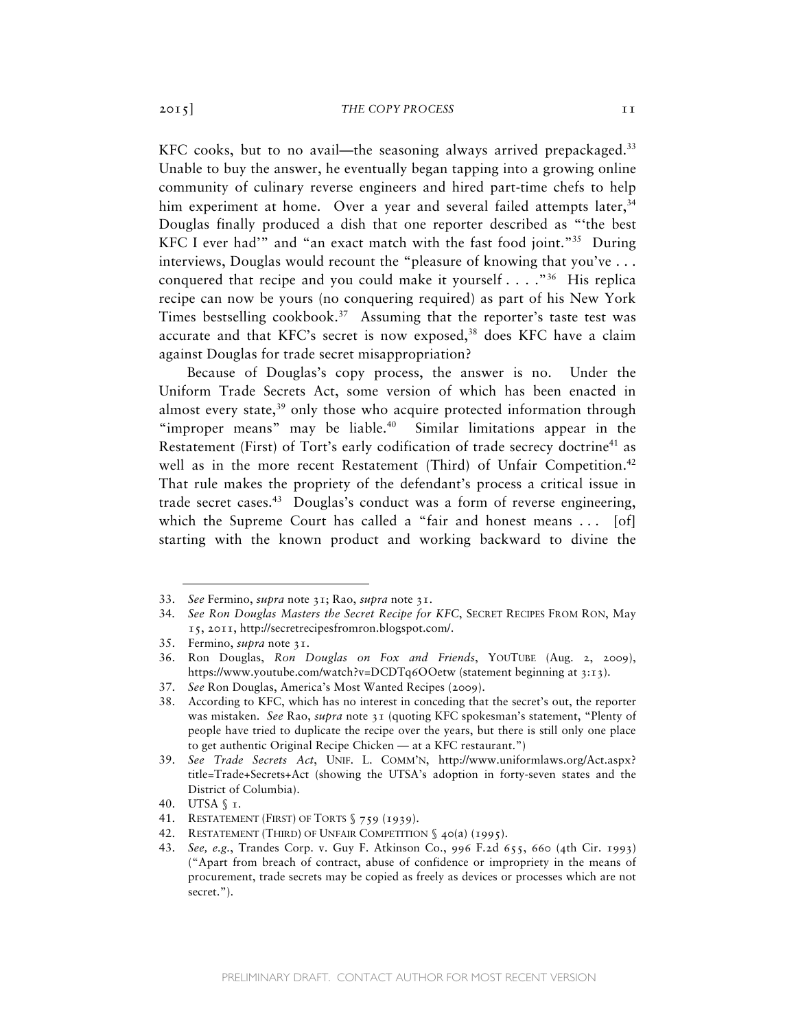KFC cooks, but to no avail—the seasoning always arrived prepackaged.[33] Unable to buy the answer, he eventually began tapping into a growing online community of culinary reverse engineers and hired part-time chefs to help him experiment at home. Over a year and several failed attempts later,[34] Douglas finally produced a dish that one reporter described as "'the best KFC I ever had'" and "an exact match with the fast food joint."[35] During interviews, Douglas would recount the "pleasure of knowing that you've . . . conquered that recipe and you could make it yourself . . . ."[36] His replica recipe can now be yours (no conquering required) as part of his New York Times bestselling cookbook.[37] Assuming that the reporter's taste test was accurate and that KFC's secret is now exposed,[38] does KFC have a claim against Douglas for trade secret misappropriation?

Because of Douglas's copy process, the answer is no. Under the Uniform Trade Secrets Act, some version of which has been enacted in almost every state,[39] only those who acquire protected information through "improper means" may be liable.[40] Similar limitations appear in the Restatement (First) of Tort's early codification of trade secrecy doctrine[41] as well as in the more recent Restatement (Third) of Unfair Competition.[42] That rule makes the propriety of the defendant's process a critical issue in trade secret cases.[43] Douglas's conduct was a form of reverse engineering, which the Supreme Court has called a "fair and honest means . . . [of] starting with the known product and working backward to divine the

---

33. *See* Fermino, *supra* note 31; Rao, *supra* note 31.
34. *See Ron Douglas Masters the Secret Recipe for KFC*, SECRET RECIPES FROM RON, May 15, 2011, http://secretrecipesfromron.blogspot.com/.
35. Fermino, *supra* note 31.
36. Ron Douglas, *Ron Douglas on Fox and Friends*, YOUTUBE (Aug. 2, 2009), https://www.youtube.com/watch?v=DCDTq6OOetw (statement beginning at 3:13).
37. *See* Ron Douglas, America's Most Wanted Recipes (2009).
38. According to KFC, which has no interest in conceding that the secret's out, the reporter was mistaken. *See* Rao, *supra* note 31 (quoting KFC spokesman's statement, "Plenty of people have tried to duplicate the recipe over the years, but there is still only one place to get authentic Original Recipe Chicken — at a KFC restaurant.")
39. *See Trade Secrets Act*, UNIF. L. COMM'N, http://www.uniformlaws.org/Act.aspx?title=Trade+Secrets+Act (showing the UTSA's adoption in forty-seven states and the District of Columbia).
40. UTSA § 1.
41. RESTATEMENT (FIRST) OF TORTS § 759 (1939).
42. RESTATEMENT (THIRD) OF UNFAIR COMPETITION § 40(a) (1995).
43. *See, e.g.*, Trandes Corp. v. Guy F. Atkinson Co., 996 F.2d 655, 660 (4th Cir. 1993) ("Apart from breach of contract, abuse of confidence or impropriety in the means of procurement, trade secrets may be copied as freely as devices or processes which are not secret.").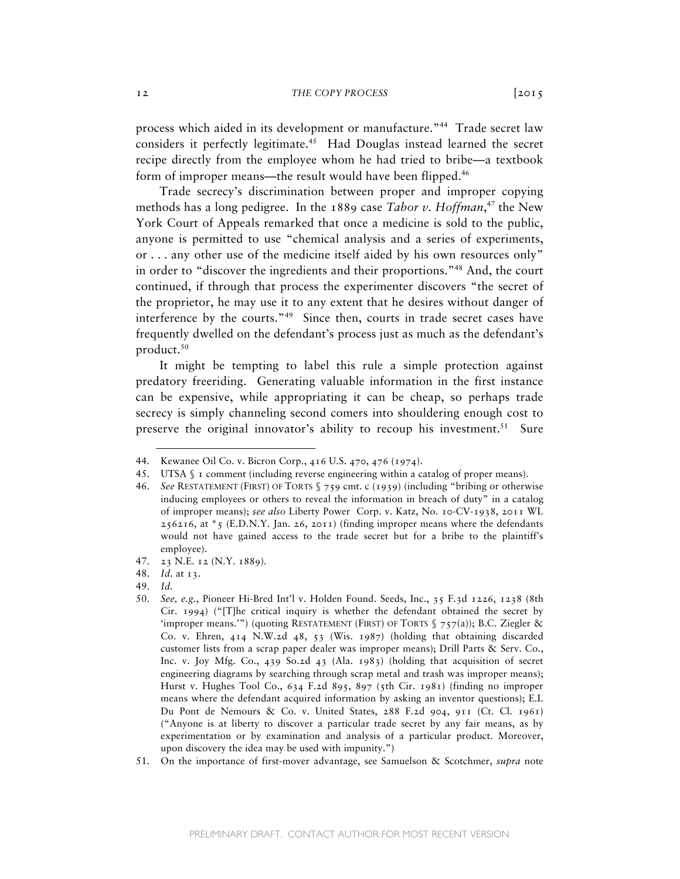process which aided in its development or manufacture."[44] Trade secret law considers it perfectly legitimate.[45] Had Douglas instead learned the secret recipe directly from the employee whom he had tried to bribe—a textbook form of improper means—the result would have been flipped.[46]

Trade secrecy's discrimination between proper and improper copying methods has a long pedigree. In the 1889 case *Tabor v. Hoffman*,[47] the New York Court of Appeals remarked that once a medicine is sold to the public, anyone is permitted to use "chemical analysis and a series of experiments, or . . . any other use of the medicine itself aided by his own resources only" in order to "discover the ingredients and their proportions."[48] And, the court continued, if through that process the experimenter discovers "the secret of the proprietor, he may use it to any extent that he desires without danger of interference by the courts."[49] Since then, courts in trade secret cases have frequently dwelled on the defendant's process just as much as the defendant's product.[50]

It might be tempting to label this rule a simple protection against predatory freeriding. Generating valuable information in the first instance can be expensive, while appropriating it can be cheap, so perhaps trade secrecy is simply channeling second comers into shouldering enough cost to preserve the original innovator's ability to recoup his investment.[51] Sure

---

44. Kewanee Oil Co. v. Bicron Corp., 416 U.S. 470, 476 (1974).
45. UTSA § 1 comment (including reverse engineering within a catalog of proper means).
46. *See* RESTATEMENT (FIRST) OF TORTS § 759 cmt. c (1939) (including "bribing or otherwise inducing employees or others to reveal the information in breach of duty" in a catalog of improper means); *see also* Liberty Power Corp. v. Katz, No. 10-CV-1938, 2011 WL 256216, at *5 (E.D.N.Y. Jan. 26, 2011) (finding improper means where the defendants would not have gained access to the trade secret but for a bribe to the plaintiff's employee).
47. 23 N.E. 12 (N.Y. 1889).
48. *Id.* at 13.
49. *Id.*
50. *See, e.g.*, Pioneer Hi-Bred Int'l v. Holden Found. Seeds, Inc., 35 F.3d 1226, 1238 (8th Cir. 1994) ("[T]he critical inquiry is whether the defendant obtained the secret by 'improper means.'") (quoting RESTATEMENT (FIRST) OF TORTS § 757(a)); B.C. Ziegler & Co. v. Ehren, 414 N.W.2d 48, 53 (Wis. 1987) (holding that obtaining discarded customer lists from a scrap paper dealer was improper means); Drill Parts & Serv. Co., Inc. v. Joy Mfg. Co., 439 So.2d 43 (Ala. 1983) (holding that acquisition of secret engineering diagrams by searching through scrap metal and trash was improper means); Hurst v. Hughes Tool Co., 634 F.2d 895, 897 (5th Cir. 1981) (finding no improper means where the defendant acquired information by asking an inventor questions); E.I. Du Pont de Nemours & Co. v. United States, 288 F.2d 904, 911 (Ct. Cl. 1961) ("Anyone is at liberty to discover a particular trade secret by any fair means, as by experimentation or by examination and analysis of a particular product. Moreover, upon discovery the idea may be used with impunity.")
51. On the importance of first-mover advantage, see Samuelson & Scotchmer, *supra* note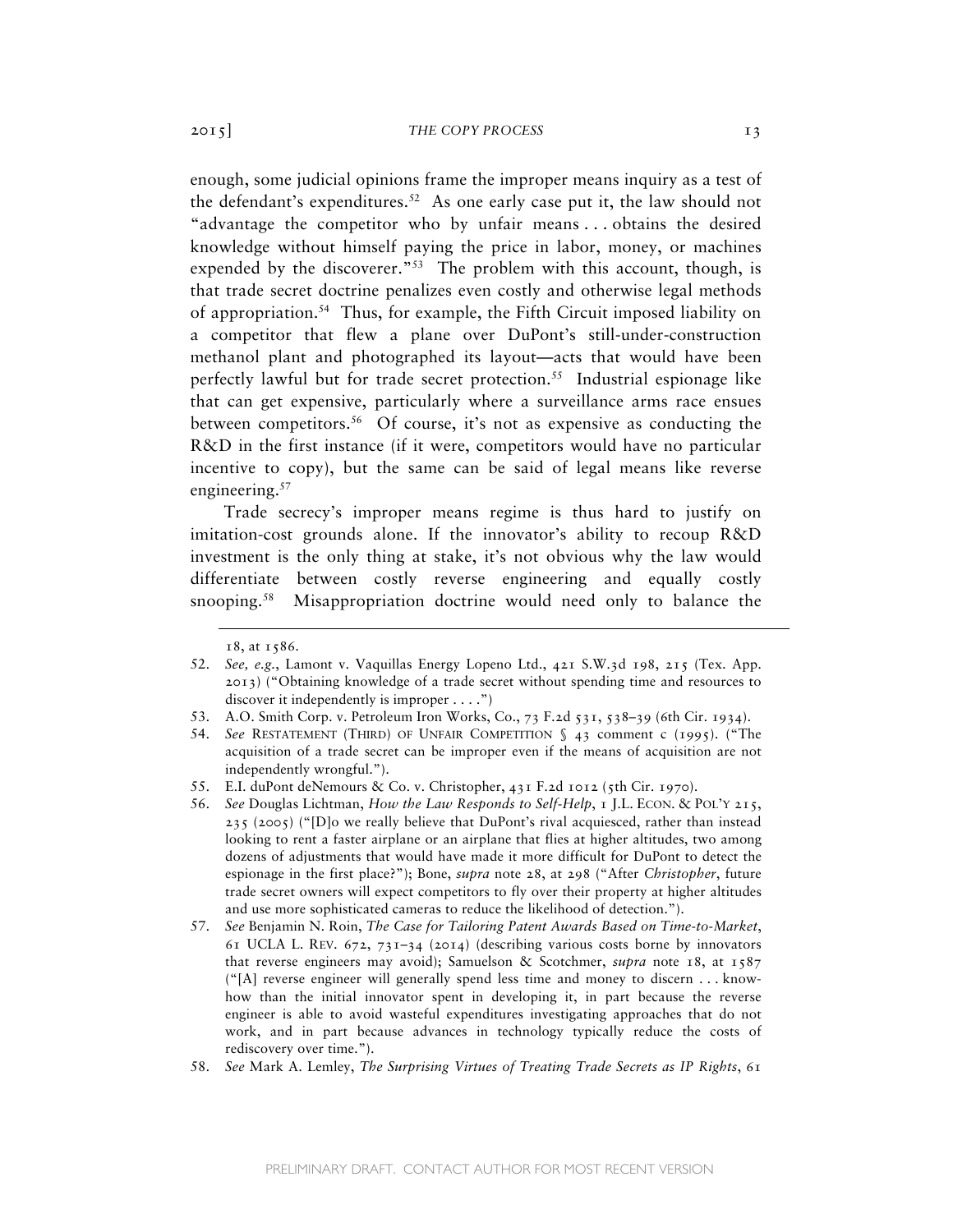enough, some judicial opinions frame the improper means inquiry as a test of the defendant's expenditures.[52] As one early case put it, the law should not "advantage the competitor who by unfair means . . . obtains the desired knowledge without himself paying the price in labor, money, or machines expended by the discoverer."[53] The problem with this account, though, is that trade secret doctrine penalizes even costly and otherwise legal methods of appropriation.[54] Thus, for example, the Fifth Circuit imposed liability on a competitor that flew a plane over DuPont's still-under-construction methanol plant and photographed its layout—acts that would have been perfectly lawful but for trade secret protection.[55] Industrial espionage like that can get expensive, particularly where a surveillance arms race ensues between competitors.[56] Of course, it's not as expensive as conducting the R&D in the first instance (if it were, competitors would have no particular incentive to copy), but the same can be said of legal means like reverse engineering.[57]

Trade secrecy's improper means regime is thus hard to justify on imitation-cost grounds alone. If the innovator's ability to recoup R&D investment is the only thing at stake, it's not obvious why the law would differentiate between costly reverse engineering and equally costly snooping.[58] Misappropriation doctrine would need only to balance the

---

18, at 1586.

52. *See, e.g.*, Lamont v. Vaquillas Energy Lopeno Ltd., 421 S.W.3d 198, 215 (Tex. App. 2013) ("Obtaining knowledge of a trade secret without spending time and resources to discover it independently is improper . . . .")

53. A.O. Smith Corp. v. Petroleum Iron Works, Co., 73 F.2d 531, 538–39 (6th Cir. 1934).

54. *See* RESTATEMENT (THIRD) OF UNFAIR COMPETITION § 43 comment c (1995). ("The acquisition of a trade secret can be improper even if the means of acquisition are not independently wrongful.").

55. E.I. duPont deNemours & Co. v. Christopher, 431 F.2d 1012 (5th Cir. 1970).

56. *See* Douglas Lichtman, *How the Law Responds to Self-Help*, 1 J.L. ECON. & POL'Y 215, 235 (2005) ("[D]o we really believe that DuPont's rival acquiesced, rather than instead looking to rent a faster airplane or an airplane that flies at higher altitudes, two among dozens of adjustments that would have made it more difficult for DuPont to detect the espionage in the first place?"); Bone, *supra* note 28, at 298 ("After *Christopher*, future trade secret owners will expect competitors to fly over their property at higher altitudes and use more sophisticated cameras to reduce the likelihood of detection.").

57. *See* Benjamin N. Roin, *The Case for Tailoring Patent Awards Based on Time-to-Market*, 61 UCLA L. REV. 672, 731–34 (2014) (describing various costs borne by innovators that reverse engineers may avoid); Samuelson & Scotchmer, *supra* note 18, at 1587 ("[A] reverse engineer will generally spend less time and money to discern . . . know-how than the initial innovator spent in developing it, in part because the reverse engineer is able to avoid wasteful expenditures investigating approaches that do not work, and in part because advances in technology typically reduce the costs of rediscovery over time.").

58. *See* Mark A. Lemley, *The Surprising Virtues of Treating Trade Secrets as IP Rights*, 61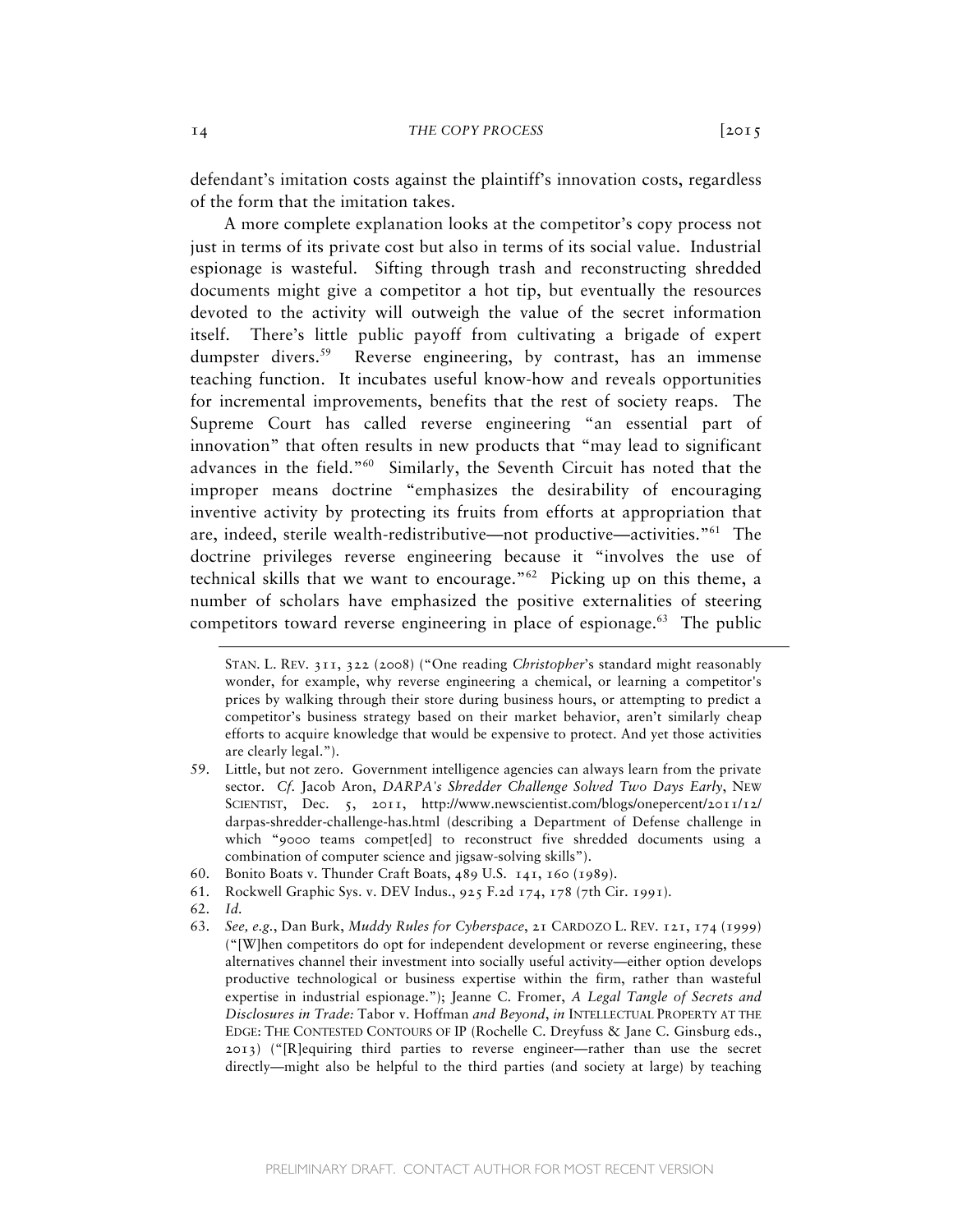defendant's imitation costs against the plaintiff's innovation costs, regardless of the form that the imitation takes.

A more complete explanation looks at the competitor's copy process not just in terms of its private cost but also in terms of its social value. Industrial espionage is wasteful. Sifting through trash and reconstructing shredded documents might give a competitor a hot tip, but eventually the resources devoted to the activity will outweigh the value of the secret information itself. There's little public payoff from cultivating a brigade of expert dumpster divers.[59] Reverse engineering, by contrast, has an immense teaching function. It incubates useful know-how and reveals opportunities for incremental improvements, benefits that the rest of society reaps. The Supreme Court has called reverse engineering "an essential part of innovation" that often results in new products that "may lead to significant advances in the field."[60] Similarly, the Seventh Circuit has noted that the improper means doctrine "emphasizes the desirability of encouraging inventive activity by protecting its fruits from efforts at appropriation that are, indeed, sterile wealth-redistributive—not productive—activities."[61] The doctrine privileges reverse engineering because it "involves the use of technical skills that we want to encourage."[62] Picking up on this theme, a number of scholars have emphasized the positive externalities of steering competitors toward reverse engineering in place of espionage.[63] The public

---

STAN. L. REV. 311, 322 (2008) ("One reading *Christopher*'s standard might reasonably wonder, for example, why reverse engineering a chemical, or learning a competitor's prices by walking through their store during business hours, or attempting to predict a competitor's business strategy based on their market behavior, aren't similarly cheap efforts to acquire knowledge that would be expensive to protect. And yet those activities are clearly legal.").

59. Little, but not zero. Government intelligence agencies can always learn from the private sector. *Cf.* Jacob Aron, *DARPA's Shredder Challenge Solved Two Days Early*, NEW SCIENTIST, Dec. 5, 2011, http://www.newscientist.com/blogs/onepercent/2011/12/darpas-shredder-challenge-has.html (describing a Department of Defense challenge in which "9000 teams compet[ed] to reconstruct five shredded documents using a combination of computer science and jigsaw-solving skills").

60. Bonito Boats v. Thunder Craft Boats, 489 U.S. 141, 160 (1989).

61. Rockwell Graphic Sys. v. DEV Indus., 925 F.2d 174, 178 (7th Cir. 1991).

62. *Id.*

63. *See, e.g.*, Dan Burk, *Muddy Rules for Cyberspace*, 21 CARDOZO L. REV. 121, 174 (1999) ("[W]hen competitors do opt for independent development or reverse engineering, these alternatives channel their investment into socially useful activity—either option develops productive technological or business expertise within the firm, rather than wasteful expertise in industrial espionage."); Jeanne C. Fromer, *A Legal Tangle of Secrets and Disclosures in Trade:* Tabor v. Hoffman *and Beyond*, *in* INTELLECTUAL PROPERTY AT THE EDGE: THE CONTESTED CONTOURS OF IP (Rochelle C. Dreyfuss & Jane C. Ginsburg eds., 2013) ("[R]equiring third parties to reverse engineer—rather than use the secret directly—might also be helpful to the third parties (and society at large) by teaching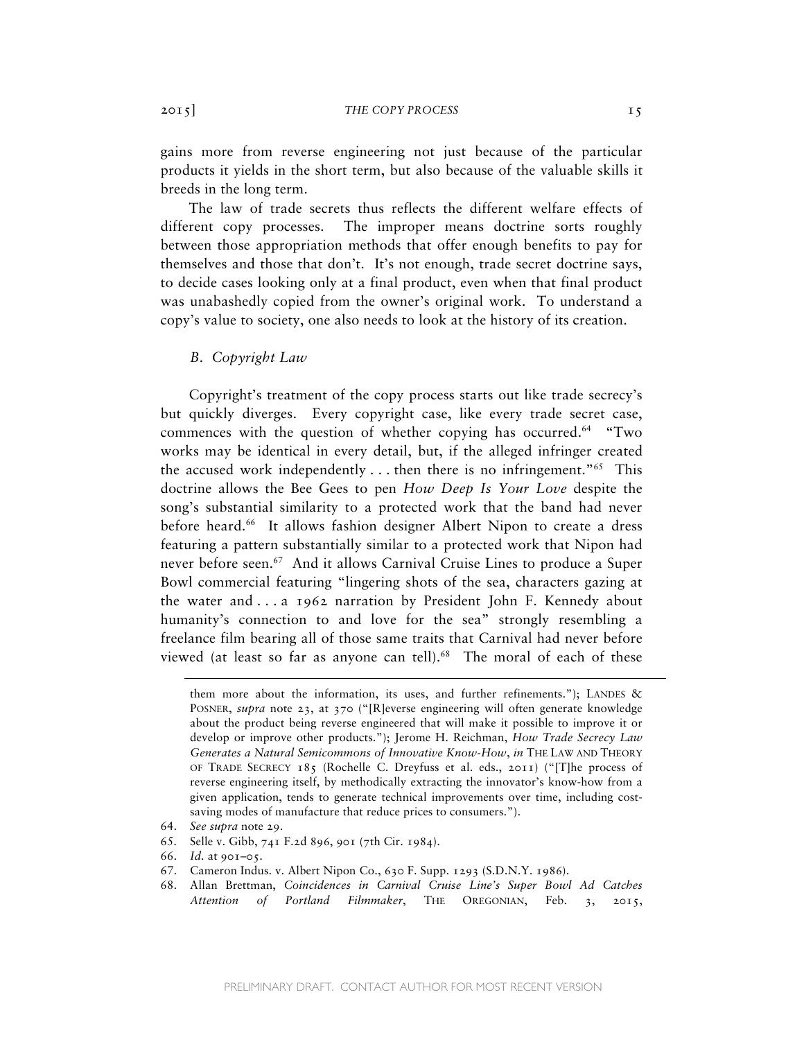gains more from reverse engineering not just because of the particular products it yields in the short term, but also because of the valuable skills it breeds in the long term.

The law of trade secrets thus reflects the different welfare effects of different copy processes. The improper means doctrine sorts roughly between those appropriation methods that offer enough benefits to pay for themselves and those that don't. It's not enough, trade secret doctrine says, to decide cases looking only at a final product, even when that final product was unabashedly copied from the owner's original work. To understand a copy's value to society, one also needs to look at the history of its creation.

### *B. Copyright Law*

Copyright's treatment of the copy process starts out like trade secrecy's but quickly diverges. Every copyright case, like every trade secret case, commences with the question of whether copying has occurred.[64] "Two works may be identical in every detail, but, if the alleged infringer created the accused work independently . . . then there is no infringement."[65] This doctrine allows the Bee Gees to pen *How Deep Is Your Love* despite the song's substantial similarity to a protected work that the band had never before heard.[66] It allows fashion designer Albert Nipon to create a dress featuring a pattern substantially similar to a protected work that Nipon had never before seen.[67] And it allows Carnival Cruise Lines to produce a Super Bowl commercial featuring "lingering shots of the sea, characters gazing at the water and . . . a 1962 narration by President John F. Kennedy about humanity's connection to and love for the sea" strongly resembling a freelance film bearing all of those same traits that Carnival had never before viewed (at least so far as anyone can tell).[68] The moral of each of these

---

them more about the information, its uses, and further refinements."); LANDES & POSNER, *supra* note 23, at 370 ("[R]everse engineering will often generate knowledge about the product being reverse engineered that will make it possible to improve it or develop or improve other products."); Jerome H. Reichman, *How Trade Secrecy Law Generates a Natural Semicommons of Innovative Know-How*, *in* THE LAW AND THEORY OF TRADE SECRECY 185 (Rochelle C. Dreyfuss et al. eds., 2011) ("[T]he process of reverse engineering itself, by methodically extracting the innovator's know-how from a given application, tends to generate technical improvements over time, including cost-saving modes of manufacture that reduce prices to consumers.").

64. *See supra* note 29.

65. Selle v. Gibb, 741 F.2d 896, 901 (7th Cir. 1984).

66. *Id.* at 901–05.

67. Cameron Indus. v. Albert Nipon Co., 630 F. Supp. 1293 (S.D.N.Y. 1986).

68. Allan Brettman, *Coincidences in Carnival Cruise Line's Super Bowl Ad Catches Attention of Portland Filmmaker*, THE OREGONIAN, Feb. 3, 2015,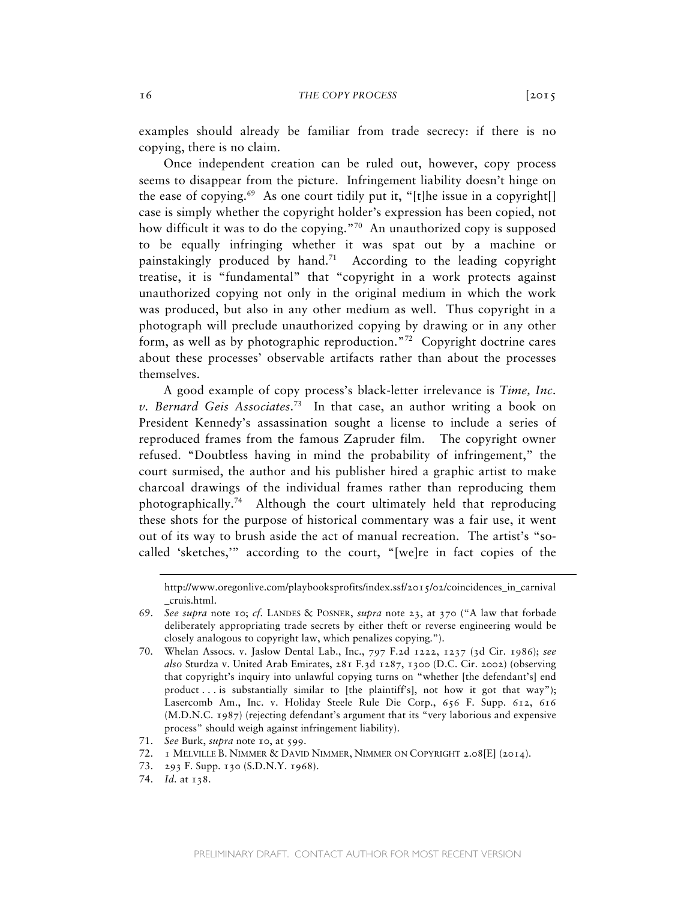examples should already be familiar from trade secrecy: if there is no copying, there is no claim.

Once independent creation can be ruled out, however, copy process seems to disappear from the picture. Infringement liability doesn't hinge on the ease of copying.[69] As one court tidily put it, "[t]he issue in a copyright[] case is simply whether the copyright holder's expression has been copied, not how difficult it was to do the copying."[70] An unauthorized copy is supposed to be equally infringing whether it was spat out by a machine or painstakingly produced by hand.[71] According to the leading copyright treatise, it is "fundamental" that "copyright in a work protects against unauthorized copying not only in the original medium in which the work was produced, but also in any other medium as well. Thus copyright in a photograph will preclude unauthorized copying by drawing or in any other form, as well as by photographic reproduction."[72] Copyright doctrine cares about these processes' observable artifacts rather than about the processes themselves.

A good example of copy process's black-letter irrelevance is *Time, Inc. v. Bernard Geis Associates*.[73] In that case, an author writing a book on President Kennedy's assassination sought a license to include a series of reproduced frames from the famous Zapruder film. The copyright owner refused. "Doubtless having in mind the probability of infringement," the court surmised, the author and his publisher hired a graphic artist to make charcoal drawings of the individual frames rather than reproducing them photographically.[74] Although the court ultimately held that reproducing these shots for the purpose of historical commentary was a fair use, it went out of its way to brush aside the act of manual recreation. The artist's "so-called 'sketches,'" according to the court, "[we]re in fact copies of the

---

http://www.oregonlive.com/playbooksprofits/index.ssf/2015/02/coincidences_in_carnival_cruis.html.

69. *See supra* note 10; *cf.* LANDES & POSNER, *supra* note 23, at 370 ("A law that forbade deliberately appropriating trade secrets by either theft or reverse engineering would be closely analogous to copyright law, which penalizes copying.").

70. Whelan Assocs. v. Jaslow Dental Lab., Inc., 797 F.2d 1222, 1237 (3d Cir. 1986); *see also* Sturdza v. United Arab Emirates, 281 F.3d 1287, 1300 (D.C. Cir. 2002) (observing that copyright's inquiry into unlawful copying turns on "whether [the defendant's] end product . . . is substantially similar to [the plaintiff's], not how it got that way"); Lasercomb Am., Inc. v. Holiday Steele Rule Die Corp., 656 F. Supp. 612, 616 (M.D.N.C. 1987) (rejecting defendant's argument that its "very laborious and expensive process" should weigh against infringement liability).

71. *See* Burk, *supra* note 10, at 599.

72. 1 MELVILLE B. NIMMER & DAVID NIMMER, NIMMER ON COPYRIGHT 2.08[E] (2014).

73. 293 F. Supp. 130 (S.D.N.Y. 1968).

74. *Id.* at 138.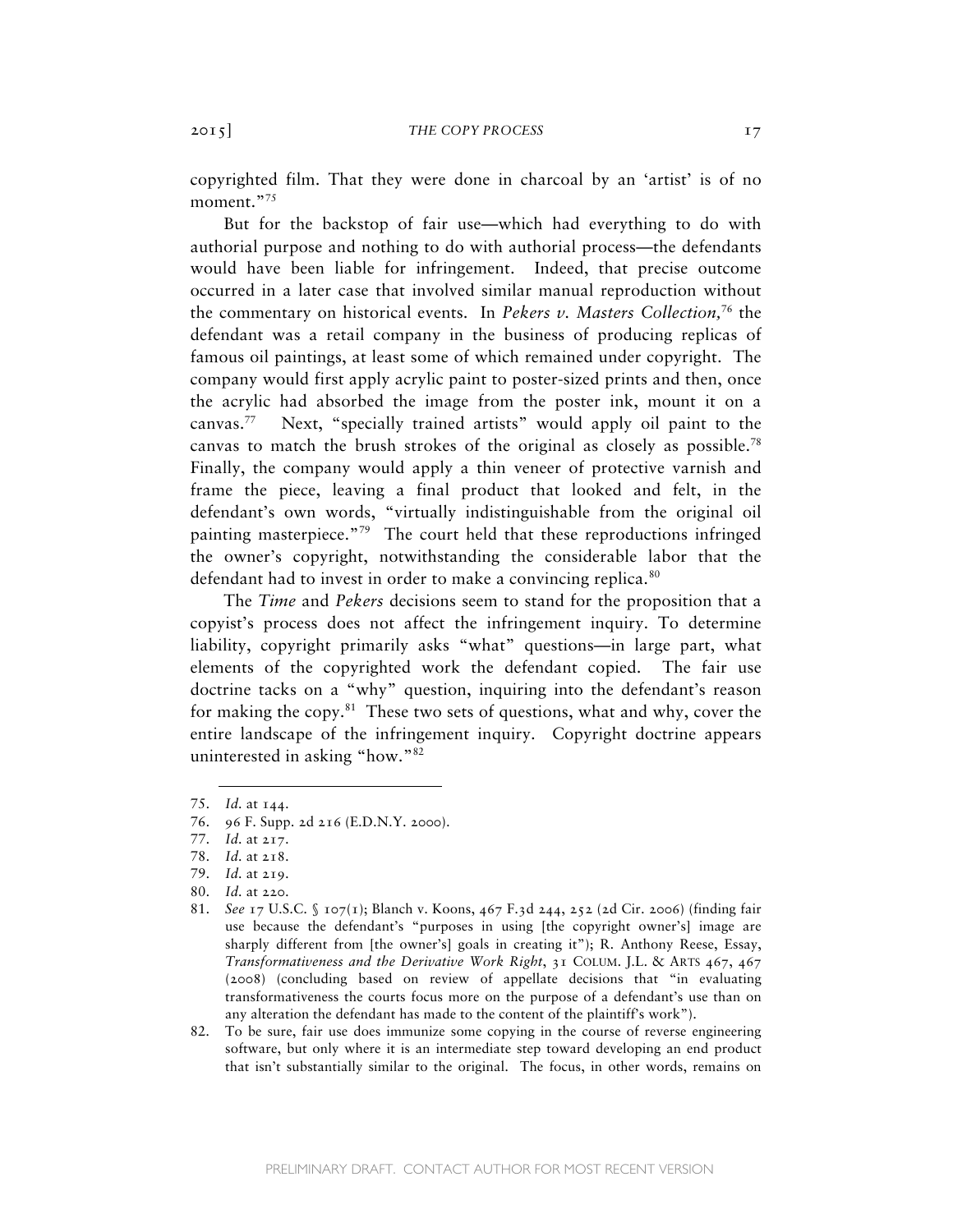copyrighted film. That they were done in charcoal by an 'artist' is of no moment."[75]

But for the backstop of fair use—which had everything to do with authorial purpose and nothing to do with authorial process—the defendants would have been liable for infringement. Indeed, that precise outcome occurred in a later case that involved similar manual reproduction without the commentary on historical events. In *Pekers v. Masters Collection*,[76] the defendant was a retail company in the business of producing replicas of famous oil paintings, at least some of which remained under copyright. The company would first apply acrylic paint to poster-sized prints and then, once the acrylic had absorbed the image from the poster ink, mount it on a canvas.[77] Next, "specially trained artists" would apply oil paint to the canvas to match the brush strokes of the original as closely as possible.[78] Finally, the company would apply a thin veneer of protective varnish and frame the piece, leaving a final product that looked and felt, in the defendant's own words, "virtually indistinguishable from the original oil painting masterpiece."[79] The court held that these reproductions infringed the owner's copyright, notwithstanding the considerable labor that the defendant had to invest in order to make a convincing replica.[80]

The *Time* and *Pekers* decisions seem to stand for the proposition that a copyist's process does not affect the infringement inquiry. To determine liability, copyright primarily asks "what" questions—in large part, what elements of the copyrighted work the defendant copied. The fair use doctrine tacks on a "why" question, inquiring into the defendant's reason for making the copy.[81] These two sets of questions, what and why, cover the entire landscape of the infringement inquiry. Copyright doctrine appears uninterested in asking "how."[82]

---

75. *Id.* at 144.
76. 96 F. Supp. 2d 216 (E.D.N.Y. 2000).
77. *Id.* at 217.
78. *Id.* at 218.
79. *Id.* at 219.
80. *Id.* at 220.
81. *See* 17 U.S.C. § 107(1); Blanch v. Koons, 467 F.3d 244, 252 (2d Cir. 2006) (finding fair use because the defendant's "purposes in using [the copyright owner's] image are sharply different from [the owner's] goals in creating it"); R. Anthony Reese, Essay, *Transformativeness and the Derivative Work Right*, 31 COLUM. J.L. & ARTS 467, 467 (2008) (concluding based on review of appellate decisions that "in evaluating transformativeness the courts focus more on the purpose of a defendant's use than on any alteration the defendant has made to the content of the plaintiff's work").
82. To be sure, fair use does immunize some copying in the course of reverse engineering software, but only where it is an intermediate step toward developing an end product that isn't substantially similar to the original. The focus, in other words, remains on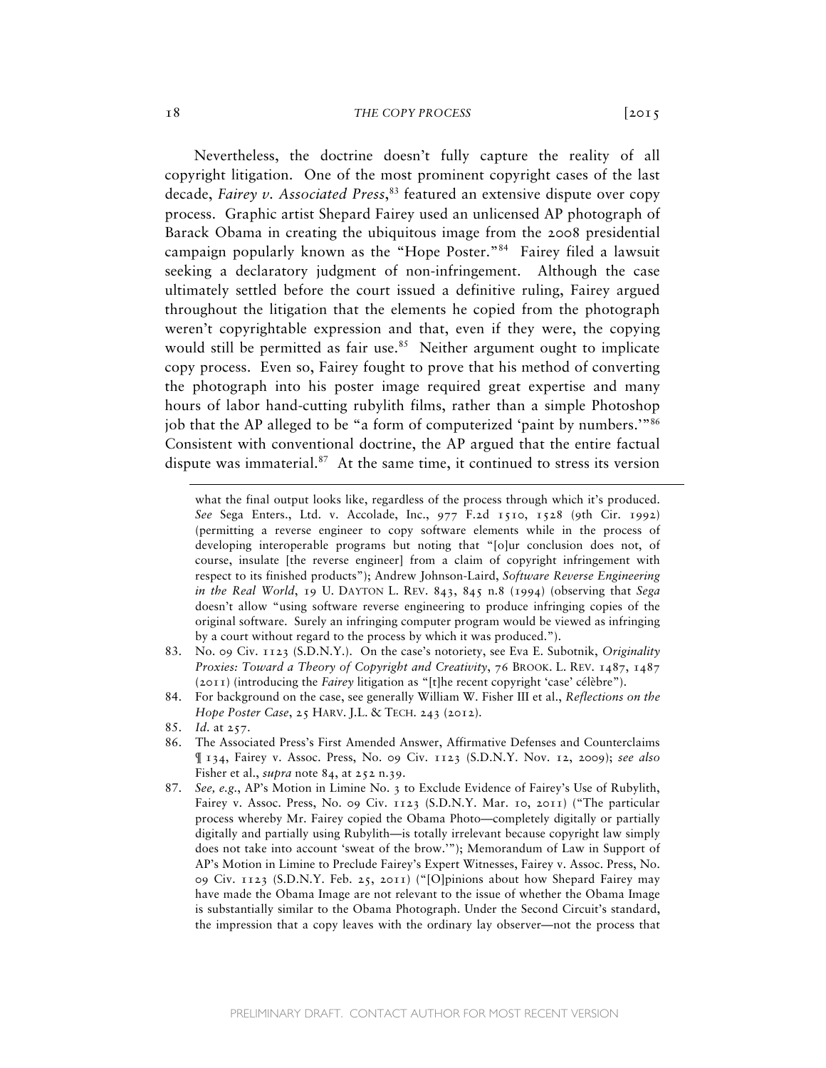Nevertheless, the doctrine doesn't fully capture the reality of all copyright litigation. One of the most prominent copyright cases of the last decade, *Fairey v. Associated Press*,[83] featured an extensive dispute over copy process. Graphic artist Shepard Fairey used an unlicensed AP photograph of Barack Obama in creating the ubiquitous image from the 2008 presidential campaign popularly known as the "Hope Poster."[84] Fairey filed a lawsuit seeking a declaratory judgment of non-infringement. Although the case ultimately settled before the court issued a definitive ruling, Fairey argued throughout the litigation that the elements he copied from the photograph weren't copyrightable expression and that, even if they were, the copying would still be permitted as fair use.[85] Neither argument ought to implicate copy process. Even so, Fairey fought to prove that his method of converting the photograph into his poster image required great expertise and many hours of labor hand-cutting rubylith films, rather than a simple Photoshop job that the AP alleged to be "a form of computerized 'paint by numbers.'"[86] Consistent with conventional doctrine, the AP argued that the entire factual dispute was immaterial.[87] At the same time, it continued to stress its version

---

what the final output looks like, regardless of the process through which it's produced. *See* Sega Enters., Ltd. v. Accolade, Inc., 977 F.2d 1510, 1528 (9th Cir. 1992) (permitting a reverse engineer to copy software elements while in the process of developing interoperable programs but noting that "[o]ur conclusion does not, of course, insulate [the reverse engineer] from a claim of copyright infringement with respect to its finished products"); Andrew Johnson-Laird, *Software Reverse Engineering in the Real World*, 19 U. DAYTON L. REV. 843, 845 n.8 (1994) (observing that *Sega* doesn't allow "using software reverse engineering to produce infringing copies of the original software. Surely an infringing computer program would be viewed as infringing by a court without regard to the process by which it was produced.").

83. No. 09 Civ. 1123 (S.D.N.Y.). On the case's notoriety, see Eva E. Subotnik, *Originality Proxies: Toward a Theory of Copyright and Creativity*, 76 BROOK. L. REV. 1487, 1487 (2011) (introducing the *Fairey* litigation as "[t]he recent copyright 'case' célèbre").

84. For background on the case, see generally William W. Fisher III et al., *Reflections on the Hope Poster Case*, 25 HARV. J.L. & TECH. 243 (2012).

85. *Id.* at 257.

86. The Associated Press's First Amended Answer, Affirmative Defenses and Counterclaims ¶ 134, Fairey v. Assoc. Press, No. 09 Civ. 1123 (S.D.N.Y. Nov. 12, 2009); *see also* Fisher et al., *supra* note 84, at 252 n.39.

87. *See, e.g.*, AP's Motion in Limine No. 3 to Exclude Evidence of Fairey's Use of Rubylith, Fairey v. Assoc. Press, No. 09 Civ. 1123 (S.D.N.Y. Mar. 10, 2011) ("The particular process whereby Mr. Fairey copied the Obama Photo—completely digitally or partially digitally and partially using Rubylith—is totally irrelevant because copyright law simply does not take into account 'sweat of the brow.'"); Memorandum of Law in Support of AP's Motion in Limine to Preclude Fairey's Expert Witnesses, Fairey v. Assoc. Press, No. 09 Civ. 1123 (S.D.N.Y. Feb. 25, 2011) ("[O]pinions about how Shepard Fairey may have made the Obama Image are not relevant to the issue of whether the Obama Image is substantially similar to the Obama Photograph. Under the Second Circuit's standard, the impression that a copy leaves with the ordinary lay observer—not the process that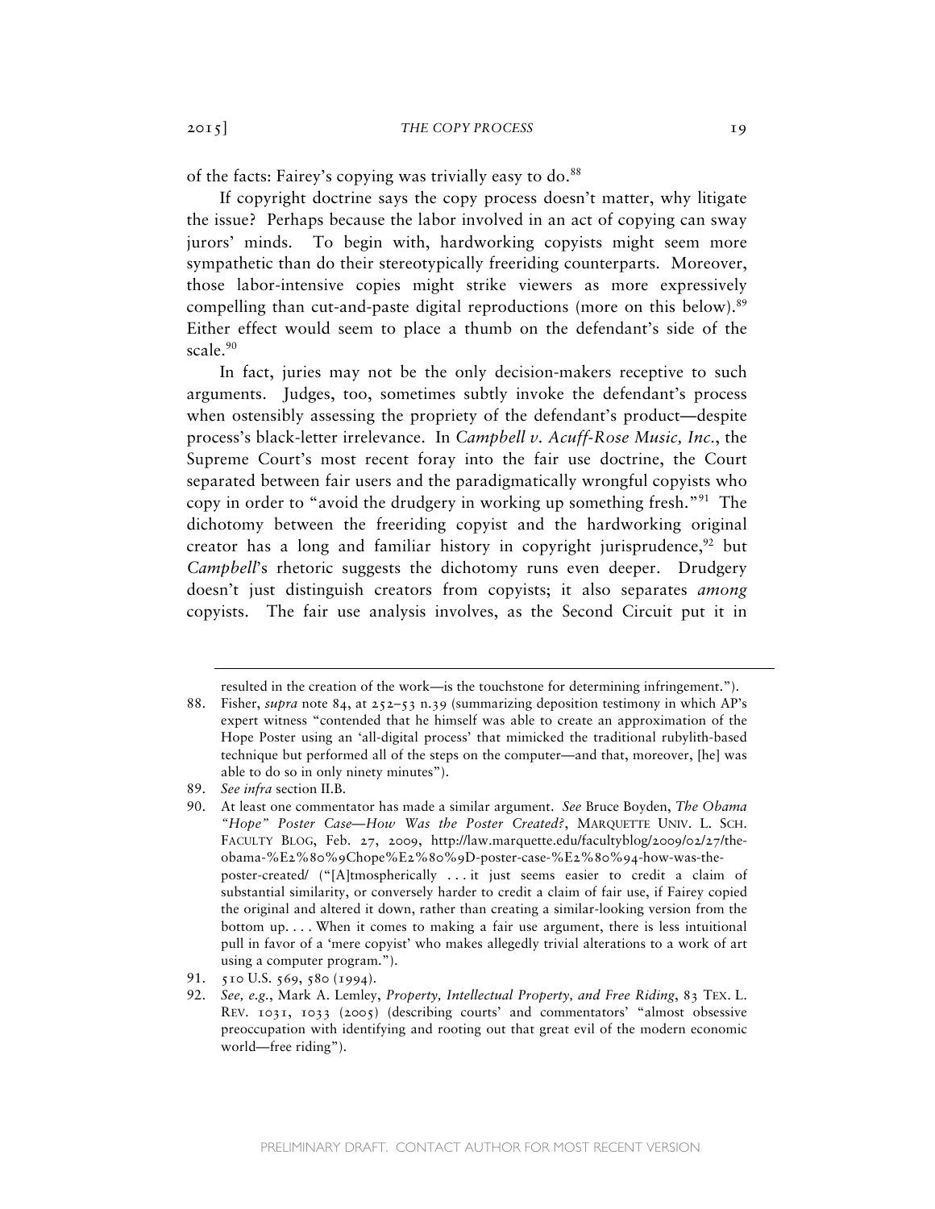of the facts: Fairey's copying was trivially easy to do.[88]

If copyright doctrine says the copy process doesn't matter, why litigate the issue? Perhaps because the labor involved in an act of copying can sway jurors' minds. To begin with, hardworking copyists might seem more sympathetic than do their stereotypically freeriding counterparts. Moreover, those labor-intensive copies might strike viewers as more expressively compelling than cut-and-paste digital reproductions (more on this below).[89] Either effect would seem to place a thumb on the defendant's side of the scale.[90]

In fact, juries may not be the only decision-makers receptive to such arguments. Judges, too, sometimes subtly invoke the defendant's process when ostensibly assessing the propriety of the defendant's product—despite process's black-letter irrelevance. In *Campbell v. Acuff-Rose Music, Inc.*, the Supreme Court's most recent foray into the fair use doctrine, the Court separated between fair users and the paradigmatically wrongful copyists who copy in order to "avoid the drudgery in working up something fresh."[91] The dichotomy between the freeriding copyist and the hardworking original creator has a long and familiar history in copyright jurisprudence,[92] but *Campbell*'s rhetoric suggests the dichotomy runs even deeper. Drudgery doesn't just distinguish creators from copyists; it also separates *among* copyists. The fair use analysis involves, as the Second Circuit put it in

---

resulted in the creation of the work—is the touchstone for determining infringement.").

88. Fisher, *supra* note 84, at 252–53 n.39 (summarizing deposition testimony in which AP's expert witness "contended that he himself was able to create an approximation of the Hope Poster using an 'all-digital process' that mimicked the traditional rubylith-based technique but performed all of the steps on the computer—and that, moreover, [he] was able to do so in only ninety minutes").

89. *See infra* section II.B.

90. At least one commentator has made a similar argument. *See* Bruce Boyden, *The Obama "Hope" Poster Case—How Was the Poster Created?*, MARQUETTE UNIV. L. SCH. FACULTY BLOG, Feb. 27, 2009, http://law.marquette.edu/facultyblog/2009/02/27/the-obama-%E2%80%9Chope%E2%80%9D-poster-case-%E2%80%94-how-was-the-poster-created/ ("[A]tmospherically . . . it just seems easier to credit a claim of substantial similarity, or conversely harder to credit a claim of fair use, if Fairey copied the original and altered it down, rather than creating a similar-looking version from the bottom up. . . . When it comes to making a fair use argument, there is less intuitional pull in favor of a 'mere copyist' who makes allegedly trivial alterations to a work of art using a computer program.").

91. 510 U.S. 569, 580 (1994).

92. *See, e.g.*, Mark A. Lemley, *Property, Intellectual Property, and Free Riding*, 83 TEX. L. REV. 1031, 1033 (2005) (describing courts' and commentators' "almost obsessive preoccupation with identifying and rooting out that great evil of the modern economic world—free riding").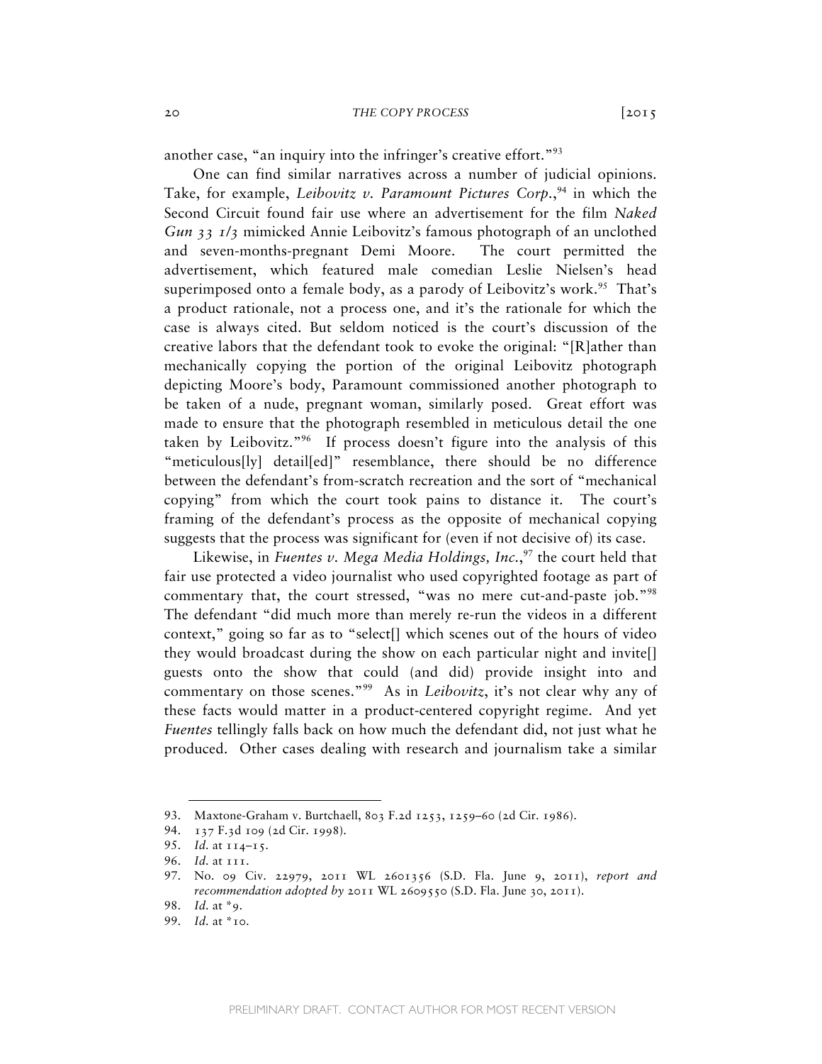another case, "an inquiry into the infringer's creative effort."[93]

One can find similar narratives across a number of judicial opinions. Take, for example, *Leibovitz v. Paramount Pictures Corp.*,[94] in which the Second Circuit found fair use where an advertisement for the film *Naked Gun 33 1/3* mimicked Annie Leibovitz's famous photograph of an unclothed and seven-months-pregnant Demi Moore. The court permitted the advertisement, which featured male comedian Leslie Nielsen's head superimposed onto a female body, as a parody of Leibovitz's work.[95] That's a product rationale, not a process one, and it's the rationale for which the case is always cited. But seldom noticed is the court's discussion of the creative labors that the defendant took to evoke the original: "[R]ather than mechanically copying the portion of the original Leibovitz photograph depicting Moore's body, Paramount commissioned another photograph to be taken of a nude, pregnant woman, similarly posed. Great effort was made to ensure that the photograph resembled in meticulous detail the one taken by Leibovitz."[96] If process doesn't figure into the analysis of this "meticulous[ly] detail[ed]" resemblance, there should be no difference between the defendant's from-scratch recreation and the sort of "mechanical copying" from which the court took pains to distance it. The court's framing of the defendant's process as the opposite of mechanical copying suggests that the process was significant for (even if not decisive of) its case.

Likewise, in *Fuentes v. Mega Media Holdings, Inc.*,[97] the court held that fair use protected a video journalist who used copyrighted footage as part of commentary that, the court stressed, "was no mere cut-and-paste job."[98] The defendant "did much more than merely re-run the videos in a different context," going so far as to "select[] which scenes out of the hours of video they would broadcast during the show on each particular night and invite[] guests onto the show that could (and did) provide insight into and commentary on those scenes."[99] As in *Leibovitz*, it's not clear why any of these facts would matter in a product-centered copyright regime. And yet *Fuentes* tellingly falls back on how much the defendant did, not just what he produced. Other cases dealing with research and journalism take a similar

---

93. Maxtone-Graham v. Burtchaell, 803 F.2d 1253, 1259–60 (2d Cir. 1986).

94. 137 F.3d 109 (2d Cir. 1998).

95. *Id.* at 114–15.

96. *Id.* at 111.

97. No. 09 Civ. 22979, 2011 WL 2601356 (S.D. Fla. June 9, 2011), *report and recommendation adopted by* 2011 WL 2609550 (S.D. Fla. June 30, 2011).

98. *Id.* at *9.

99. *Id.* at *10.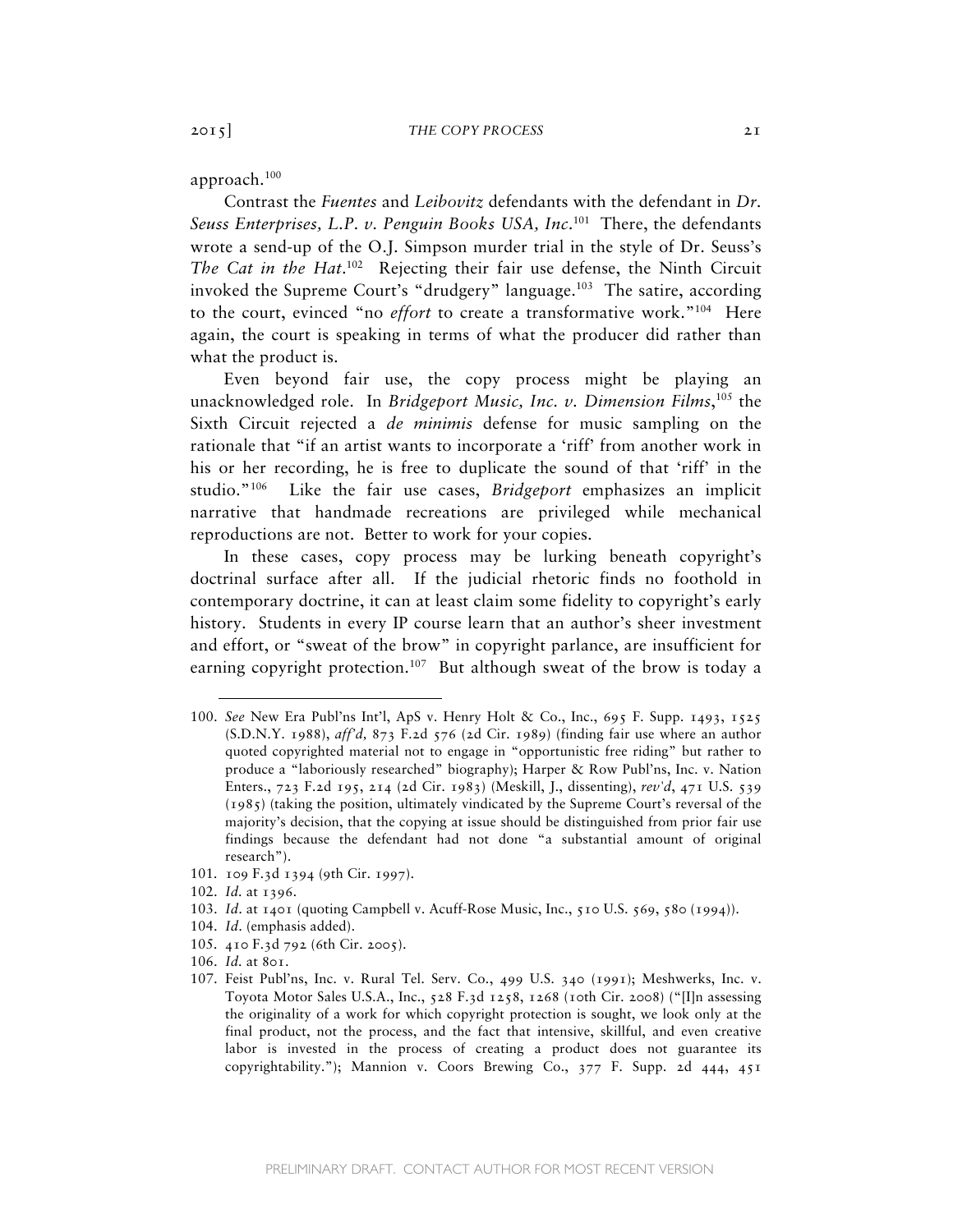approach.[100]

Contrast the *Fuentes* and *Leibovitz* defendants with the defendant in *Dr. Seuss Enterprises, L.P. v. Penguin Books USA, Inc.*[101] There, the defendants wrote a send-up of the O.J. Simpson murder trial in the style of Dr. Seuss's *The Cat in the Hat*.[102] Rejecting their fair use defense, the Ninth Circuit invoked the Supreme Court's "drudgery" language.[103] The satire, according to the court, evinced "no *effort* to create a transformative work."[104] Here again, the court is speaking in terms of what the producer did rather than what the product is.

Even beyond fair use, the copy process might be playing an unacknowledged role. In *Bridgeport Music, Inc. v. Dimension Films*,[105] the Sixth Circuit rejected a *de minimis* defense for music sampling on the rationale that "if an artist wants to incorporate a 'riff' from another work in his or her recording, he is free to duplicate the sound of that 'riff' in the studio."[106] Like the fair use cases, *Bridgeport* emphasizes an implicit narrative that handmade recreations are privileged while mechanical reproductions are not. Better to work for your copies.

In these cases, copy process may be lurking beneath copyright's doctrinal surface after all. If the judicial rhetoric finds no foothold in contemporary doctrine, it can at least claim some fidelity to copyright's early history. Students in every IP course learn that an author's sheer investment and effort, or "sweat of the brow" in copyright parlance, are insufficient for earning copyright protection.[107] But although sweat of the brow is today a

---

100. *See* New Era Publ'ns Int'l, ApS v. Henry Holt & Co., Inc., 695 F. Supp. 1493, 1525 (S.D.N.Y. 1988), *aff'd,* 873 F.2d 576 (2d Cir. 1989) (finding fair use where an author quoted copyrighted material not to engage in "opportunistic free riding" but rather to produce a "laboriously researched" biography); Harper & Row Publ'ns, Inc. v. Nation Enters., 723 F.2d 195, 214 (2d Cir. 1983) (Meskill, J., dissenting), *rev'd*, 471 U.S. 539 (1985) (taking the position, ultimately vindicated by the Supreme Court's reversal of the majority's decision, that the copying at issue should be distinguished from prior fair use findings because the defendant had not done "a substantial amount of original research").

101. 109 F.3d 1394 (9th Cir. 1997).

102. *Id.* at 1396.

103. *Id.* at 1401 (quoting Campbell v. Acuff-Rose Music, Inc., 510 U.S. 569, 580 (1994)).

104. *Id.* (emphasis added).

105. 410 F.3d 792 (6th Cir. 2005).

106. *Id.* at 801.

107. Feist Publ'ns, Inc. v. Rural Tel. Serv. Co., 499 U.S. 340 (1991); Meshwerks, Inc. v. Toyota Motor Sales U.S.A., Inc., 528 F.3d 1258, 1268 (10th Cir. 2008) ("[I]n assessing the originality of a work for which copyright protection is sought, we look only at the final product, not the process, and the fact that intensive, skillful, and even creative labor is invested in the process of creating a product does not guarantee its copyrightability."); Mannion v. Coors Brewing Co., 377 F. Supp. 2d 444, 451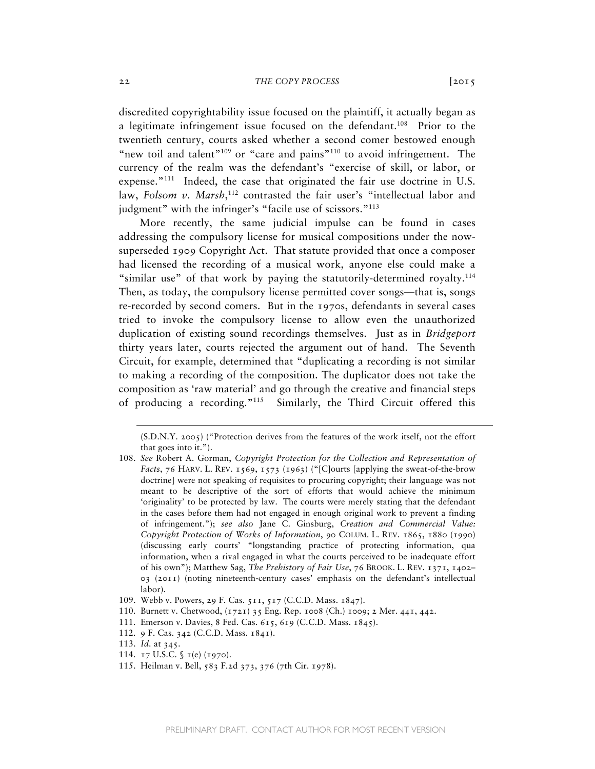discredited copyrightability issue focused on the plaintiff, it actually began as a legitimate infringement issue focused on the defendant.[108] Prior to the twentieth century, courts asked whether a second comer bestowed enough "new toil and talent"[109] or "care and pains"[110] to avoid infringement. The currency of the realm was the defendant's "exercise of skill, or labor, or expense."[111] Indeed, the case that originated the fair use doctrine in U.S. law, *Folsom v. Marsh*,[112] contrasted the fair user's "intellectual labor and judgment" with the infringer's "facile use of scissors."[113]

More recently, the same judicial impulse can be found in cases addressing the compulsory license for musical compositions under the now-superseded 1909 Copyright Act. That statute provided that once a composer had licensed the recording of a musical work, anyone else could make a "similar use" of that work by paying the statutorily-determined royalty.[114] Then, as today, the compulsory license permitted cover songs—that is, songs re-recorded by second comers. But in the 1970s, defendants in several cases tried to invoke the compulsory license to allow even the unauthorized duplication of existing sound recordings themselves. Just as in *Bridgeport* thirty years later, courts rejected the argument out of hand. The Seventh Circuit, for example, determined that "duplicating a recording is not similar to making a recording of the composition. The duplicator does not take the composition as 'raw material' and go through the creative and financial steps of producing a recording."[115] Similarly, the Third Circuit offered this

---

(S.D.N.Y. 2005) ("Protection derives from the features of the work itself, not the effort that goes into it.").

108. *See* Robert A. Gorman, *Copyright Protection for the Collection and Representation of Facts*, 76 HARV. L. REV. 1569, 1573 (1963) ("[C]ourts [applying the sweat-of-the-brow doctrine] were not speaking of requisites to procuring copyright; their language was not meant to be descriptive of the sort of efforts that would achieve the minimum 'originality' to be protected by law. The courts were merely stating that the defendant in the cases before them had not engaged in enough original work to prevent a finding of infringement."); *see also* Jane C. Ginsburg, *Creation and Commercial Value: Copyright Protection of Works of Information*, 90 COLUM. L. REV. 1865, 1880 (1990) (discussing early courts' "longstanding practice of protecting information, qua information, when a rival engaged in what the courts perceived to be inadequate effort of his own"); Matthew Sag, *The Prehistory of Fair Use*, 76 BROOK. L. REV. 1371, 1402–03 (2011) (noting nineteenth-century cases' emphasis on the defendant's intellectual labor).

109. Webb v. Powers, 29 F. Cas. 511, 517 (C.C.D. Mass. 1847).

110. Burnett v. Chetwood, (1721) 35 Eng. Rep. 1008 (Ch.) 1009; 2 Mer. 441, 442.

111. Emerson v. Davies, 8 Fed. Cas. 615, 619 (C.C.D. Mass. 1845).

112. 9 F. Cas. 342 (C.C.D. Mass. 1841).

113. *Id.* at 345.

114. 17 U.S.C. § 1(e) (1970).

115. Heilman v. Bell, 583 F.2d 373, 376 (7th Cir. 1978).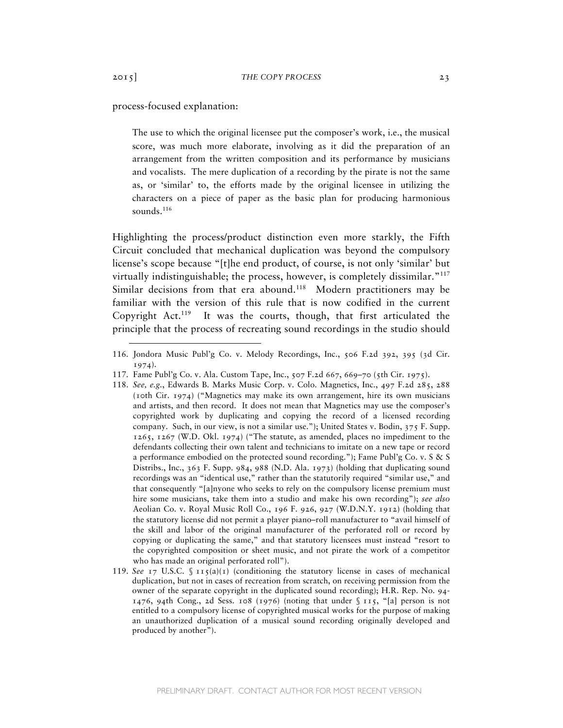process-focused explanation:

> The use to which the original licensee put the composer's work, i.e., the musical score, was much more elaborate, involving as it did the preparation of an arrangement from the written composition and its performance by musicians and vocalists. The mere duplication of a recording by the pirate is not the same as, or 'similar' to, the efforts made by the original licensee in utilizing the characters on a piece of paper as the basic plan for producing harmonious sounds.[116]

Highlighting the process/product distinction even more starkly, the Fifth Circuit concluded that mechanical duplication was beyond the compulsory license's scope because "[t]he end product, of course, is not only 'similar' but virtually indistinguishable; the process, however, is completely dissimilar."[117] Similar decisions from that era abound.[118] Modern practitioners may be familiar with the version of this rule that is now codified in the current Copyright Act.[119] It was the courts, though, that first articulated the principle that the process of recreating sound recordings in the studio should

---

116. Jondora Music Publ'g Co. v. Melody Recordings, Inc., 506 F.2d 392, 395 (3d Cir. 1974).

117. Fame Publ'g Co. v. Ala. Custom Tape, Inc., 507 F.2d 667, 669–70 (5th Cir. 1975).

118. *See, e.g.*, Edwards B. Marks Music Corp. v. Colo. Magnetics, Inc., 497 F.2d 285, 288 (10th Cir. 1974) ("Magnetics may make its own arrangement, hire its own musicians and artists, and then record. It does not mean that Magnetics may use the composer's copyrighted work by duplicating and copying the record of a licensed recording company. Such, in our view, is not a similar use."); United States v. Bodin, 375 F. Supp. 1265, 1267 (W.D. Okl. 1974) ("The statute, as amended, places no impediment to the defendants collecting their own talent and technicians to imitate on a new tape or record a performance embodied on the protected sound recording."); Fame Publ'g Co. v. S & S Distribs., Inc., 363 F. Supp. 984, 988 (N.D. Ala. 1973) (holding that duplicating sound recordings was an "identical use," rather than the statutorily required "similar use," and that consequently "[a]nyone who seeks to rely on the compulsory license premium must hire some musicians, take them into a studio and make his own recording"); *see also* Aeolian Co. v. Royal Music Roll Co., 196 F. 926, 927 (W.D.N.Y. 1912) (holding that the statutory license did not permit a player piano–roll manufacturer to "avail himself of the skill and labor of the original manufacturer of the perforated roll or record by copying or duplicating the same," and that statutory licensees must instead "resort to the copyrighted composition or sheet music, and not pirate the work of a competitor who has made an original perforated roll").

119. *See* 17 U.S.C. § 115(a)(1) (conditioning the statutory license in cases of mechanical duplication, but not in cases of recreation from scratch, on receiving permission from the owner of the separate copyright in the duplicated sound recording); H.R. Rep. No. 94-1476, 94th Cong., 2d Sess. 108 (1976) (noting that under § 115, "[a] person is not entitled to a compulsory license of copyrighted musical works for the purpose of making an unauthorized duplication of a musical sound recording originally developed and produced by another").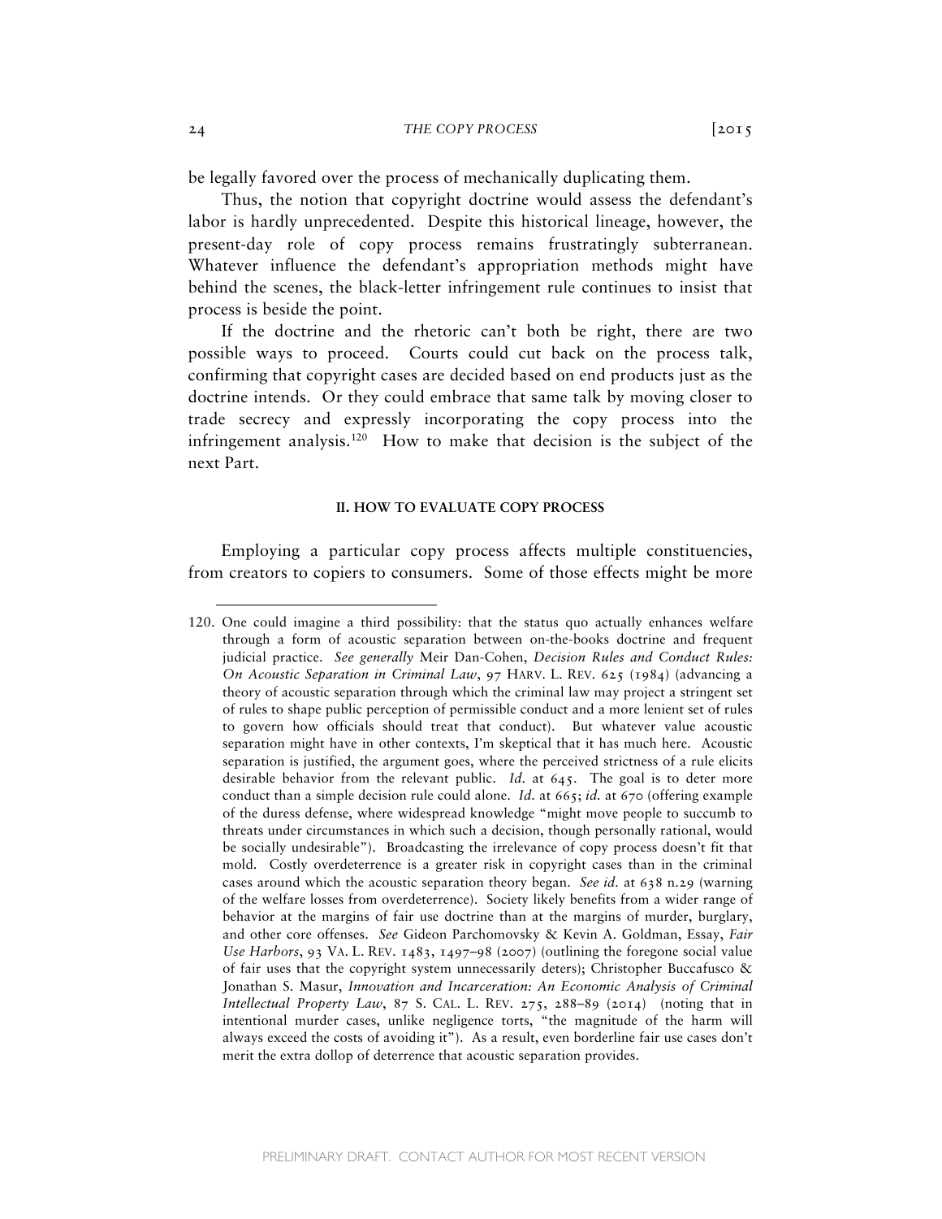be legally favored over the process of mechanically duplicating them.

Thus, the notion that copyright doctrine would assess the defendant's labor is hardly unprecedented. Despite this historical lineage, however, the present-day role of copy process remains frustratingly subterranean. Whatever influence the defendant's appropriation methods might have behind the scenes, the black-letter infringement rule continues to insist that process is beside the point.

If the doctrine and the rhetoric can't both be right, there are two possible ways to proceed. Courts could cut back on the process talk, confirming that copyright cases are decided based on end products just as the doctrine intends. Or they could embrace that same talk by moving closer to trade secrecy and expressly incorporating the copy process into the infringement analysis.[120] How to make that decision is the subject of the next Part.

## II. HOW TO EVALUATE COPY PROCESS

Employing a particular copy process affects multiple constituencies, from creators to copiers to consumers. Some of those effects might be more

---

120. One could imagine a third possibility: that the status quo actually enhances welfare through a form of acoustic separation between on-the-books doctrine and frequent judicial practice. *See generally* Meir Dan-Cohen, *Decision Rules and Conduct Rules: On Acoustic Separation in Criminal Law*, 97 HARV. L. REV. 625 (1984) (advancing a theory of acoustic separation through which the criminal law may project a stringent set of rules to shape public perception of permissible conduct and a more lenient set of rules to govern how officials should treat that conduct). But whatever value acoustic separation might have in other contexts, I'm skeptical that it has much here. Acoustic separation is justified, the argument goes, where the perceived strictness of a rule elicits desirable behavior from the relevant public. *Id.* at 645. The goal is to deter more conduct than a simple decision rule could alone. *Id.* at 665; *id.* at 670 (offering example of the duress defense, where widespread knowledge "might move people to succumb to threats under circumstances in which such a decision, though personally rational, would be socially undesirable"). Broadcasting the irrelevance of copy process doesn't fit that mold. Costly overdeterrence is a greater risk in copyright cases than in the criminal cases around which the acoustic separation theory began. *See id.* at 638 n.29 (warning of the welfare losses from overdeterrence). Society likely benefits from a wider range of behavior at the margins of fair use doctrine than at the margins of murder, burglary, and other core offenses. *See* Gideon Parchomovsky & Kevin A. Goldman, Essay, *Fair Use Harbors*, 93 VA. L. REV. 1483, 1497–98 (2007) (outlining the foregone social value of fair uses that the copyright system unnecessarily deters); Christopher Buccafusco & Jonathan S. Masur, *Innovation and Incarceration: An Economic Analysis of Criminal Intellectual Property Law*, 87 S. CAL. L. REV. 275, 288–89 (2014) (noting that in intentional murder cases, unlike negligence torts, "the magnitude of the harm will always exceed the costs of avoiding it"). As a result, even borderline fair use cases don't merit the extra dollop of deterrence that acoustic separation provides.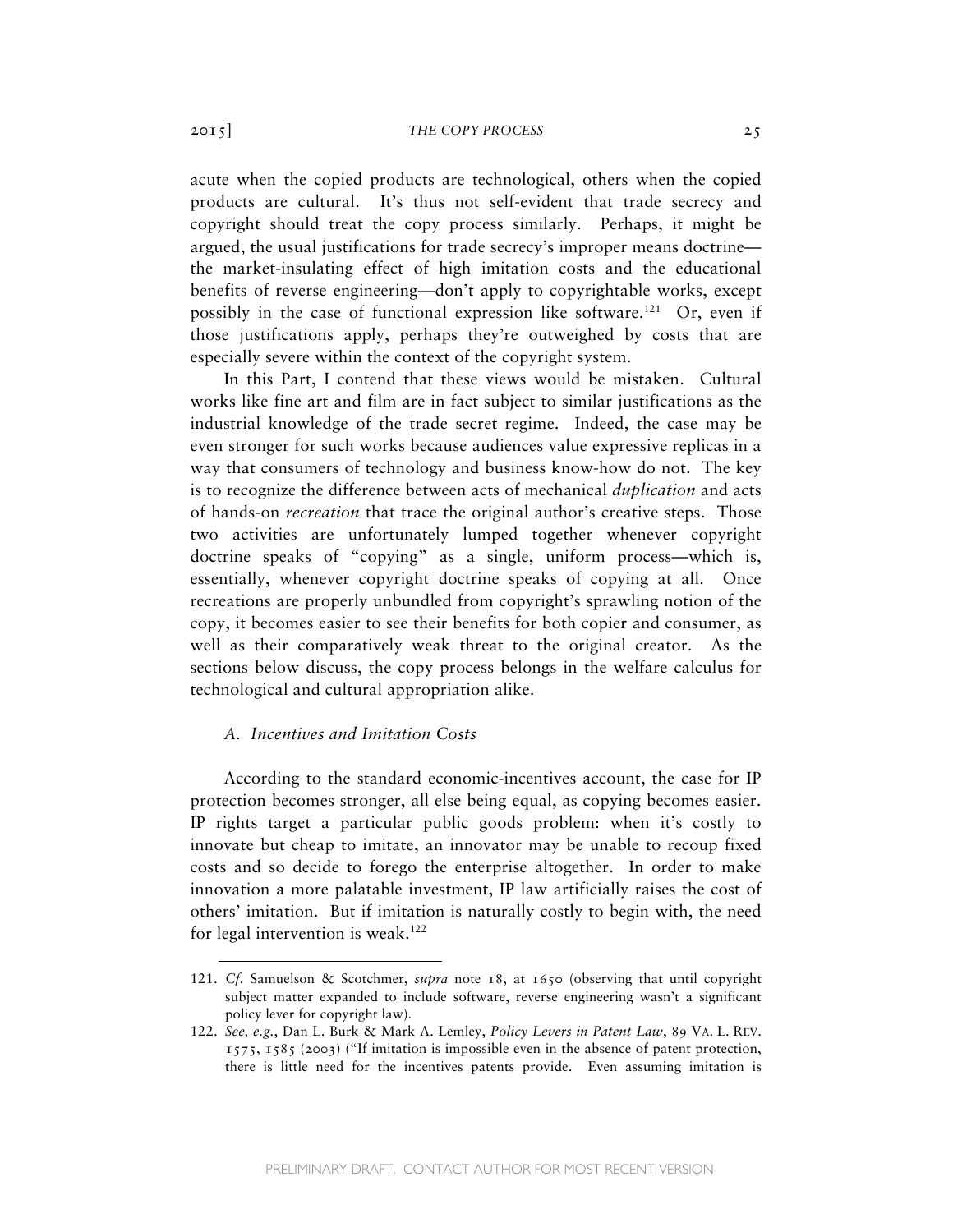acute when the copied products are technological, others when the copied products are cultural. It's thus not self-evident that trade secrecy and copyright should treat the copy process similarly. Perhaps, it might be argued, the usual justifications for trade secrecy's improper means doctrine—the market-insulating effect of high imitation costs and the educational benefits of reverse engineering—don't apply to copyrightable works, except possibly in the case of functional expression like software.[121] Or, even if those justifications apply, perhaps they're outweighed by costs that are especially severe within the context of the copyright system.

In this Part, I contend that these views would be mistaken. Cultural works like fine art and film are in fact subject to similar justifications as the industrial knowledge of the trade secret regime. Indeed, the case may be even stronger for such works because audiences value expressive replicas in a way that consumers of technology and business know-how do not. The key is to recognize the difference between acts of mechanical *duplication* and acts of hands-on *recreation* that trace the original author's creative steps. Those two activities are unfortunately lumped together whenever copyright doctrine speaks of "copying" as a single, uniform process—which is, essentially, whenever copyright doctrine speaks of copying at all. Once recreations are properly unbundled from copyright's sprawling notion of the copy, it becomes easier to see their benefits for both copier and consumer, as well as their comparatively weak threat to the original creator. As the sections below discuss, the copy process belongs in the welfare calculus for technological and cultural appropriation alike.

### *A. Incentives and Imitation Costs*

According to the standard economic-incentives account, the case for IP protection becomes stronger, all else being equal, as copying becomes easier. IP rights target a particular public goods problem: when it's costly to innovate but cheap to imitate, an innovator may be unable to recoup fixed costs and so decide to forego the enterprise altogether. In order to make innovation a more palatable investment, IP law artificially raises the cost of others' imitation. But if imitation is naturally costly to begin with, the need for legal intervention is weak.[122]

---

121. *Cf.* Samuelson & Scotchmer, *supra* note 18, at 1650 (observing that until copyright subject matter expanded to include software, reverse engineering wasn't a significant policy lever for copyright law).

122. *See, e.g.*, Dan L. Burk & Mark A. Lemley, *Policy Levers in Patent Law*, 89 VA. L. REV. 1575, 1585 (2003) ("If imitation is impossible even in the absence of patent protection, there is little need for the incentives patents provide. Even assuming imitation is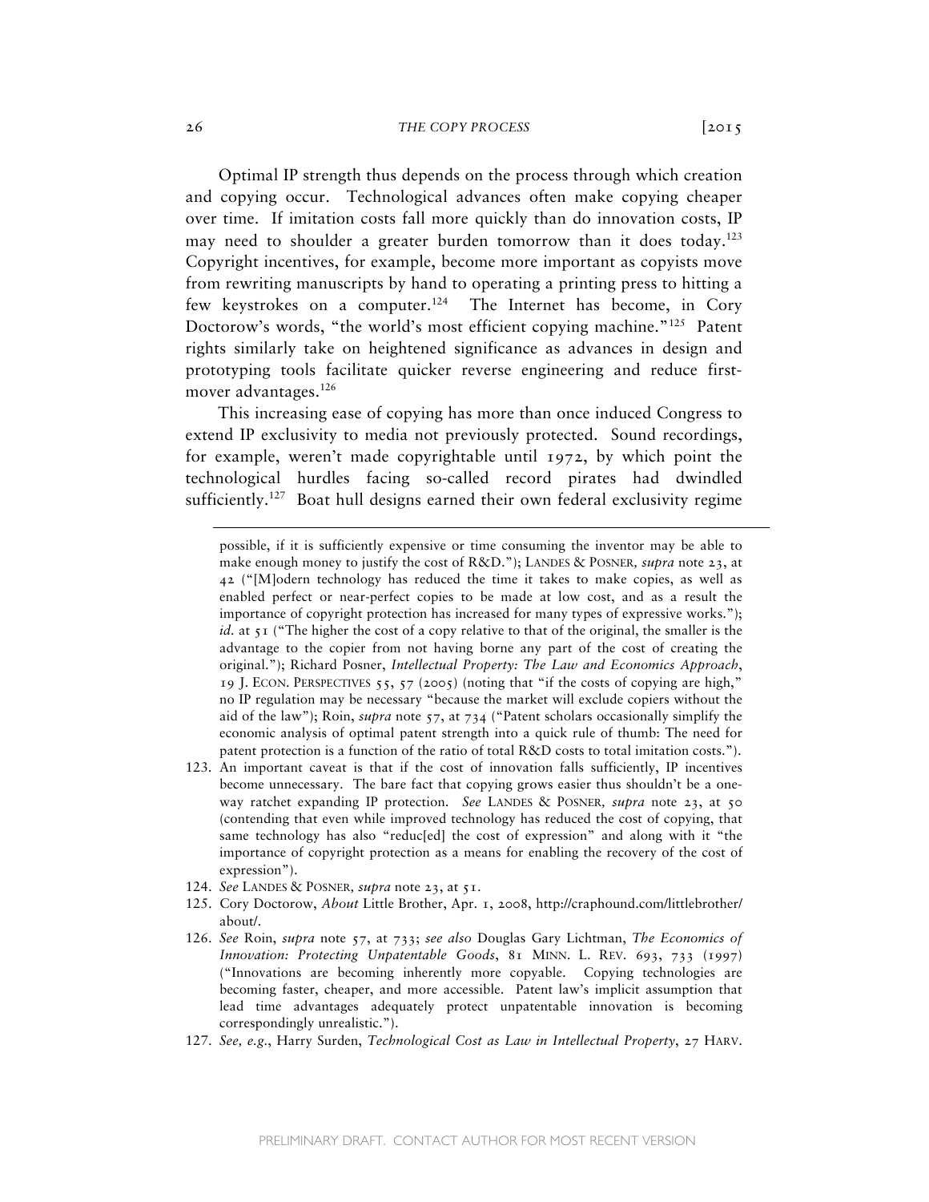Optimal IP strength thus depends on the process through which creation and copying occur. Technological advances often make copying cheaper over time. If imitation costs fall more quickly than do innovation costs, IP may need to shoulder a greater burden tomorrow than it does today.[123] Copyright incentives, for example, become more important as copyists move from rewriting manuscripts by hand to operating a printing press to hitting a few keystrokes on a computer.[124] The Internet has become, in Cory Doctorow's words, "the world's most efficient copying machine."[125] Patent rights similarly take on heightened significance as advances in design and prototyping tools facilitate quicker reverse engineering and reduce first-mover advantages.[126]

This increasing ease of copying has more than once induced Congress to extend IP exclusivity to media not previously protected. Sound recordings, for example, weren't made copyrightable until 1972, by which point the technological hurdles facing so-called record pirates had dwindled sufficiently.[127] Boat hull designs earned their own federal exclusivity regime

---

possible, if it is sufficiently expensive or time consuming the inventor may be able to make enough money to justify the cost of R&D."); LANDES & POSNER, *supra* note 23, at 42 ("[M]odern technology has reduced the time it takes to make copies, as well as enabled perfect or near-perfect copies to be made at low cost, and as a result the importance of copyright protection has increased for many types of expressive works."); *id.* at 51 ("The higher the cost of a copy relative to that of the original, the smaller is the advantage to the copier from not having borne any part of the cost of creating the original."); Richard Posner, *Intellectual Property: The Law and Economics Approach*, 19 J. ECON. PERSPECTIVES 55, 57 (2005) (noting that "if the costs of copying are high," no IP regulation may be necessary "because the market will exclude copiers without the aid of the law"); Roin, *supra* note 57, at 734 ("Patent scholars occasionally simplify the economic analysis of optimal patent strength into a quick rule of thumb: The need for patent protection is a function of the ratio of total R&D costs to total imitation costs.").

123. An important caveat is that if the cost of innovation falls sufficiently, IP incentives become unnecessary. The bare fact that copying grows easier thus shouldn't be a one-way ratchet expanding IP protection. *See* LANDES & POSNER, *supra* note 23, at 50 (contending that even while improved technology has reduced the cost of copying, that same technology has also "reduc[ed] the cost of expression" and along with it "the importance of copyright protection as a means for enabling the recovery of the cost of expression").

124. *See* LANDES & POSNER, *supra* note 23, at 51.

125. Cory Doctorow, *About* Little Brother, Apr. 1, 2008, http://craphound.com/littlebrother/about/.

126. *See* Roin, *supra* note 57, at 733; *see also* Douglas Gary Lichtman, *The Economics of Innovation: Protecting Unpatentable Goods*, 81 MINN. L. REV. 693, 733 (1997) ("Innovations are becoming inherently more copyable. Copying technologies are becoming faster, cheaper, and more accessible. Patent law's implicit assumption that lead time advantages adequately protect unpatentable innovation is becoming correspondingly unrealistic.").

127. *See, e.g.*, Harry Surden, *Technological Cost as Law in Intellectual Property*, 27 HARV.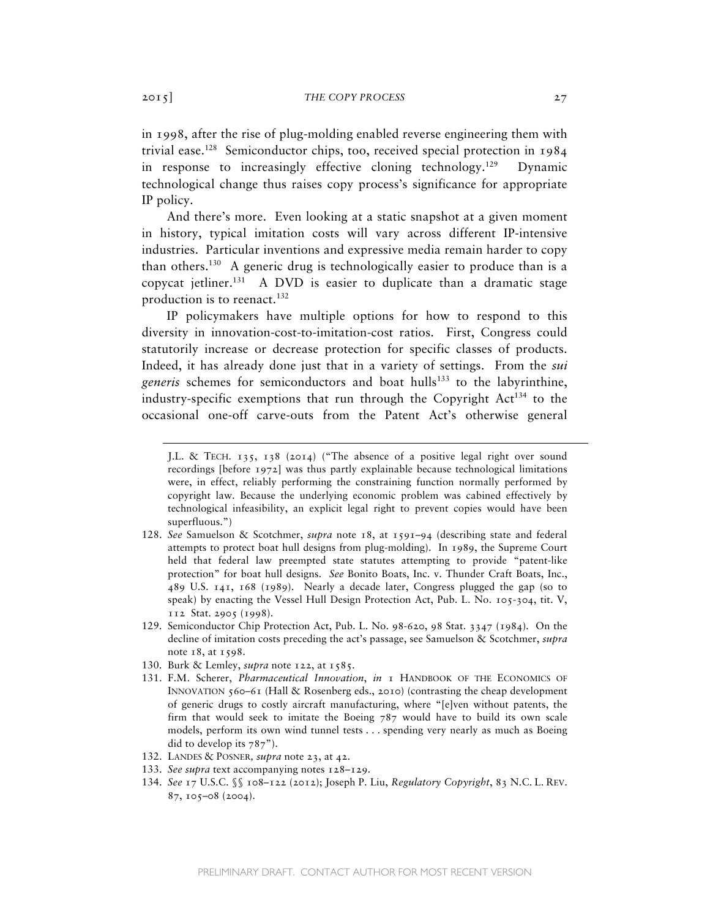in 1998, after the rise of plug-molding enabled reverse engineering them with trivial ease.[128] Semiconductor chips, too, received special protection in 1984 in response to increasingly effective cloning technology.[129] Dynamic technological change thus raises copy process's significance for appropriate IP policy.

And there's more. Even looking at a static snapshot at a given moment in history, typical imitation costs will vary across different IP-intensive industries. Particular inventions and expressive media remain harder to copy than others.[130] A generic drug is technologically easier to produce than is a copycat jetliner.[131] A DVD is easier to duplicate than a dramatic stage production is to reenact.[132]

IP policymakers have multiple options for how to respond to this diversity in innovation-cost-to-imitation-cost ratios. First, Congress could statutorily increase or decrease protection for specific classes of products. Indeed, it has already done just that in a variety of settings. From the *sui generis* schemes for semiconductors and boat hulls[133] to the labyrinthine, industry-specific exemptions that run through the Copyright Act[134] to the occasional one-off carve-outs from the Patent Act's otherwise general

---

J.L. & TECH. 135, 138 (2014) ("The absence of a positive legal right over sound recordings [before 1972] was thus partly explainable because technological limitations were, in effect, reliably performing the constraining function normally performed by copyright law. Because the underlying economic problem was cabined effectively by technological infeasibility, an explicit legal right to prevent copies would have been superfluous.")

128. *See* Samuelson & Scotchmer, *supra* note 18, at 1591–94 (describing state and federal attempts to protect boat hull designs from plug-molding). In 1989, the Supreme Court held that federal law preempted state statutes attempting to provide "patent-like protection" for boat hull designs. *See* Bonito Boats, Inc. v. Thunder Craft Boats, Inc., 489 U.S. 141, 168 (1989). Nearly a decade later, Congress plugged the gap (so to speak) by enacting the Vessel Hull Design Protection Act, Pub. L. No. 105-304, tit. V, 112 Stat. 2905 (1998).

129. Semiconductor Chip Protection Act, Pub. L. No. 98-620, 98 Stat. 3347 (1984). On the decline of imitation costs preceding the act's passage, see Samuelson & Scotchmer, *supra* note 18, at 1598.

130. Burk & Lemley, *supra* note 122, at 1585.

131. F.M. Scherer, *Pharmaceutical Innovation*, *in* 1 HANDBOOK OF THE ECONOMICS OF INNOVATION 560–61 (Hall & Rosenberg eds., 2010) (contrasting the cheap development of generic drugs to costly aircraft manufacturing, where "[e]ven without patents, the firm that would seek to imitate the Boeing 787 would have to build its own scale models, perform its own wind tunnel tests . . . spending very nearly as much as Boeing did to develop its 787").

132. LANDES & POSNER, *supra* note 23, at 42.

133. *See supra* text accompanying notes 128–129.

134. *See* 17 U.S.C. §§ 108–122 (2012); Joseph P. Liu, *Regulatory Copyright*, 83 N.C. L. REV. 87, 105–08 (2004).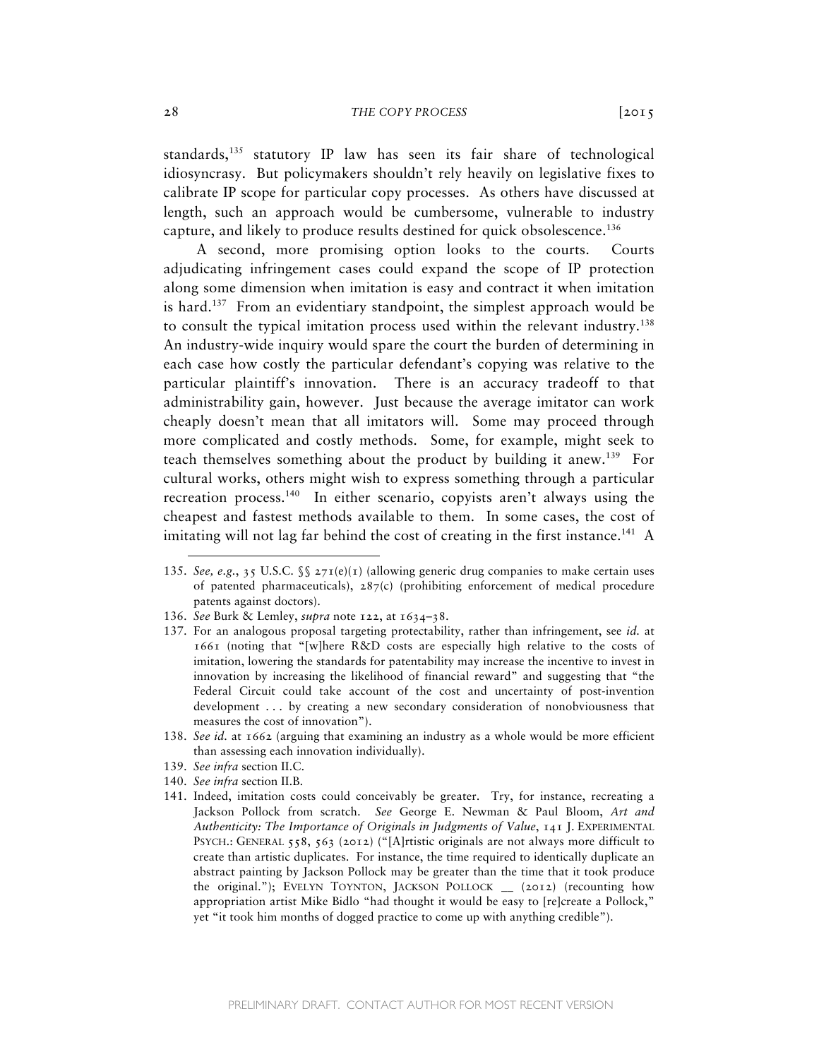standards,[135] statutory IP law has seen its fair share of technological idiosyncrasy. But policymakers shouldn't rely heavily on legislative fixes to calibrate IP scope for particular copy processes. As others have discussed at length, such an approach would be cumbersome, vulnerable to industry capture, and likely to produce results destined for quick obsolescence.[136]

A second, more promising option looks to the courts. Courts adjudicating infringement cases could expand the scope of IP protection along some dimension when imitation is easy and contract it when imitation is hard.[137] From an evidentiary standpoint, the simplest approach would be to consult the typical imitation process used within the relevant industry.[138] An industry-wide inquiry would spare the court the burden of determining in each case how costly the particular defendant's copying was relative to the particular plaintiff's innovation. There is an accuracy tradeoff to that administrability gain, however. Just because the average imitator can work cheaply doesn't mean that all imitators will. Some may proceed through more complicated and costly methods. Some, for example, might seek to teach themselves something about the product by building it anew.[139] For cultural works, others might wish to express something through a particular recreation process.[140] In either scenario, copyists aren't always using the cheapest and fastest methods available to them. In some cases, the cost of imitating will not lag far behind the cost of creating in the first instance.[141] A

---

135. *See, e.g.*, 35 U.S.C. §§ 271(e)(1) (allowing generic drug companies to make certain uses of patented pharmaceuticals), 287(c) (prohibiting enforcement of medical procedure patents against doctors).

136. *See* Burk & Lemley, *supra* note 122, at 1634–38.

137. For an analogous proposal targeting protectability, rather than infringement, see *id.* at 1661 (noting that "[w]here R&D costs are especially high relative to the costs of imitation, lowering the standards for patentability may increase the incentive to invest in innovation by increasing the likelihood of financial reward" and suggesting that "the Federal Circuit could take account of the cost and uncertainty of post-invention development . . . by creating a new secondary consideration of nonobviousness that measures the cost of innovation").

138. *See id.* at 1662 (arguing that examining an industry as a whole would be more efficient than assessing each innovation individually).

139. *See infra* section II.C.

140. *See infra* section II.B.

141. Indeed, imitation costs could conceivably be greater. Try, for instance, recreating a Jackson Pollock from scratch. *See* George E. Newman & Paul Bloom, *Art and Authenticity: The Importance of Originals in Judgments of Value*, 141 J. EXPERIMENTAL PSYCH.: GENERAL 558, 563 (2012) ("[A]rtistic originals are not always more difficult to create than artistic duplicates. For instance, the time required to identically duplicate an abstract painting by Jackson Pollock may be greater than the time that it took produce the original."); EVELYN TOYNTON, JACKSON POLLOCK __ (2012) (recounting how appropriation artist Mike Bidlo "had thought it would be easy to [re]create a Pollock," yet "it took him months of dogged practice to come up with anything credible").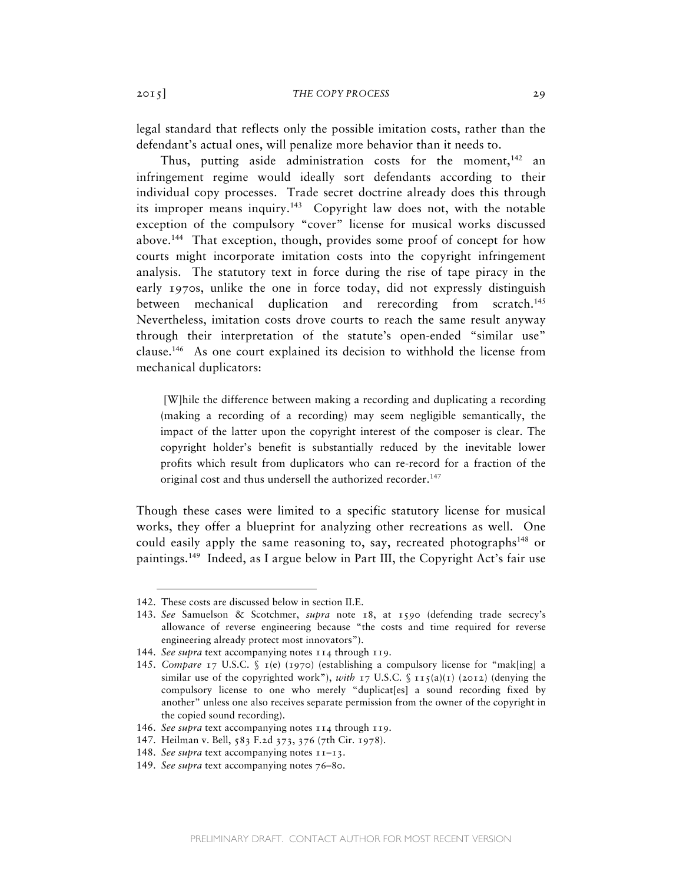legal standard that reflects only the possible imitation costs, rather than the defendant's actual ones, will penalize more behavior than it needs to.

Thus, putting aside administration costs for the moment,[142] an infringement regime would ideally sort defendants according to their individual copy processes. Trade secret doctrine already does this through its improper means inquiry.[143] Copyright law does not, with the notable exception of the compulsory "cover" license for musical works discussed above.[144] That exception, though, provides some proof of concept for how courts might incorporate imitation costs into the copyright infringement analysis. The statutory text in force during the rise of tape piracy in the early 1970s, unlike the one in force today, did not expressly distinguish between mechanical duplication and rerecording from scratch.[145] Nevertheless, imitation costs drove courts to reach the same result anyway through their interpretation of the statute's open-ended "similar use" clause.[146] As one court explained its decision to withhold the license from mechanical duplicators:

> [W]hile the difference between making a recording and duplicating a recording (making a recording of a recording) may seem negligible semantically, the impact of the latter upon the copyright interest of the composer is clear. The copyright holder's benefit is substantially reduced by the inevitable lower profits which result from duplicators who can re-record for a fraction of the original cost and thus undersell the authorized recorder.[147]

Though these cases were limited to a specific statutory license for musical works, they offer a blueprint for analyzing other recreations as well. One could easily apply the same reasoning to, say, recreated photographs[148] or paintings.[149] Indeed, as I argue below in Part III, the Copyright Act's fair use

---

142. These costs are discussed below in section II.E.

143. *See* Samuelson & Scotchmer, *supra* note 18, at 1590 (defending trade secrecy's allowance of reverse engineering because "the costs and time required for reverse engineering already protect most innovators").

144. *See supra* text accompanying notes 114 through 119.

145. *Compare* 17 U.S.C. § 1(e) (1970) (establishing a compulsory license for "mak[ing] a similar use of the copyrighted work"), *with* 17 U.S.C. § 115(a)(1) (2012) (denying the compulsory license to one who merely "duplicat[es] a sound recording fixed by another" unless one also receives separate permission from the owner of the copyright in the copied sound recording).

146. *See supra* text accompanying notes 114 through 119.

147. Heilman v. Bell, 583 F.2d 373, 376 (7th Cir. 1978).

148. *See supra* text accompanying notes 11–13.

149. *See supra* text accompanying notes 76–80.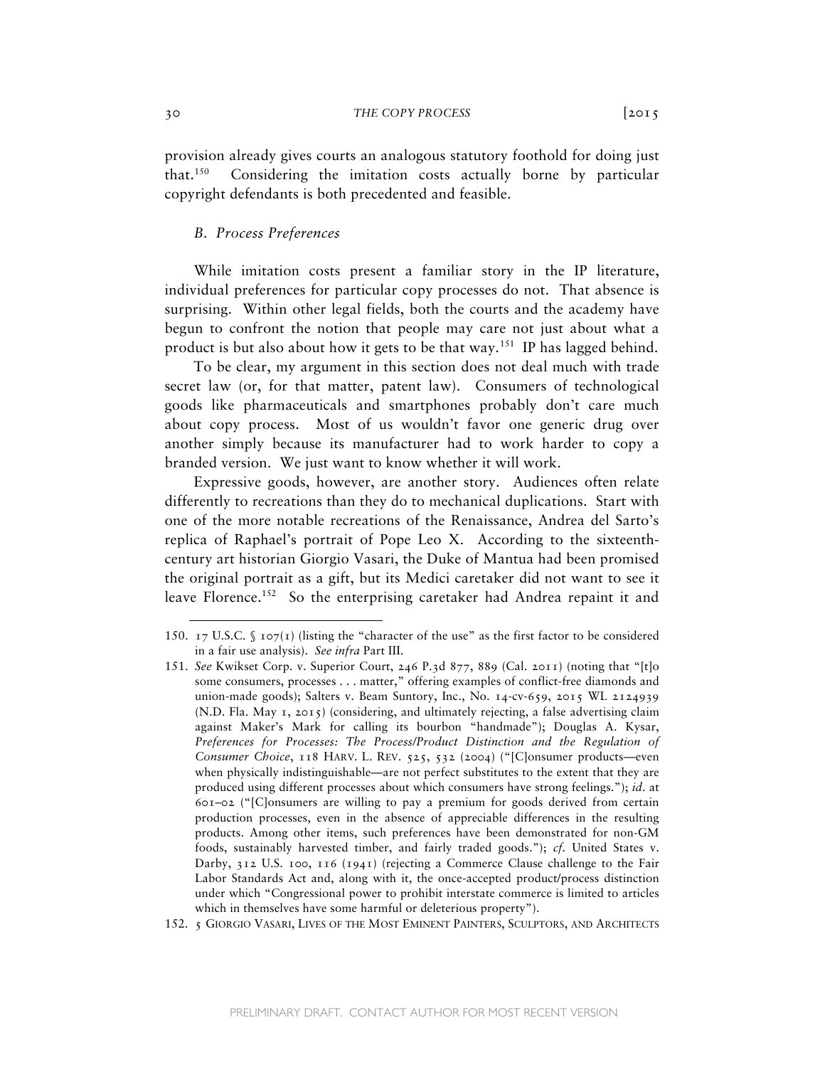provision already gives courts an analogous statutory foothold for doing just that.[150] Considering the imitation costs actually borne by particular copyright defendants is both precedented and feasible.

### *B. Process Preferences*

While imitation costs present a familiar story in the IP literature, individual preferences for particular copy processes do not. That absence is surprising. Within other legal fields, both the courts and the academy have begun to confront the notion that people may care not just about what a product is but also about how it gets to be that way.[151] IP has lagged behind.

To be clear, my argument in this section does not deal much with trade secret law (or, for that matter, patent law). Consumers of technological goods like pharmaceuticals and smartphones probably don't care much about copy process. Most of us wouldn't favor one generic drug over another simply because its manufacturer had to work harder to copy a branded version. We just want to know whether it will work.

Expressive goods, however, are another story. Audiences often relate differently to recreations than they do to mechanical duplications. Start with one of the more notable recreations of the Renaissance, Andrea del Sarto's replica of Raphael's portrait of Pope Leo X. According to the sixteenth-century art historian Giorgio Vasari, the Duke of Mantua had been promised the original portrait as a gift, but its Medici caretaker did not want to see it leave Florence.[152] So the enterprising caretaker had Andrea repaint it and

---

150. 17 U.S.C. § 107(1) (listing the "character of the use" as the first factor to be considered in a fair use analysis). *See infra* Part III.

151. *See* Kwikset Corp. v. Superior Court, 246 P.3d 877, 889 (Cal. 2011) (noting that "[t]o some consumers, processes . . . matter," offering examples of conflict-free diamonds and union-made goods); Salters v. Beam Suntory, Inc., No. 14-cv-659, 2015 WL 2124939 (N.D. Fla. May 1, 2015) (considering, and ultimately rejecting, a false advertising claim against Maker's Mark for calling its bourbon "handmade"); Douglas A. Kysar, *Preferences for Processes: The Process/Product Distinction and the Regulation of Consumer Choice*, 118 HARV. L. REV. 525, 532 (2004) ("[C]onsumer products—even when physically indistinguishable—are not perfect substitutes to the extent that they are produced using different processes about which consumers have strong feelings."); *id*. at 601–02 ("[C]onsumers are willing to pay a premium for goods derived from certain production processes, even in the absence of appreciable differences in the resulting products. Among other items, such preferences have been demonstrated for non-GM foods, sustainably harvested timber, and fairly traded goods."); *cf*. United States v. Darby, 312 U.S. 100, 116 (1941) (rejecting a Commerce Clause challenge to the Fair Labor Standards Act and, along with it, the once-accepted product/process distinction under which "Congressional power to prohibit interstate commerce is limited to articles which in themselves have some harmful or deleterious property").

152. 5 GIORGIO VASARI, LIVES OF THE MOST EMINENT PAINTERS, SCULPTORS, AND ARCHITECTS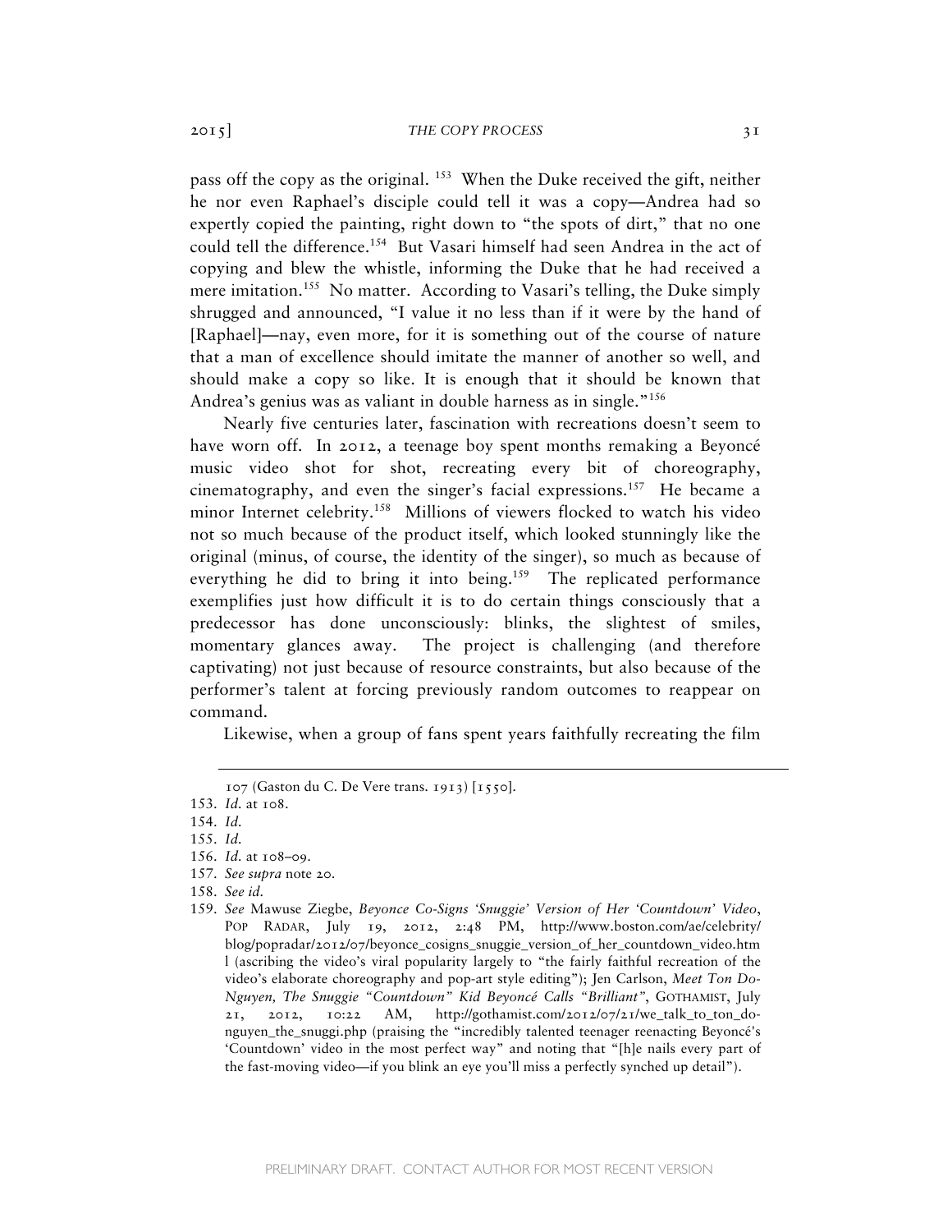pass off the copy as the original. [153] When the Duke received the gift, neither he nor even Raphael's disciple could tell it was a copy—Andrea had so expertly copied the painting, right down to "the spots of dirt," that no one could tell the difference.[154] But Vasari himself had seen Andrea in the act of copying and blew the whistle, informing the Duke that he had received a mere imitation.[155] No matter. According to Vasari's telling, the Duke simply shrugged and announced, "I value it no less than if it were by the hand of [Raphael]—nay, even more, for it is something out of the course of nature that a man of excellence should imitate the manner of another so well, and should make a copy so like. It is enough that it should be known that Andrea's genius was as valiant in double harness as in single."[156]

Nearly five centuries later, fascination with recreations doesn't seem to have worn off. In 2012, a teenage boy spent months remaking a Beyoncé music video shot for shot, recreating every bit of choreography, cinematography, and even the singer's facial expressions.[157] He became a minor Internet celebrity.[158] Millions of viewers flocked to watch his video not so much because of the product itself, which looked stunningly like the original (minus, of course, the identity of the singer), so much as because of everything he did to bring it into being.[159] The replicated performance exemplifies just how difficult it is to do certain things consciously that a predecessor has done unconsciously: blinks, the slightest of smiles, momentary glances away. The project is challenging (and therefore captivating) not just because of resource constraints, but also because of the performer's talent at forcing previously random outcomes to reappear on command.

Likewise, when a group of fans spent years faithfully recreating the film

---

107 (Gaston du C. De Vere trans. 1913) [1550].

153. *Id.* at 108.

154. *Id.*

155. *Id.*

156. *Id.* at 108–09.

157. *See supra* note 20.

158. *See id.*

159. *See* Mawuse Ziegbe, *Beyonce Co-Signs 'Snuggie' Version of Her 'Countdown' Video*, POP RADAR, July 19, 2012, 2:48 PM, http://www.boston.com/ae/celebrity/blog/popradar/2012/07/beyonce_cosigns_snuggie_version_of_her_countdown_video.html (ascribing the video's viral popularity largely to "the fairly faithful recreation of the video's elaborate choreography and pop-art style editing"); Jen Carlson, *Meet Ton Do-Nguyen, The Snuggie "Countdown" Kid Beyoncé Calls "Brilliant"*, GOTHAMIST, July 21, 2012, 10:22 AM, http://gothamist.com/2012/07/21/we_talk_to_ton_do-nguyen_the_snuggi.php (praising the "incredibly talented teenager reenacting Beyoncé's 'Countdown' video in the most perfect way" and noting that "[h]e nails every part of the fast-moving video—if you blink an eye you'll miss a perfectly synched up detail").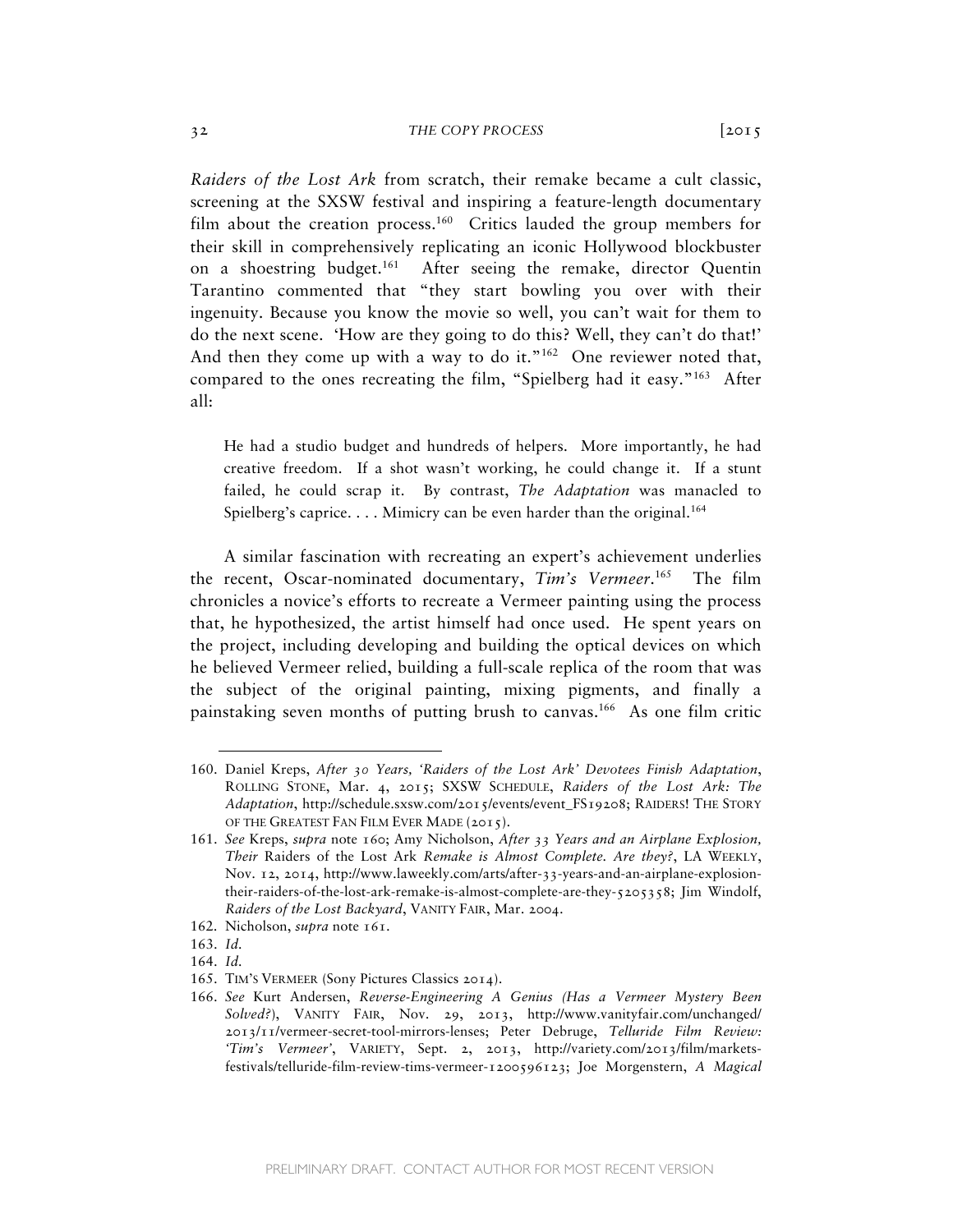*Raiders of the Lost Ark* from scratch, their remake became a cult classic, screening at the SXSW festival and inspiring a feature-length documentary film about the creation process.[160] Critics lauded the group members for their skill in comprehensively replicating an iconic Hollywood blockbuster on a shoestring budget.[161] After seeing the remake, director Quentin Tarantino commented that "they start bowling you over with their ingenuity. Because you know the movie so well, you can't wait for them to do the next scene. 'How are they going to do this? Well, they can't do that!' And then they come up with a way to do it."[162] One reviewer noted that, compared to the ones recreating the film, "Spielberg had it easy."[163] After all:

> He had a studio budget and hundreds of helpers. More importantly, he had creative freedom. If a shot wasn't working, he could change it. If a stunt failed, he could scrap it. By contrast, *The Adaptation* was manacled to Spielberg's caprice. . . . Mimicry can be even harder than the original.[164]

A similar fascination with recreating an expert's achievement underlies the recent, Oscar-nominated documentary, *Tim's Vermeer*.[165] The film chronicles a novice's efforts to recreate a Vermeer painting using the process that, he hypothesized, the artist himself had once used. He spent years on the project, including developing and building the optical devices on which he believed Vermeer relied, building a full-scale replica of the room that was the subject of the original painting, mixing pigments, and finally a painstaking seven months of putting brush to canvas.[166] As one film critic

---

160. Daniel Kreps, *After 30 Years, 'Raiders of the Lost Ark' Devotees Finish Adaptation*, ROLLING STONE, Mar. 4, 2015; SXSW SCHEDULE, *Raiders of the Lost Ark: The Adaptation*, http://schedule.sxsw.com/2015/events/event_FS19208; RAIDERS! THE STORY OF THE GREATEST FAN FILM EVER MADE (2015).

161. *See* Kreps, *supra* note 160; Amy Nicholson, *After 33 Years and an Airplane Explosion, Their* Raiders of the Lost Ark *Remake is Almost Complete. Are they?*, LA WEEKLY, Nov. 12, 2014, http://www.laweekly.com/arts/after-33-years-and-an-airplane-explosion-their-raiders-of-the-lost-ark-remake-is-almost-complete-are-they-5205358; Jim Windolf, *Raiders of the Lost Backyard*, VANITY FAIR, Mar. 2004.

162. Nicholson, *supra* note 161.

163. *Id.*

164. *Id.*

165. TIM'S VERMEER (Sony Pictures Classics 2014).

166. *See* Kurt Andersen, *Reverse-Engineering A Genius (Has a Vermeer Mystery Been Solved?)*, VANITY FAIR, Nov. 29, 2013, http://www.vanityfair.com/unchanged/2013/11/vermeer-secret-tool-mirrors-lenses; Peter Debruge, *Telluride Film Review: 'Tim's Vermeer'*, VARIETY, Sept. 2, 2013, http://variety.com/2013/film/markets-festivals/telluride-film-review-tims-vermeer-1200596123; Joe Morgenstern, *A Magical*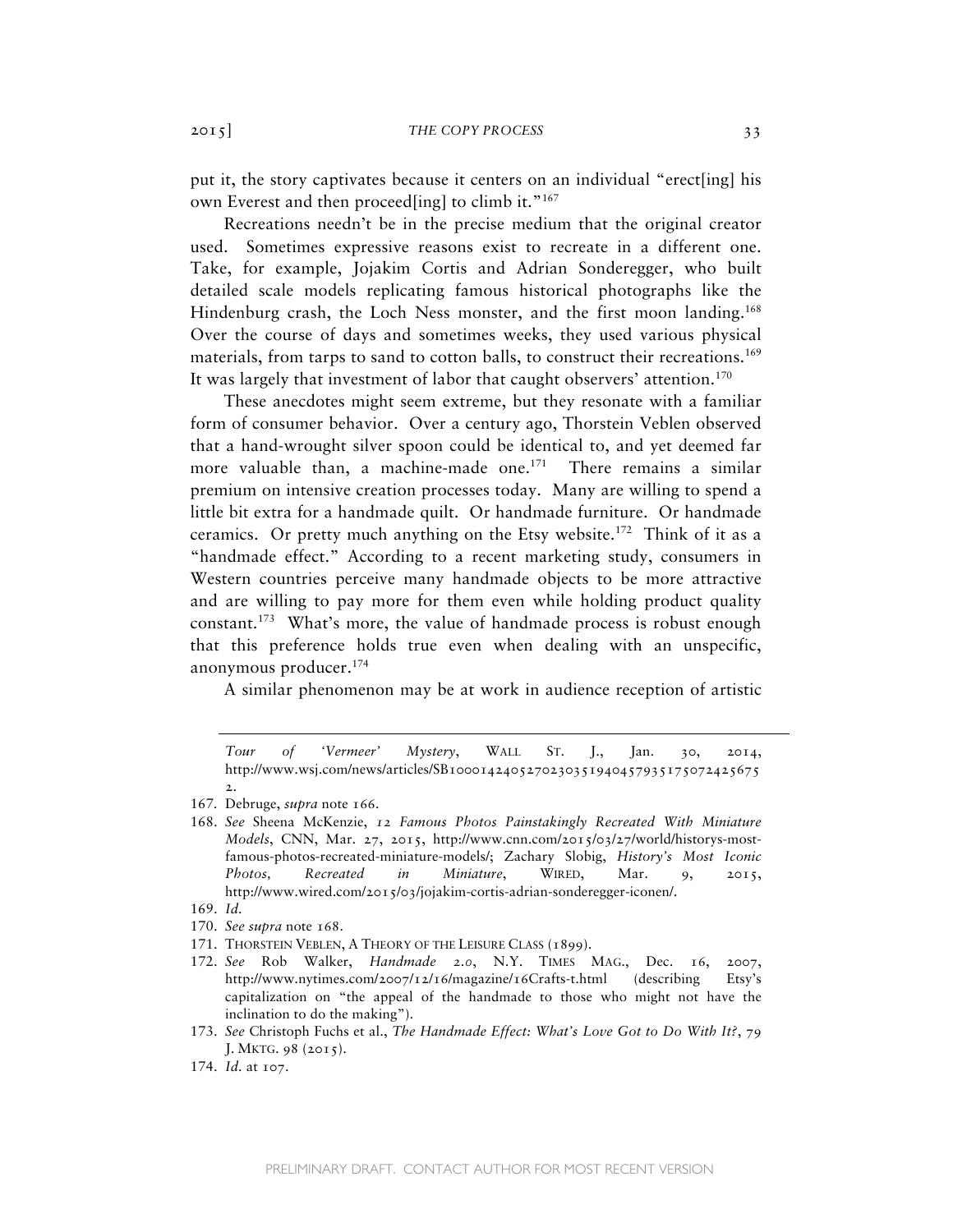put it, the story captivates because it centers on an individual "erect[ing] his own Everest and then proceed[ing] to climb it."[167]

Recreations needn't be in the precise medium that the original creator used. Sometimes expressive reasons exist to recreate in a different one. Take, for example, Jojakim Cortis and Adrian Sonderegger, who built detailed scale models replicating famous historical photographs like the Hindenburg crash, the Loch Ness monster, and the first moon landing.[168] Over the course of days and sometimes weeks, they used various physical materials, from tarps to sand to cotton balls, to construct their recreations.[169] It was largely that investment of labor that caught observers' attention.[170]

These anecdotes might seem extreme, but they resonate with a familiar form of consumer behavior. Over a century ago, Thorstein Veblen observed that a hand-wrought silver spoon could be identical to, and yet deemed far more valuable than, a machine-made one.[171] There remains a similar premium on intensive creation processes today. Many are willing to spend a little bit extra for a handmade quilt. Or handmade furniture. Or handmade ceramics. Or pretty much anything on the Etsy website.[172] Think of it as a "handmade effect." According to a recent marketing study, consumers in Western countries perceive many handmade objects to be more attractive and are willing to pay more for them even while holding product quality constant.[173] What's more, the value of handmade process is robust enough that this preference holds true even when dealing with an unspecific, anonymous producer.[174]

A similar phenomenon may be at work in audience reception of artistic

---

*Tour of 'Vermeer' Mystery*, WALL ST. J., Jan. 30, 2014, http://www.wsj.com/news/articles/SB10001424052702303519404579351750724256752.

167. Debruge, *supra* note 166.

168. *See* Sheena McKenzie, *12 Famous Photos Painstakingly Recreated With Miniature Models*, CNN, Mar. 27, 2015, http://www.cnn.com/2015/03/27/world/historys-most-famous-photos-recreated-miniature-models/; Zachary Slobig, *History's Most Iconic Photos, Recreated in Miniature*, WIRED, Mar. 9, 2015, http://www.wired.com/2015/03/jojakim-cortis-adrian-sonderegger-iconen/.

169. *Id.*

170. *See supra* note 168.

171. THORSTEIN VEBLEN, A THEORY OF THE LEISURE CLASS (1899).

172. *See* Rob Walker, *Handmade 2.0*, N.Y. TIMES MAG., Dec. 16, 2007, http://www.nytimes.com/2007/12/16/magazine/16Crafts-t.html (describing Etsy's capitalization on "the appeal of the handmade to those who might not have the inclination to do the making").

173. *See* Christoph Fuchs et al., *The Handmade Effect: What's Love Got to Do With It?*, 79 J. MKTG. 98 (2015).

174. *Id.* at 107.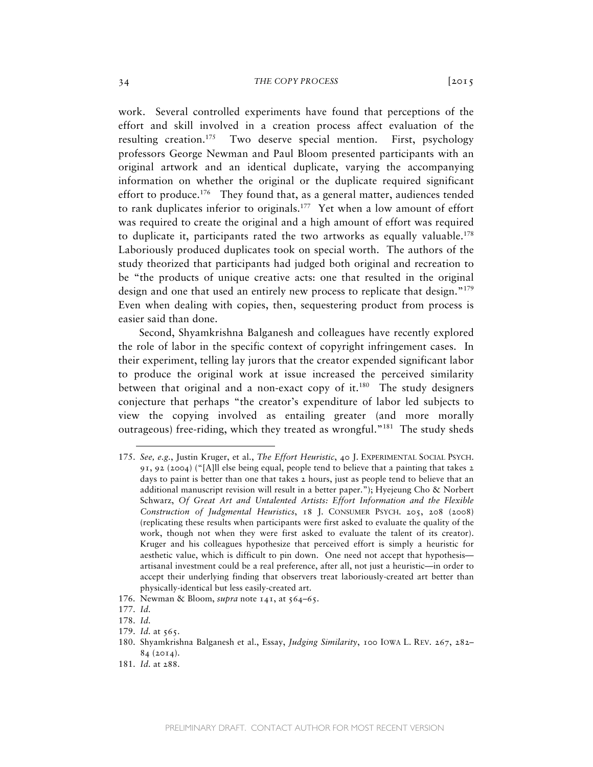work. Several controlled experiments have found that perceptions of the effort and skill involved in a creation process affect evaluation of the resulting creation.[175] Two deserve special mention. First, psychology professors George Newman and Paul Bloom presented participants with an original artwork and an identical duplicate, varying the accompanying information on whether the original or the duplicate required significant effort to produce.[176] They found that, as a general matter, audiences tended to rank duplicates inferior to originals.[177] Yet when a low amount of effort was required to create the original and a high amount of effort was required to duplicate it, participants rated the two artworks as equally valuable.[178] Laboriously produced duplicates took on special worth. The authors of the study theorized that participants had judged both original and recreation to be "the products of unique creative acts: one that resulted in the original design and one that used an entirely new process to replicate that design."[179] Even when dealing with copies, then, sequestering product from process is easier said than done.

Second, Shyamkrishna Balganesh and colleagues have recently explored the role of labor in the specific context of copyright infringement cases. In their experiment, telling lay jurors that the creator expended significant labor to produce the original work at issue increased the perceived similarity between that original and a non-exact copy of it.[180] The study designers conjecture that perhaps "the creator's expenditure of labor led subjects to view the copying involved as entailing greater (and more morally outrageous) free-riding, which they treated as wrongful."[181] The study sheds

---

175. *See, e.g.*, Justin Kruger, et al., *The Effort Heuristic*, 40 J. EXPERIMENTAL SOCIAL PSYCH. 91, 92 (2004) ("[A]ll else being equal, people tend to believe that a painting that takes 2 days to paint is better than one that takes 2 hours, just as people tend to believe that an additional manuscript revision will result in a better paper."); Hyejeung Cho & Norbert Schwarz, *Of Great Art and Untalented Artists: Effort Information and the Flexible Construction of Judgmental Heuristics*, 18 J. CONSUMER PSYCH. 205, 208 (2008) (replicating these results when participants were first asked to evaluate the quality of the work, though not when they were first asked to evaluate the talent of its creator). Kruger and his colleagues hypothesize that perceived effort is simply a heuristic for aesthetic value, which is difficult to pin down. One need not accept that hypothesis—artisanal investment could be a real preference, after all, not just a heuristic—in order to accept their underlying finding that observers treat laboriously-created art better than physically-identical but less easily-created art.

176. Newman & Bloom, *supra* note 141, at 564–65.

177. *Id.*

178. *Id.*

179. *Id.* at 565.

180. Shyamkrishna Balganesh et al., Essay, *Judging Similarity*, 100 IOWA L. REV. 267, 282–84 (2014).

181. *Id.* at 288.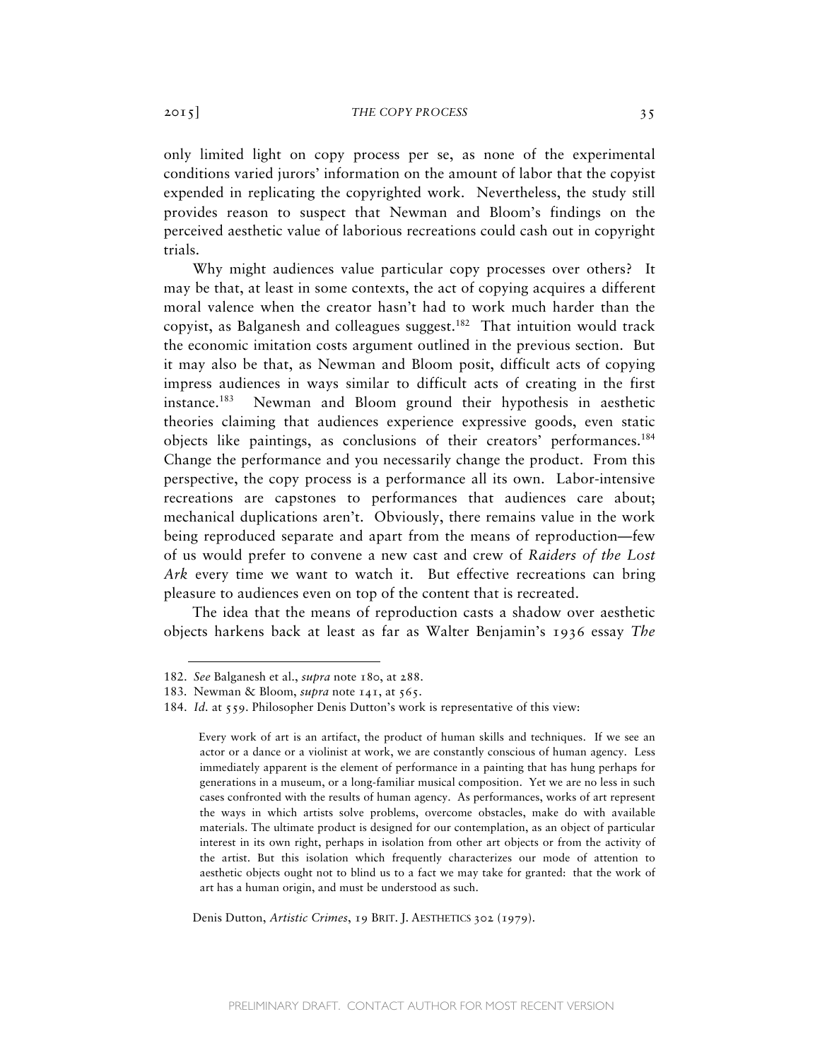only limited light on copy process per se, as none of the experimental conditions varied jurors' information on the amount of labor that the copyist expended in replicating the copyrighted work. Nevertheless, the study still provides reason to suspect that Newman and Bloom's findings on the perceived aesthetic value of laborious recreations could cash out in copyright trials.

Why might audiences value particular copy processes over others? It may be that, at least in some contexts, the act of copying acquires a different moral valence when the creator hasn't had to work much harder than the copyist, as Balganesh and colleagues suggest.[182] That intuition would track the economic imitation costs argument outlined in the previous section. But it may also be that, as Newman and Bloom posit, difficult acts of copying impress audiences in ways similar to difficult acts of creating in the first instance.[183] Newman and Bloom ground their hypothesis in aesthetic theories claiming that audiences experience expressive goods, even static objects like paintings, as conclusions of their creators' performances.[184] Change the performance and you necessarily change the product. From this perspective, the copy process is a performance all its own. Labor-intensive recreations are capstones to performances that audiences care about; mechanical duplications aren't. Obviously, there remains value in the work being reproduced separate and apart from the means of reproduction—few of us would prefer to convene a new cast and crew of *Raiders of the Lost Ark* every time we want to watch it. But effective recreations can bring pleasure to audiences even on top of the content that is recreated.

The idea that the means of reproduction casts a shadow over aesthetic objects harkens back at least as far as Walter Benjamin's 1936 essay *The*

---

182. *See* Balganesh et al., *supra* note 180, at 288.

183. Newman & Bloom, *supra* note 141, at 565.

184. *Id.* at 559. Philosopher Denis Dutton's work is representative of this view:

> Every work of art is an artifact, the product of human skills and techniques. If we see an actor or a dance or a violinist at work, we are constantly conscious of human agency. Less immediately apparent is the element of performance in a painting that has hung perhaps for generations in a museum, or a long-familiar musical composition. Yet we are no less in such cases confronted with the results of human agency. As performances, works of art represent the ways in which artists solve problems, overcome obstacles, make do with available materials. The ultimate product is designed for our contemplation, as an object of particular interest in its own right, perhaps in isolation from other art objects or from the activity of the artist. But this isolation which frequently characterizes our mode of attention to aesthetic objects ought not to blind us to a fact we may take for granted: that the work of art has a human origin, and must be understood as such.

Denis Dutton, *Artistic Crimes*, 19 BRIT. J. AESTHETICS 302 (1979).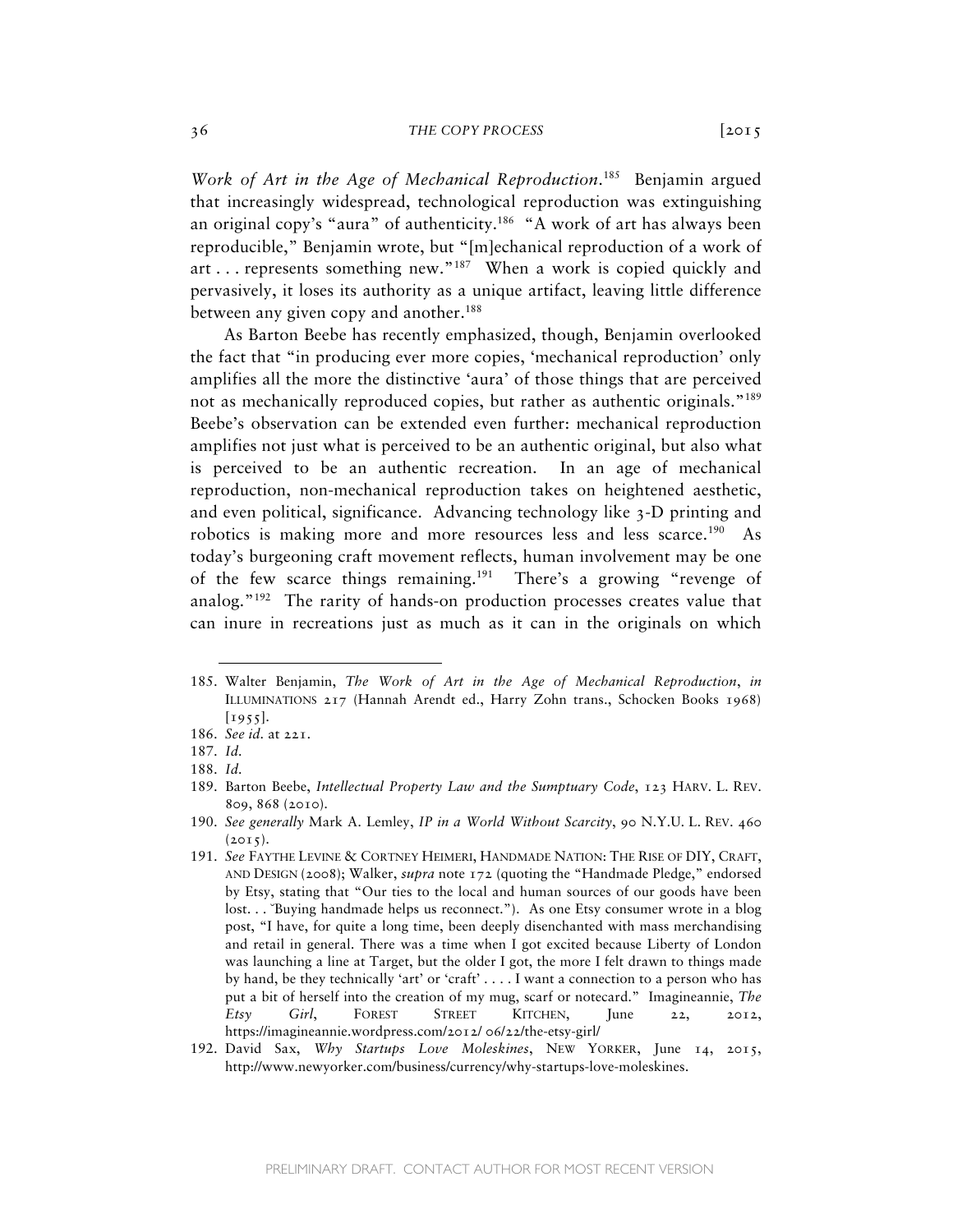*Work of Art in the Age of Mechanical Reproduction.*[185] Benjamin argued that increasingly widespread, technological reproduction was extinguishing an original copy's "aura" of authenticity.[186] "A work of art has always been reproducible," Benjamin wrote, but "[m]echanical reproduction of a work of art . . . represents something new."[187] When a work is copied quickly and pervasively, it loses its authority as a unique artifact, leaving little difference between any given copy and another.[188]

As Barton Beebe has recently emphasized, though, Benjamin overlooked the fact that "in producing ever more copies, 'mechanical reproduction' only amplifies all the more the distinctive 'aura' of those things that are perceived not as mechanically reproduced copies, but rather as authentic originals."[189] Beebe's observation can be extended even further: mechanical reproduction amplifies not just what is perceived to be an authentic original, but also what is perceived to be an authentic recreation. In an age of mechanical reproduction, non-mechanical reproduction takes on heightened aesthetic, and even political, significance. Advancing technology like 3-D printing and robotics is making more and more resources less and less scarce.[190] As today's burgeoning craft movement reflects, human involvement may be one of the few scarce things remaining.[191] There's a growing "revenge of analog."[192] The rarity of hands-on production processes creates value that can inure in recreations just as much as it can in the originals on which

---

185. Walter Benjamin, *The Work of Art in the Age of Mechanical Reproduction*, *in* ILLUMINATIONS 217 (Hannah Arendt ed., Harry Zohn trans., Schocken Books 1968) [1955].

186. *See id.* at 221.

187. *Id.*

188. *Id.*

189. Barton Beebe, *Intellectual Property Law and the Sumptuary Code*, 123 HARV. L. REV. 809, 868 (2010).

190. *See generally* Mark A. Lemley, *IP in a World Without Scarcity*, 90 N.Y.U. L. REV. 460 (2015).

191. *See* FAYTHE LEVINE & CORTNEY HEIMERI, HANDMADE NATION: THE RISE OF DIY, CRAFT, AND DESIGN (2008); Walker, *supra* note 172 (quoting the "Handmade Pledge," endorsed by Etsy, stating that "Our ties to the local and human sources of our goods have been lost. . . 'Buying handmade helps us reconnect."). As one Etsy consumer wrote in a blog post, "I have, for quite a long time, been deeply disenchanted with mass merchandising and retail in general. There was a time when I got excited because Liberty of London was launching a line at Target, but the older I got, the more I felt drawn to things made by hand, be they technically 'art' or 'craft' . . . . I want a connection to a person who has put a bit of herself into the creation of my mug, scarf or notecard." Imagineannie, *The Etsy Girl*, FOREST STREET KITCHEN, June 22, 2012, https://imagineannie.wordpress.com/2012/ 06/22/the-etsy-girl/

192. David Sax, *Why Startups Love Moleskines*, NEW YORKER, June 14, 2015, http://www.newyorker.com/business/currency/why-startups-love-moleskines.

PRELIMINARY DRAFT. CONTACT AUTHOR FOR MOST RECENT VERSION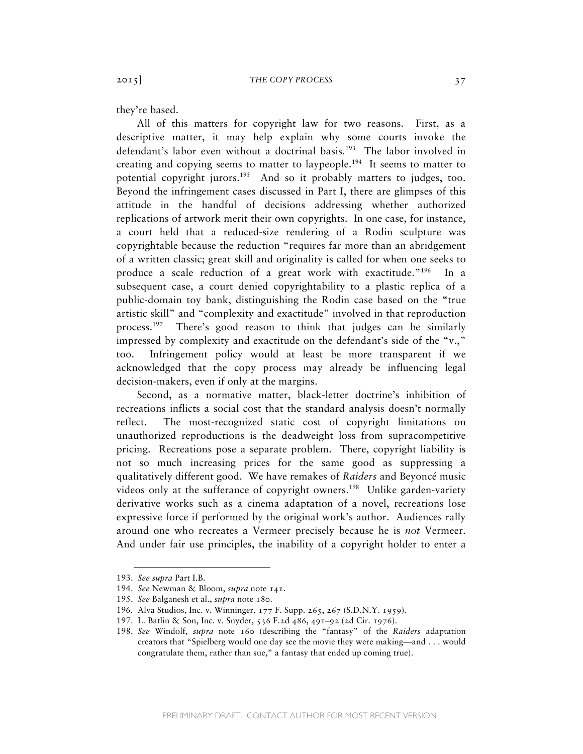they're based.

All of this matters for copyright law for two reasons. First, as a descriptive matter, it may help explain why some courts invoke the defendant's labor even without a doctrinal basis.[193] The labor involved in creating and copying seems to matter to laypeople.[194] It seems to matter to potential copyright jurors.[195] And so it probably matters to judges, too. Beyond the infringement cases discussed in Part I, there are glimpses of this attitude in the handful of decisions addressing whether authorized replications of artwork merit their own copyrights. In one case, for instance, a court held that a reduced-size rendering of a Rodin sculpture was copyrightable because the reduction "requires far more than an abridgement of a written classic; great skill and originality is called for when one seeks to produce a scale reduction of a great work with exactitude."[196] In a subsequent case, a court denied copyrightability to a plastic replica of a public-domain toy bank, distinguishing the Rodin case based on the "true artistic skill" and "complexity and exactitude" involved in that reproduction process.[197] There's good reason to think that judges can be similarly impressed by complexity and exactitude on the defendant's side of the "v.," too. Infringement policy would at least be more transparent if we acknowledged that the copy process may already be influencing legal decision-makers, even if only at the margins.

Second, as a normative matter, black-letter doctrine's inhibition of recreations inflicts a social cost that the standard analysis doesn't normally reflect. The most-recognized static cost of copyright limitations on unauthorized reproductions is the deadweight loss from supracompetitive pricing. Recreations pose a separate problem. There, copyright liability is not so much increasing prices for the same good as suppressing a qualitatively different good. We have remakes of *Raiders* and Beyoncé music videos only at the sufferance of copyright owners.[198] Unlike garden-variety derivative works such as a cinema adaptation of a novel, recreations lose expressive force if performed by the original work's author. Audiences rally around one who recreates a Vermeer precisely because he is *not* Vermeer. And under fair use principles, the inability of a copyright holder to enter a

---

193. *See supra* Part I.B.

194. *See* Newman & Bloom, *supra* note 141.

195. *See* Balganesh et al., *supra* note 180.

196. Alva Studios, Inc. v. Winninger, 177 F. Supp. 265, 267 (S.D.N.Y. 1959).

197. L. Batlin & Son, Inc. v. Snyder, 536 F.2d 486, 491–92 (2d Cir. 1976).

198. *See* Windolf, *supra* note 160 (describing the "fantasy" of the *Raiders* adaptation creators that "Spielberg would one day see the movie they were making—and . . . would congratulate them, rather than sue," a fantasy that ended up coming true).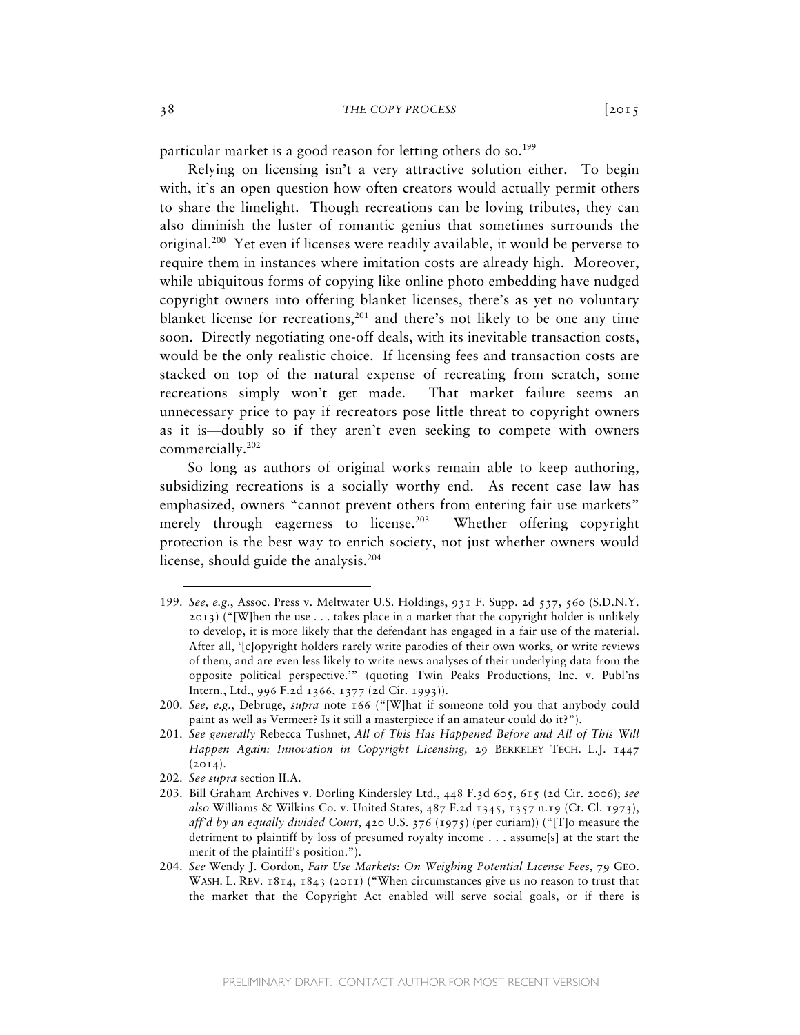particular market is a good reason for letting others do so.[199]

Relying on licensing isn't a very attractive solution either. To begin with, it's an open question how often creators would actually permit others to share the limelight. Though recreations can be loving tributes, they can also diminish the luster of romantic genius that sometimes surrounds the original.[200] Yet even if licenses were readily available, it would be perverse to require them in instances where imitation costs are already high. Moreover, while ubiquitous forms of copying like online photo embedding have nudged copyright owners into offering blanket licenses, there's as yet no voluntary blanket license for recreations,[201] and there's not likely to be one any time soon. Directly negotiating one-off deals, with its inevitable transaction costs, would be the only realistic choice. If licensing fees and transaction costs are stacked on top of the natural expense of recreating from scratch, some recreations simply won't get made. That market failure seems an unnecessary price to pay if recreators pose little threat to copyright owners as it is—doubly so if they aren't even seeking to compete with owners commercially.[202]

So long as authors of original works remain able to keep authoring, subsidizing recreations is a socially worthy end. As recent case law has emphasized, owners "cannot prevent others from entering fair use markets" merely through eagerness to license.[203] Whether offering copyright protection is the best way to enrich society, not just whether owners would license, should guide the analysis.[204]

---

199. *See, e.g.*, Assoc. Press v. Meltwater U.S. Holdings, 931 F. Supp. 2d 537, 560 (S.D.N.Y. 2013) ("[W]hen the use . . . takes place in a market that the copyright holder is unlikely to develop, it is more likely that the defendant has engaged in a fair use of the material. After all, '[c]opyright holders rarely write parodies of their own works, or write reviews of them, and are even less likely to write news analyses of their underlying data from the opposite political perspective.'" (quoting Twin Peaks Productions, Inc. v. Publ'ns Intern., Ltd., 996 F.2d 1366, 1377 (2d Cir. 1993)).

200. *See, e.g.*, Debruge, *supra* note 166 ("[W]hat if someone told you that anybody could paint as well as Vermeer? Is it still a masterpiece if an amateur could do it?").

201. *See generally* Rebecca Tushnet, *All of This Has Happened Before and All of This Will Happen Again: Innovation in Copyright Licensing,* 29 BERKELEY TECH. L.J. 1447 (2014).

202. *See supra* section II.A.

203. Bill Graham Archives v. Dorling Kindersley Ltd., 448 F.3d 605, 615 (2d Cir. 2006); *see also* Williams & Wilkins Co. v. United States, 487 F.2d 1345, 1357 n.19 (Ct. Cl. 1973), *aff'd by an equally divided Court*, 420 U.S. 376 (1975) (per curiam)) ("[T]o measure the detriment to plaintiff by loss of presumed royalty income . . . assume[s] at the start the merit of the plaintiff's position.").

204. *See* Wendy J. Gordon, *Fair Use Markets: On Weighing Potential License Fees*, 79 GEO. WASH. L. REV. 1814, 1843 (2011) ("When circumstances give us no reason to trust that the market that the Copyright Act enabled will serve social goals, or if there is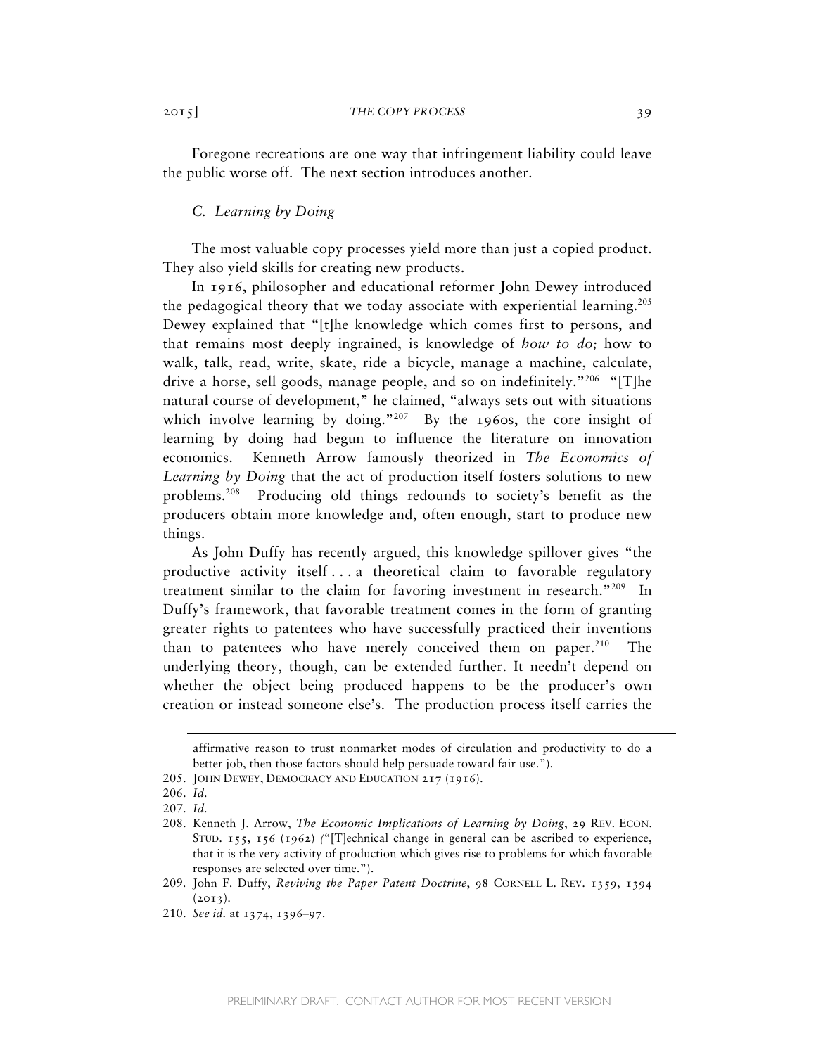Foregone recreations are one way that infringement liability could leave the public worse off. The next section introduces another.

### *C. Learning by Doing*

The most valuable copy processes yield more than just a copied product. They also yield skills for creating new products.

In 1916, philosopher and educational reformer John Dewey introduced the pedagogical theory that we today associate with experiential learning.[205] Dewey explained that "[t]he knowledge which comes first to persons, and that remains most deeply ingrained, is knowledge of *how to do;* how to walk, talk, read, write, skate, ride a bicycle, manage a machine, calculate, drive a horse, sell goods, manage people, and so on indefinitely."[206] "[T]he natural course of development," he claimed, "always sets out with situations which involve learning by doing."[207] By the 1960s, the core insight of learning by doing had begun to influence the literature on innovation economics. Kenneth Arrow famously theorized in *The Economics of Learning by Doing* that the act of production itself fosters solutions to new problems.[208] Producing old things redounds to society's benefit as the producers obtain more knowledge and, often enough, start to produce new things.

As John Duffy has recently argued, this knowledge spillover gives "the productive activity itself . . . a theoretical claim to favorable regulatory treatment similar to the claim for favoring investment in research."[209] In Duffy's framework, that favorable treatment comes in the form of granting greater rights to patentees who have successfully practiced their inventions than to patentees who have merely conceived them on paper.[210] The underlying theory, though, can be extended further. It needn't depend on whether the object being produced happens to be the producer's own creation or instead someone else's. The production process itself carries the

---

affirmative reason to trust nonmarket modes of circulation and productivity to do a better job, then those factors should help persuade toward fair use.").

205. JOHN DEWEY, DEMOCRACY AND EDUCATION 217 (1916).

206. *Id.*

207. *Id.*

208. Kenneth J. Arrow, *The Economic Implications of Learning by Doing*, 29 REV. ECON. STUD. 155, 156 (1962) ("[T]echnical change in general can be ascribed to experience, that it is the very activity of production which gives rise to problems for which favorable responses are selected over time.").

209. John F. Duffy, *Reviving the Paper Patent Doctrine*, 98 CORNELL L. REV. 1359, 1394 (2013).

210. *See id.* at 1374, 1396–97.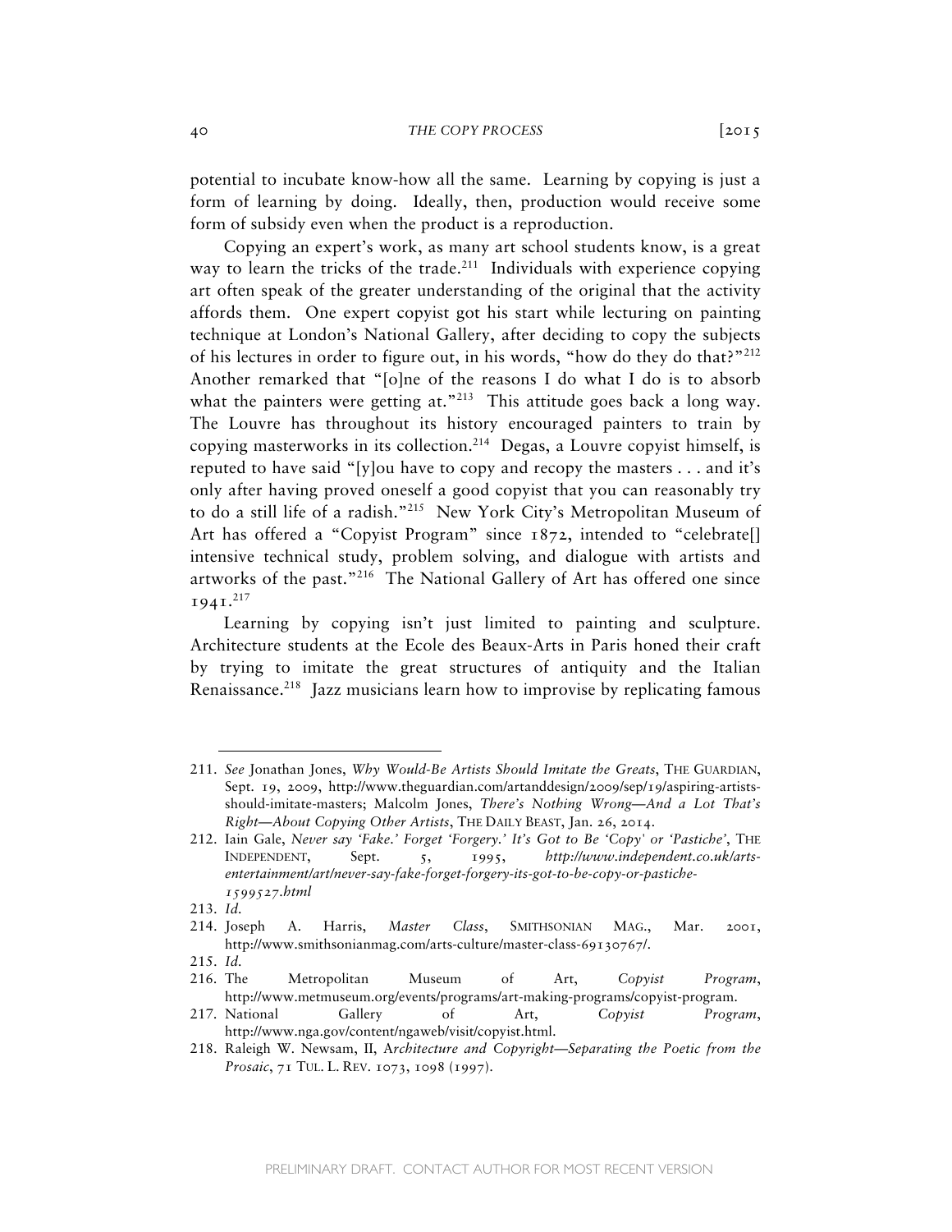potential to incubate know-how all the same. Learning by copying is just a form of learning by doing. Ideally, then, production would receive some form of subsidy even when the product is a reproduction.

Copying an expert's work, as many art school students know, is a great way to learn the tricks of the trade.[211] Individuals with experience copying art often speak of the greater understanding of the original that the activity affords them. One expert copyist got his start while lecturing on painting technique at London's National Gallery, after deciding to copy the subjects of his lectures in order to figure out, in his words, "how do they do that?"[212] Another remarked that "[o]ne of the reasons I do what I do is to absorb what the painters were getting at."[213] This attitude goes back a long way. The Louvre has throughout its history encouraged painters to train by copying masterworks in its collection.[214] Degas, a Louvre copyist himself, is reputed to have said "[y]ou have to copy and recopy the masters . . . and it's only after having proved oneself a good copyist that you can reasonably try to do a still life of a radish."[215] New York City's Metropolitan Museum of Art has offered a "Copyist Program" since 1872, intended to "celebrate[] intensive technical study, problem solving, and dialogue with artists and artworks of the past."[216] The National Gallery of Art has offered one since 1941.[217]

Learning by copying isn't just limited to painting and sculpture. Architecture students at the Ecole des Beaux-Arts in Paris honed their craft by trying to imitate the great structures of antiquity and the Italian Renaissance.[218] Jazz musicians learn how to improvise by replicating famous

---

211. *See* Jonathan Jones, *Why Would-Be Artists Should Imitate the Greats*, THE GUARDIAN, Sept. 19, 2009, http://www.theguardian.com/artanddesign/2009/sep/19/aspiring-artists-should-imitate-masters; Malcolm Jones, *There's Nothing Wrong—And a Lot That's Right—About Copying Other Artists*, THE DAILY BEAST, Jan. 26, 2014.

212. Iain Gale, *Never say 'Fake.' Forget 'Forgery.' It's Got to Be 'Copy' or 'Pastiche'*, THE INDEPENDENT, Sept. 5, 1995, *http://www.independent.co.uk/arts-entertainment/art/never-say-fake-forget-forgery-its-got-to-be-copy-or-pastiche-1599527.html*

213. *Id.*

214. Joseph A. Harris, *Master Class*, SMITHSONIAN MAG., Mar. 2001, http://www.smithsonianmag.com/arts-culture/master-class-69130767/.

215. *Id.*

216. The Metropolitan Museum of Art, *Copyist Program*, http://www.metmuseum.org/events/programs/art-making-programs/copyist-program.

217. National Gallery of Art, *Copyist Program*, http://www.nga.gov/content/ngaweb/visit/copyist.html.

218. Raleigh W. Newsam, II, *Architecture and Copyright—Separating the Poetic from the Prosaic*, 71 TUL. L. REV. 1073, 1098 (1997).

PRELIMINARY DRAFT. CONTACT AUTHOR FOR MOST RECENT VERSION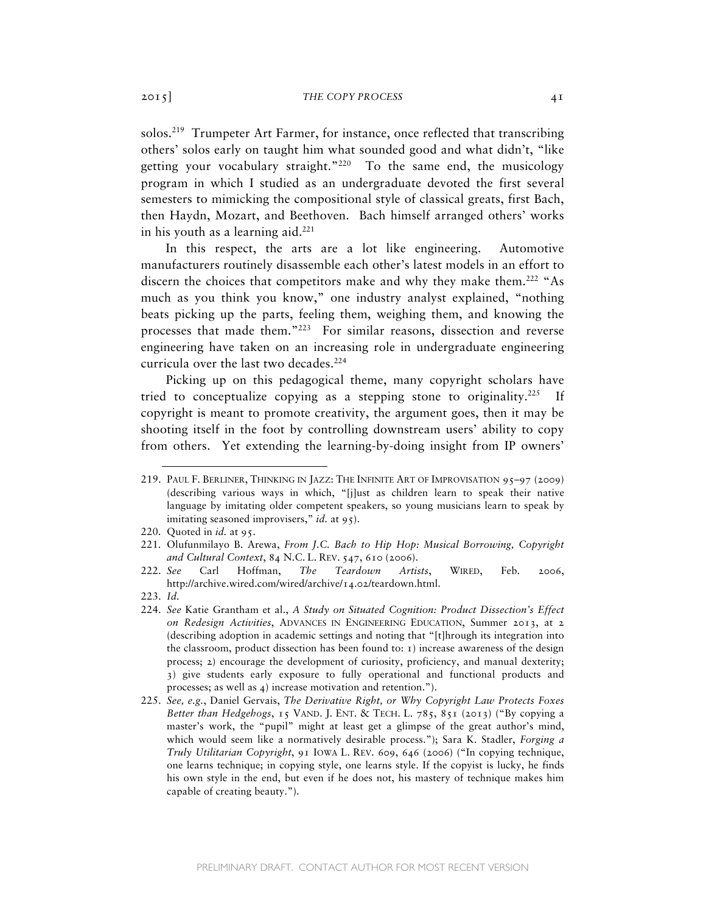solos.[219] Trumpeter Art Farmer, for instance, once reflected that transcribing others' solos early on taught him what sounded good and what didn't, "like getting your vocabulary straight."[220] To the same end, the musicology program in which I studied as an undergraduate devoted the first several semesters to mimicking the compositional style of classical greats, first Bach, then Haydn, Mozart, and Beethoven. Bach himself arranged others' works in his youth as a learning aid.[221]

In this respect, the arts are a lot like engineering. Automotive manufacturers routinely disassemble each other's latest models in an effort to discern the choices that competitors make and why they make them.[222] "As much as you think you know," one industry analyst explained, "nothing beats picking up the parts, feeling them, weighing them, and knowing the processes that made them."[223] For similar reasons, dissection and reverse engineering have taken on an increasing role in undergraduate engineering curricula over the last two decades.[224]

Picking up on this pedagogical theme, many copyright scholars have tried to conceptualize copying as a stepping stone to originality.[225] If copyright is meant to promote creativity, the argument goes, then it may be shooting itself in the foot by controlling downstream users' ability to copy from others. Yet extending the learning-by-doing insight from IP owners'

---

219. PAUL F. BERLINER, THINKING IN JAZZ: THE INFINITE ART OF IMPROVISATION 95–97 (2009) (describing various ways in which, "[j]ust as children learn to speak their native language by imitating older competent speakers, so young musicians learn to speak by imitating seasoned improvisers," *id.* at 95).

220. Quoted in *id.* at 95.

221. Olufunmilayo B. Arewa, *From J.C. Bach to Hip Hop: Musical Borrowing, Copyright and Cultural Context*, 84 N.C. L. REV. 547, 610 (2006).

222. *See* Carl Hoffman, *The Teardown Artists*, WIRED, Feb. 2006, http://archive.wired.com/wired/archive/14.02/teardown.html.

223. *Id.*

224. *See* Katie Grantham et al., *A Study on Situated Cognition: Product Dissection's Effect on Redesign Activities*, ADVANCES IN ENGINEERING EDUCATION, Summer 2013, at 2 (describing adoption in academic settings and noting that "[t]hrough its integration into the classroom, product dissection has been found to: 1) increase awareness of the design process; 2) encourage the development of curiosity, proficiency, and manual dexterity; 3) give students early exposure to fully operational and functional products and processes; as well as 4) increase motivation and retention.").

225. *See, e.g.*, Daniel Gervais, *The Derivative Right, or Why Copyright Law Protects Foxes Better than Hedgehogs*, 15 VAND. J. ENT. & TECH. L. 785, 851 (2013) ("By copying a master's work, the "pupil" might at least get a glimpse of the great author's mind, which would seem like a normatively desirable process."); Sara K. Stadler, *Forging a Truly Utilitarian Copyright*, 91 IOWA L. REV. 609, 646 (2006) ("In copying technique, one learns technique; in copying style, one learns style. If the copyist is lucky, he finds his own style in the end, but even if he does not, his mastery of technique makes him capable of creating beauty.").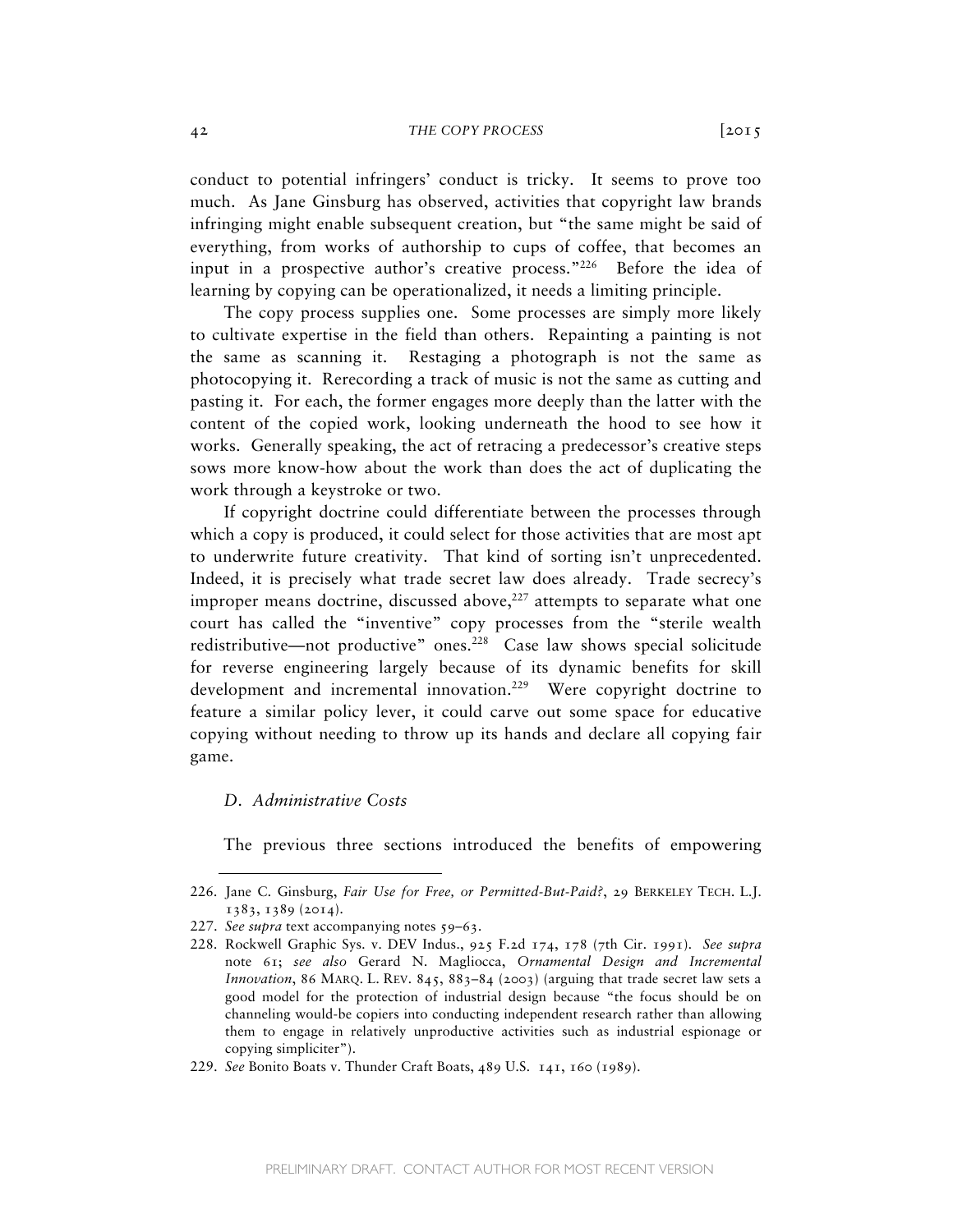conduct to potential infringers' conduct is tricky. It seems to prove too much. As Jane Ginsburg has observed, activities that copyright law brands infringing might enable subsequent creation, but "the same might be said of everything, from works of authorship to cups of coffee, that becomes an input in a prospective author's creative process."[226] Before the idea of learning by copying can be operationalized, it needs a limiting principle.

The copy process supplies one. Some processes are simply more likely to cultivate expertise in the field than others. Repainting a painting is not the same as scanning it. Restaging a photograph is not the same as photocopying it. Rerecording a track of music is not the same as cutting and pasting it. For each, the former engages more deeply than the latter with the content of the copied work, looking underneath the hood to see how it works. Generally speaking, the act of retracing a predecessor's creative steps sows more know-how about the work than does the act of duplicating the work through a keystroke or two.

If copyright doctrine could differentiate between the processes through which a copy is produced, it could select for those activities that are most apt to underwrite future creativity. That kind of sorting isn't unprecedented. Indeed, it is precisely what trade secret law does already. Trade secrecy's improper means doctrine, discussed above,[227] attempts to separate what one court has called the "inventive" copy processes from the "sterile wealth redistributive—not productive" ones.[228] Case law shows special solicitude for reverse engineering largely because of its dynamic benefits for skill development and incremental innovation.[229] Were copyright doctrine to feature a similar policy lever, it could carve out some space for educative copying without needing to throw up its hands and declare all copying fair game.

### *D. Administrative Costs*

The previous three sections introduced the benefits of empowering

---

226. Jane C. Ginsburg, *Fair Use for Free, or Permitted-But-Paid?*, 29 BERKELEY TECH. L.J. 1383, 1389 (2014).

227. *See supra* text accompanying notes 59–63.

228. Rockwell Graphic Sys. v. DEV Indus., 925 F.2d 174, 178 (7th Cir. 1991). *See supra* note 61; *see also* Gerard N. Magliocca, *Ornamental Design and Incremental Innovation*, 86 MARQ. L. REV. 845, 883–84 (2003) (arguing that trade secret law sets a good model for the protection of industrial design because "the focus should be on channeling would-be copiers into conducting independent research rather than allowing them to engage in relatively unproductive activities such as industrial espionage or copying simpliciter").

229. *See* Bonito Boats v. Thunder Craft Boats, 489 U.S. 141, 160 (1989).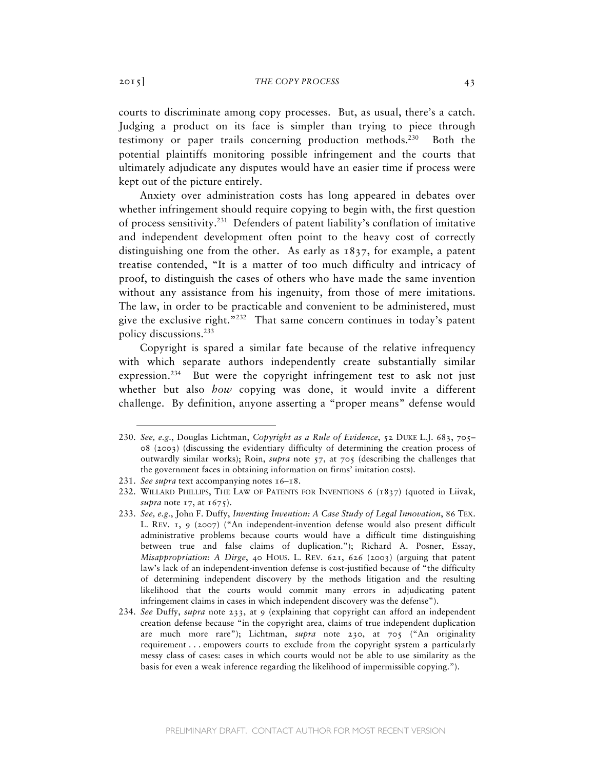courts to discriminate among copy processes. But, as usual, there's a catch. Judging a product on its face is simpler than trying to piece through testimony or paper trails concerning production methods.[230] Both the potential plaintiffs monitoring possible infringement and the courts that ultimately adjudicate any disputes would have an easier time if process were kept out of the picture entirely.

Anxiety over administration costs has long appeared in debates over whether infringement should require copying to begin with, the first question of process sensitivity.[231] Defenders of patent liability's conflation of imitative and independent development often point to the heavy cost of correctly distinguishing one from the other. As early as 1837, for example, a patent treatise contended, "It is a matter of too much difficulty and intricacy of proof, to distinguish the cases of others who have made the same invention without any assistance from his ingenuity, from those of mere imitations. The law, in order to be practicable and convenient to be administered, must give the exclusive right."[232] That same concern continues in today's patent policy discussions.[233]

Copyright is spared a similar fate because of the relative infrequency with which separate authors independently create substantially similar expression.[234] But were the copyright infringement test to ask not just whether but also *how* copying was done, it would invite a different challenge. By definition, anyone asserting a "proper means" defense would

---

230. *See, e.g.*, Douglas Lichtman, *Copyright as a Rule of Evidence*, 52 DUKE L.J. 683, 705–08 (2003) (discussing the evidentiary difficulty of determining the creation process of outwardly similar works); Roin, *supra* note 57, at 705 (describing the challenges that the government faces in obtaining information on firms' imitation costs).

231. *See supra* text accompanying notes 16–18.

232. WILLARD PHILLIPS, THE LAW OF PATENTS FOR INVENTIONS 6 (1837) (quoted in Liivak, *supra* note 17, at 1675).

233. *See, e.g.*, John F. Duffy, *Inventing Invention: A Case Study of Legal Innovation*, 86 TEX. L. REV. 1, 9 (2007) ("An independent-invention defense would also present difficult administrative problems because courts would have a difficult time distinguishing between true and false claims of duplication."); Richard A. Posner, Essay, *Misappropriation: A Dirge*, 40 HOUS. L. REV. 621, 626 (2003) (arguing that patent law's lack of an independent-invention defense is cost-justified because of "the difficulty of determining independent discovery by the methods litigation and the resulting likelihood that the courts would commit many errors in adjudicating patent infringement claims in cases in which independent discovery was the defense").

234. *See* Duffy, *supra* note 233, at 9 (explaining that copyright can afford an independent creation defense because "in the copyright area, claims of true independent duplication are much more rare"); Lichtman, *supra* note 230, at 705 ("An originality requirement . . . empowers courts to exclude from the copyright system a particularly messy class of cases: cases in which courts would not be able to use similarity as the basis for even a weak inference regarding the likelihood of impermissible copying.").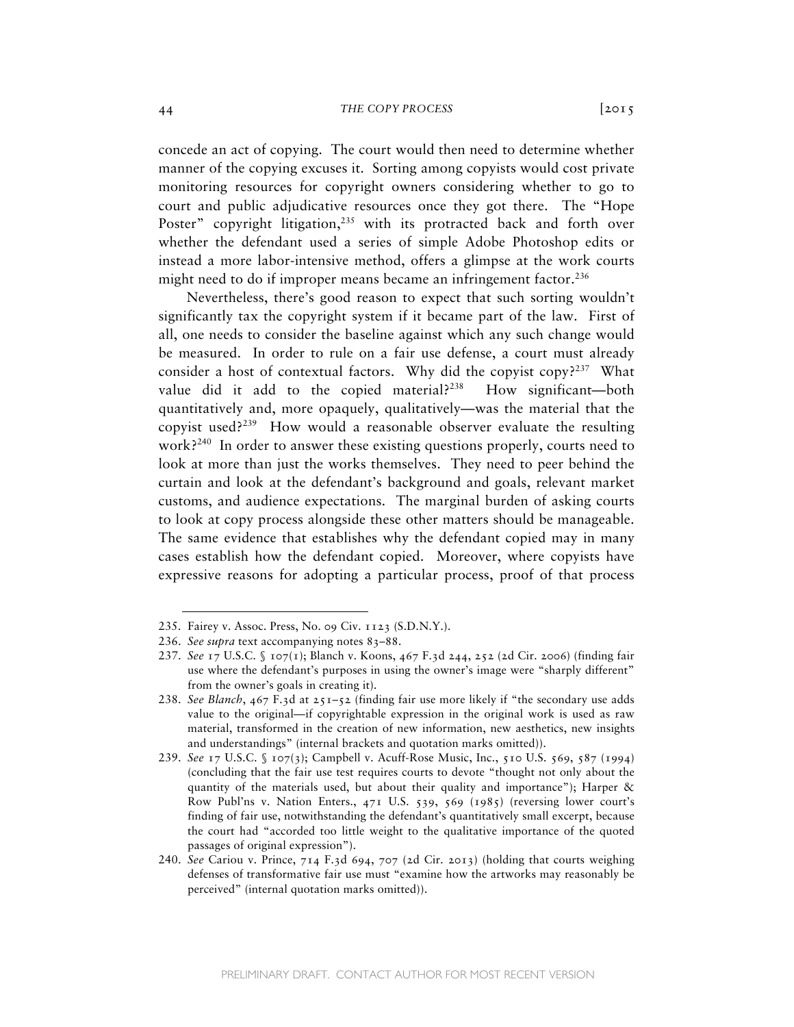concede an act of copying. The court would then need to determine whether manner of the copying excuses it. Sorting among copyists would cost private monitoring resources for copyright owners considering whether to go to court and public adjudicative resources once they got there. The "Hope Poster" copyright litigation,[235] with its protracted back and forth over whether the defendant used a series of simple Adobe Photoshop edits or instead a more labor-intensive method, offers a glimpse at the work courts might need to do if improper means became an infringement factor.[236]

Nevertheless, there's good reason to expect that such sorting wouldn't significantly tax the copyright system if it became part of the law. First of all, one needs to consider the baseline against which any such change would be measured. In order to rule on a fair use defense, a court must already consider a host of contextual factors. Why did the copyist copy?[237] What value did it add to the copied material?[238] How significant—both quantitatively and, more opaquely, qualitatively—was the material that the copyist used?[239] How would a reasonable observer evaluate the resulting work?[240] In order to answer these existing questions properly, courts need to look at more than just the works themselves. They need to peer behind the curtain and look at the defendant's background and goals, relevant market customs, and audience expectations. The marginal burden of asking courts to look at copy process alongside these other matters should be manageable. The same evidence that establishes why the defendant copied may in many cases establish how the defendant copied. Moreover, where copyists have expressive reasons for adopting a particular process, proof of that process

---

235. Fairey v. Assoc. Press, No. 09 Civ. 1123 (S.D.N.Y.).

236. *See supra* text accompanying notes 83–88.

237. *See* 17 U.S.C. § 107(1); Blanch v. Koons, 467 F.3d 244, 252 (2d Cir. 2006) (finding fair use where the defendant's purposes in using the owner's image were "sharply different" from the owner's goals in creating it).

238. *See Blanch*, 467 F.3d at 251–52 (finding fair use more likely if "the secondary use adds value to the original—if copyrightable expression in the original work is used as raw material, transformed in the creation of new information, new aesthetics, new insights and understandings" (internal brackets and quotation marks omitted)).

239. *See* 17 U.S.C. § 107(3); Campbell v. Acuff-Rose Music, Inc., 510 U.S. 569, 587 (1994) (concluding that the fair use test requires courts to devote "thought not only about the quantity of the materials used, but about their quality and importance"); Harper & Row Publ'ns v. Nation Enters., 471 U.S. 539, 569 (1985) (reversing lower court's finding of fair use, notwithstanding the defendant's quantitatively small excerpt, because the court had "accorded too little weight to the qualitative importance of the quoted passages of original expression").

240. *See* Cariou v. Prince, 714 F.3d 694, 707 (2d Cir. 2013) (holding that courts weighing defenses of transformative fair use must "examine how the artworks may reasonably be perceived" (internal quotation marks omitted)).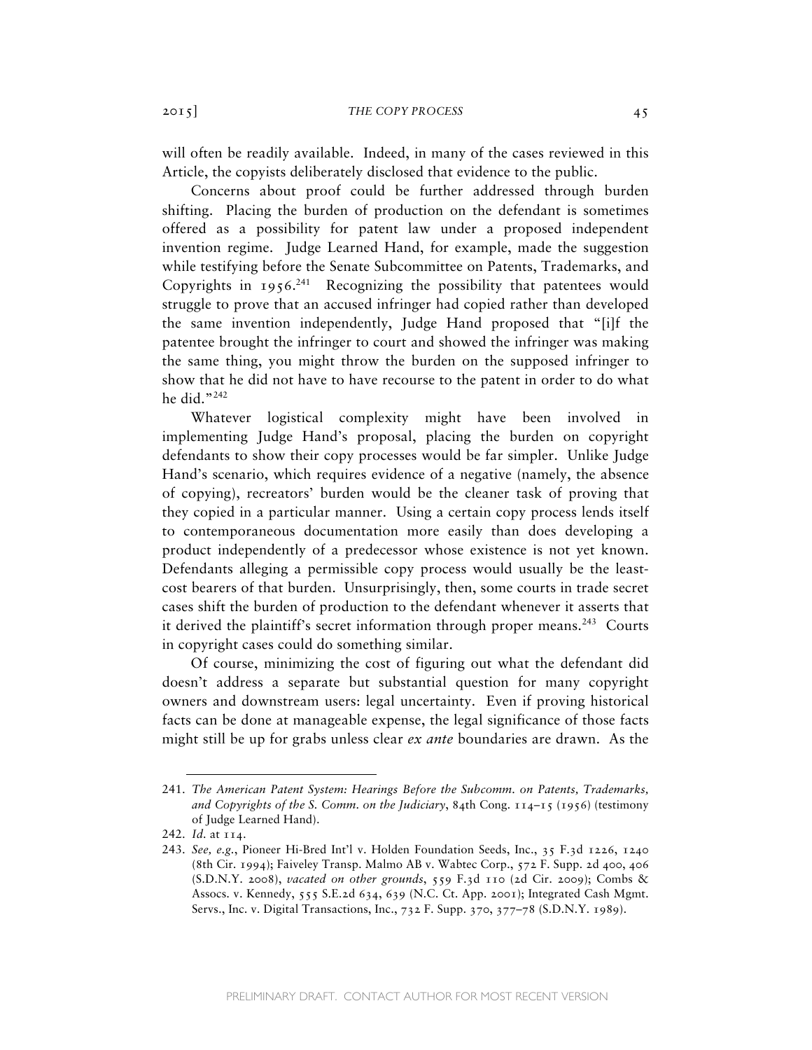will often be readily available. Indeed, in many of the cases reviewed in this Article, the copyists deliberately disclosed that evidence to the public.

Concerns about proof could be further addressed through burden shifting. Placing the burden of production on the defendant is sometimes offered as a possibility for patent law under a proposed independent invention regime. Judge Learned Hand, for example, made the suggestion while testifying before the Senate Subcommittee on Patents, Trademarks, and Copyrights in 1956.[241] Recognizing the possibility that patentees would struggle to prove that an accused infringer had copied rather than developed the same invention independently, Judge Hand proposed that "[i]f the patentee brought the infringer to court and showed the infringer was making the same thing, you might throw the burden on the supposed infringer to show that he did not have to have recourse to the patent in order to do what he did."[242]

Whatever logistical complexity might have been involved in implementing Judge Hand's proposal, placing the burden on copyright defendants to show their copy processes would be far simpler. Unlike Judge Hand's scenario, which requires evidence of a negative (namely, the absence of copying), recreators' burden would be the cleaner task of proving that they copied in a particular manner. Using a certain copy process lends itself to contemporaneous documentation more easily than does developing a product independently of a predecessor whose existence is not yet known. Defendants alleging a permissible copy process would usually be the least-cost bearers of that burden. Unsurprisingly, then, some courts in trade secret cases shift the burden of production to the defendant whenever it asserts that it derived the plaintiff's secret information through proper means.[243] Courts in copyright cases could do something similar.

Of course, minimizing the cost of figuring out what the defendant did doesn't address a separate but substantial question for many copyright owners and downstream users: legal uncertainty. Even if proving historical facts can be done at manageable expense, the legal significance of those facts might still be up for grabs unless clear *ex ante* boundaries are drawn. As the

---

241. *The American Patent System: Hearings Before the Subcomm. on Patents, Trademarks, and Copyrights of the S. Comm. on the Judiciary*, 84th Cong. 114–15 (1956) (testimony of Judge Learned Hand).

242. *Id.* at 114.

243. *See, e.g.*, Pioneer Hi-Bred Int'l v. Holden Foundation Seeds, Inc., 35 F.3d 1226, 1240 (8th Cir. 1994); Faiveley Transp. Malmo AB v. Wabtec Corp., 572 F. Supp. 2d 400, 406 (S.D.N.Y. 2008), *vacated on other grounds*, 559 F.3d 110 (2d Cir. 2009); Combs & Assocs. v. Kennedy, 555 S.E.2d 634, 639 (N.C. Ct. App. 2001); Integrated Cash Mgmt. Servs., Inc. v. Digital Transactions, Inc., 732 F. Supp. 370, 377–78 (S.D.N.Y. 1989).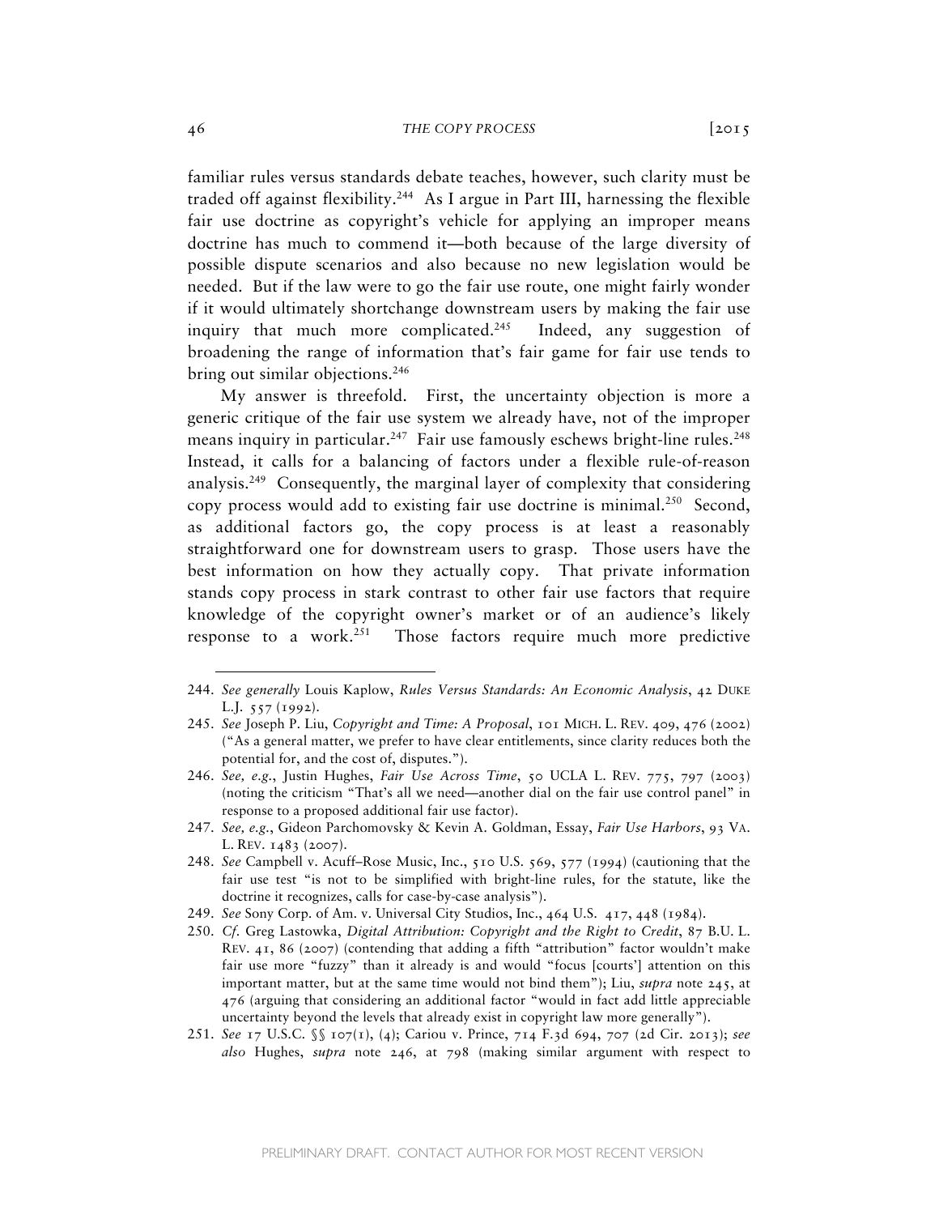familiar rules versus standards debate teaches, however, such clarity must be traded off against flexibility.[244] As I argue in Part III, harnessing the flexible fair use doctrine as copyright's vehicle for applying an improper means doctrine has much to commend it—both because of the large diversity of possible dispute scenarios and also because no new legislation would be needed. But if the law were to go the fair use route, one might fairly wonder if it would ultimately shortchange downstream users by making the fair use inquiry that much more complicated.[245] Indeed, any suggestion of broadening the range of information that's fair game for fair use tends to bring out similar objections.[246]

My answer is threefold. First, the uncertainty objection is more a generic critique of the fair use system we already have, not of the improper means inquiry in particular.[247] Fair use famously eschews bright-line rules.[248] Instead, it calls for a balancing of factors under a flexible rule-of-reason analysis.[249] Consequently, the marginal layer of complexity that considering copy process would add to existing fair use doctrine is minimal.[250] Second, as additional factors go, the copy process is at least a reasonably straightforward one for downstream users to grasp. Those users have the best information on how they actually copy. That private information stands copy process in stark contrast to other fair use factors that require knowledge of the copyright owner's market or of an audience's likely response to a work.[251] Those factors require much more predictive

---

244. *See generally* Louis Kaplow, *Rules Versus Standards: An Economic Analysis*, 42 DUKE L.J. 557 (1992).

245. *See* Joseph P. Liu, *Copyright and Time: A Proposal*, 101 MICH. L. REV. 409, 476 (2002) ("As a general matter, we prefer to have clear entitlements, since clarity reduces both the potential for, and the cost of, disputes.").

246. *See, e.g.*, Justin Hughes, *Fair Use Across Time*, 50 UCLA L. REV. 775, 797 (2003) (noting the criticism "That's all we need—another dial on the fair use control panel" in response to a proposed additional fair use factor).

247. *See, e.g.*, Gideon Parchomovsky & Kevin A. Goldman, Essay, *Fair Use Harbors*, 93 VA. L. REV. 1483 (2007).

248. *See* Campbell v. Acuff–Rose Music, Inc., 510 U.S. 569, 577 (1994) (cautioning that the fair use test "is not to be simplified with bright-line rules, for the statute, like the doctrine it recognizes, calls for case-by-case analysis").

249. *See* Sony Corp. of Am. v. Universal City Studios, Inc., 464 U.S. 417, 448 (1984).

250. *Cf.* Greg Lastowka, *Digital Attribution: Copyright and the Right to Credit*, 87 B.U. L. REV. 41, 86 (2007) (contending that adding a fifth "attribution" factor wouldn't make fair use more "fuzzy" than it already is and would "focus [courts'] attention on this important matter, but at the same time would not bind them"); Liu, *supra* note 245, at 476 (arguing that considering an additional factor "would in fact add little appreciable uncertainty beyond the levels that already exist in copyright law more generally").

251. *See* 17 U.S.C. §§ 107(1), (4); Cariou v. Prince, 714 F.3d 694, 707 (2d Cir. 2013); *see also* Hughes, *supra* note 246, at 798 (making similar argument with respect to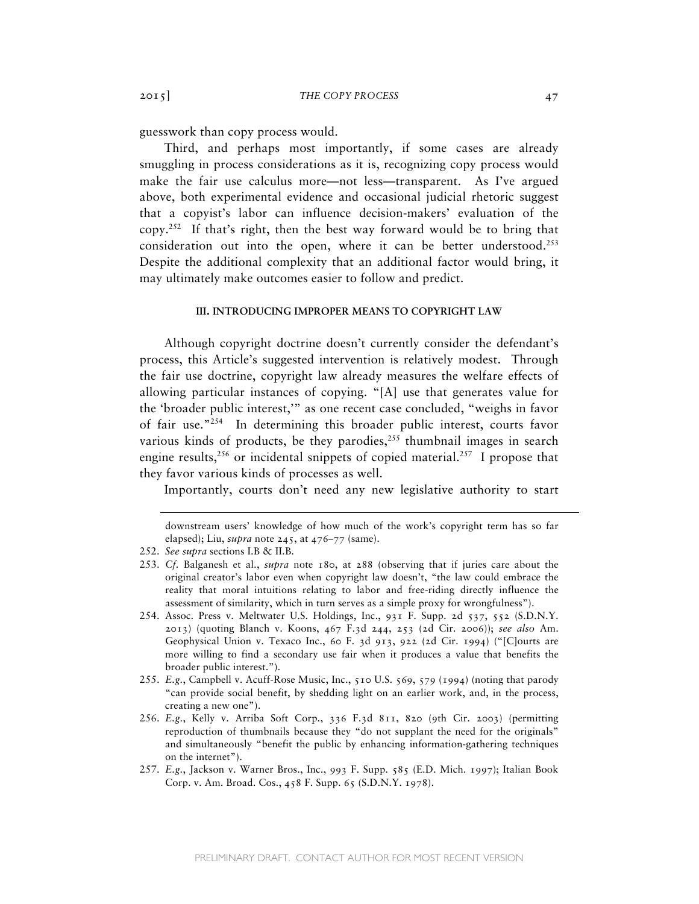guesswork than copy process would.

Third, and perhaps most importantly, if some cases are already smuggling in process considerations as it is, recognizing copy process would make the fair use calculus more—not less—transparent. As I've argued above, both experimental evidence and occasional judicial rhetoric suggest that a copyist's labor can influence decision-makers' evaluation of the copy.[252] If that's right, then the best way forward would be to bring that consideration out into the open, where it can be better understood.[253] Despite the additional complexity that an additional factor would bring, it may ultimately make outcomes easier to follow and predict.

## III. INTRODUCING IMPROPER MEANS TO COPYRIGHT LAW

Although copyright doctrine doesn't currently consider the defendant's process, this Article's suggested intervention is relatively modest. Through the fair use doctrine, copyright law already measures the welfare effects of allowing particular instances of copying. "[A] use that generates value for the 'broader public interest,'" as one recent case concluded, "weighs in favor of fair use."[254] In determining this broader public interest, courts favor various kinds of products, be they parodies,[255] thumbnail images in search engine results,[256] or incidental snippets of copied material.[257] I propose that they favor various kinds of processes as well.

Importantly, courts don't need any new legislative authority to start

---

downstream users' knowledge of how much of the work's copyright term has so far elapsed); Liu, *supra* note 245, at 476–77 (same).

252. *See supra* sections I.B & II.B.

253. *Cf.* Balganesh et al., *supra* note 180, at 288 (observing that if juries care about the original creator's labor even when copyright law doesn't, "the law could embrace the reality that moral intuitions relating to labor and free-riding directly influence the assessment of similarity, which in turn serves as a simple proxy for wrongfulness").

254. Assoc. Press v. Meltwater U.S. Holdings, Inc., 931 F. Supp. 2d 537, 552 (S.D.N.Y. 2013) (quoting Blanch v. Koons, 467 F.3d 244, 253 (2d Cir. 2006)); *see also* Am. Geophysical Union v. Texaco Inc., 60 F. 3d 913, 922 (2d Cir. 1994) ("[C]ourts are more willing to find a secondary use fair when it produces a value that benefits the broader public interest.").

255. *E.g.*, Campbell v. Acuff-Rose Music, Inc., 510 U.S. 569, 579 (1994) (noting that parody "can provide social benefit, by shedding light on an earlier work, and, in the process, creating a new one").

256. *E.g.*, Kelly v. Arriba Soft Corp., 336 F.3d 811, 820 (9th Cir. 2003) (permitting reproduction of thumbnails because they "do not supplant the need for the originals" and simultaneously "benefit the public by enhancing information-gathering techniques on the internet").

257. *E.g.*, Jackson v. Warner Bros., Inc., 993 F. Supp. 585 (E.D. Mich. 1997); Italian Book Corp. v. Am. Broad. Cos., 458 F. Supp. 65 (S.D.N.Y. 1978).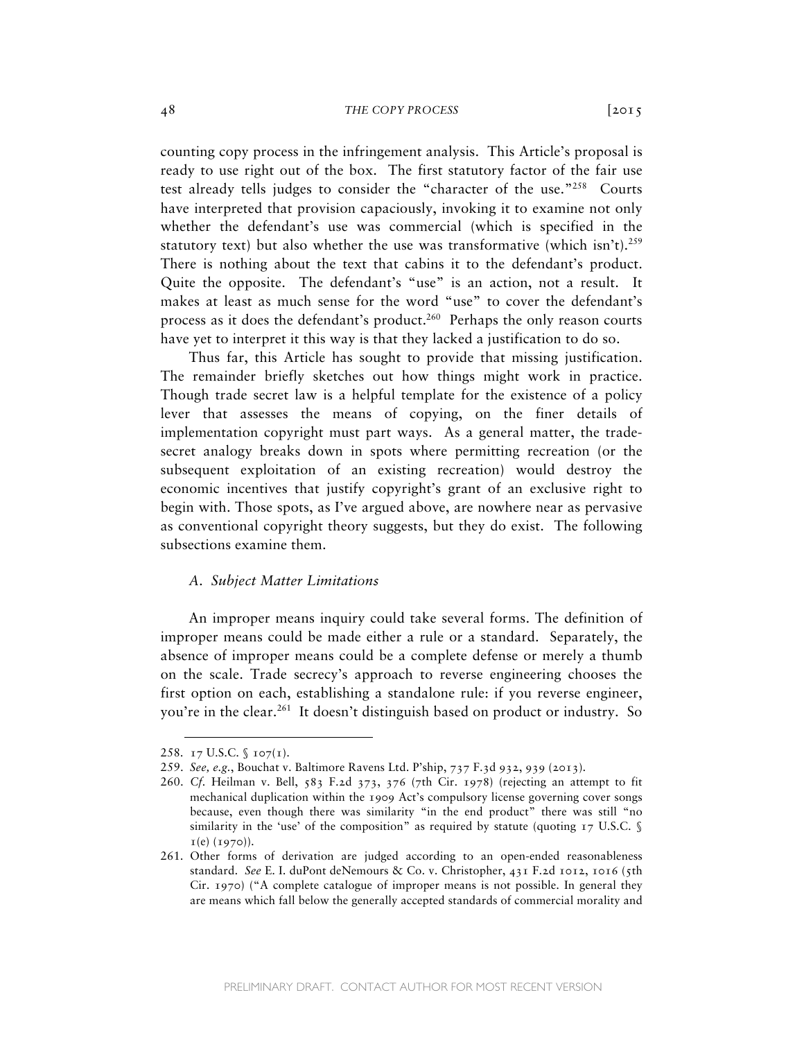counting copy process in the infringement analysis. This Article's proposal is ready to use right out of the box. The first statutory factor of the fair use test already tells judges to consider the "character of the use."[258] Courts have interpreted that provision capaciously, invoking it to examine not only whether the defendant's use was commercial (which is specified in the statutory text) but also whether the use was transformative (which isn't).[259] There is nothing about the text that cabins it to the defendant's product. Quite the opposite. The defendant's "use" is an action, not a result. It makes at least as much sense for the word "use" to cover the defendant's process as it does the defendant's product.[260] Perhaps the only reason courts have yet to interpret it this way is that they lacked a justification to do so.

Thus far, this Article has sought to provide that missing justification. The remainder briefly sketches out how things might work in practice. Though trade secret law is a helpful template for the existence of a policy lever that assesses the means of copying, on the finer details of implementation copyright must part ways. As a general matter, the trade-secret analogy breaks down in spots where permitting recreation (or the subsequent exploitation of an existing recreation) would destroy the economic incentives that justify copyright's grant of an exclusive right to begin with. Those spots, as I've argued above, are nowhere near as pervasive as conventional copyright theory suggests, but they do exist. The following subsections examine them.

### *A. Subject Matter Limitations*

An improper means inquiry could take several forms. The definition of improper means could be made either a rule or a standard. Separately, the absence of improper means could be a complete defense or merely a thumb on the scale. Trade secrecy's approach to reverse engineering chooses the first option on each, establishing a standalone rule: if you reverse engineer, you're in the clear.[261] It doesn't distinguish based on product or industry. So

---

258. 17 U.S.C. § 107(1).

259. *See, e.g.*, Bouchat v. Baltimore Ravens Ltd. P'ship, 737 F.3d 932, 939 (2013).

260. *Cf.* Heilman v. Bell, 583 F.2d 373, 376 (7th Cir. 1978) (rejecting an attempt to fit mechanical duplication within the 1909 Act's compulsory license governing cover songs because, even though there was similarity "in the end product" there was still "no similarity in the 'use' of the composition" as required by statute (quoting 17 U.S.C. § 1(e) (1970)).

261. Other forms of derivation are judged according to an open-ended reasonableness standard. *See* E. I. duPont deNemours & Co. v. Christopher, 431 F.2d 1012, 1016 (5th Cir. 1970) ("A complete catalogue of improper means is not possible. In general they are means which fall below the generally accepted standards of commercial morality and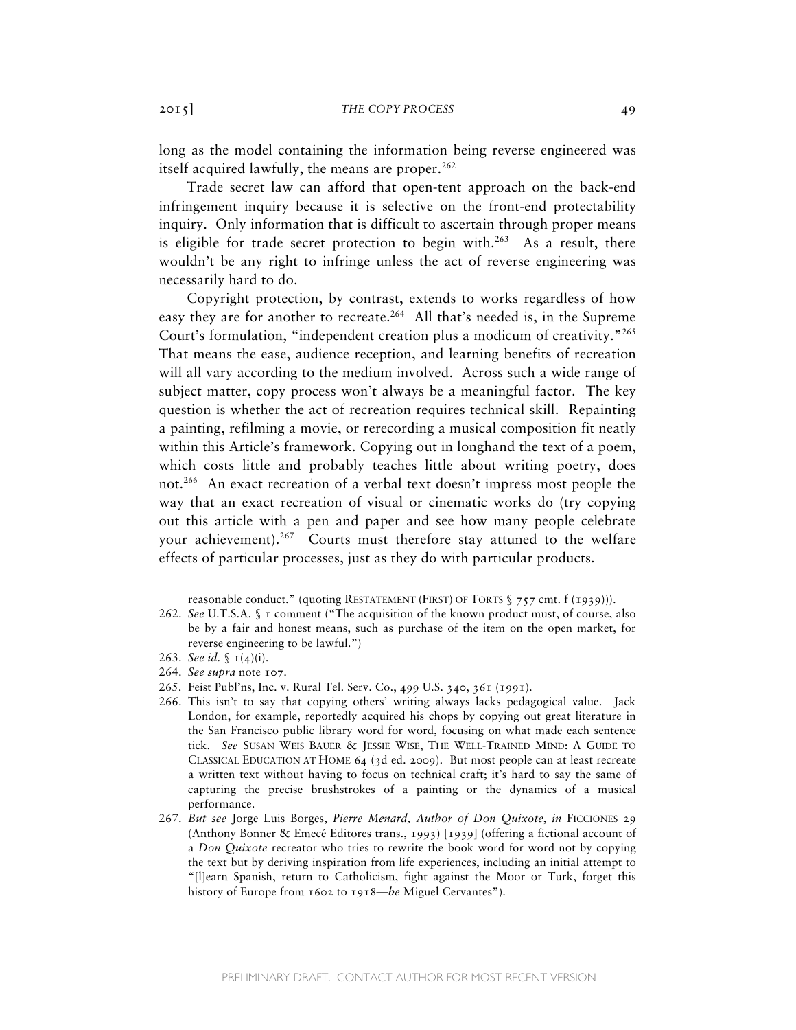long as the model containing the information being reverse engineered was itself acquired lawfully, the means are proper.[262]

Trade secret law can afford that open-tent approach on the back-end infringement inquiry because it is selective on the front-end protectability inquiry. Only information that is difficult to ascertain through proper means is eligible for trade secret protection to begin with.[263] As a result, there wouldn't be any right to infringe unless the act of reverse engineering was necessarily hard to do.

Copyright protection, by contrast, extends to works regardless of how easy they are for another to recreate.[264] All that's needed is, in the Supreme Court's formulation, "independent creation plus a modicum of creativity."[265] That means the ease, audience reception, and learning benefits of recreation will all vary according to the medium involved. Across such a wide range of subject matter, copy process won't always be a meaningful factor. The key question is whether the act of recreation requires technical skill. Repainting a painting, refilming a movie, or rerecording a musical composition fit neatly within this Article's framework. Copying out in longhand the text of a poem, which costs little and probably teaches little about writing poetry, does not.[266] An exact recreation of a verbal text doesn't impress most people the way that an exact recreation of visual or cinematic works do (try copying out this article with a pen and paper and see how many people celebrate your achievement).[267] Courts must therefore stay attuned to the welfare effects of particular processes, just as they do with particular products.

---

reasonable conduct." (quoting RESTATEMENT (FIRST) OF TORTS § 757 cmt. f (1939))).

262. *See* U.T.S.A. § 1 comment ("The acquisition of the known product must, of course, also be by a fair and honest means, such as purchase of the item on the open market, for reverse engineering to be lawful.")

263. *See id.* § 1(4)(i).

264. *See supra* note 107.

265. Feist Publ'ns, Inc. v. Rural Tel. Serv. Co., 499 U.S. 340, 361 (1991).

266. This isn't to say that copying others' writing always lacks pedagogical value. Jack London, for example, reportedly acquired his chops by copying out great literature in the San Francisco public library word for word, focusing on what made each sentence tick. *See* SUSAN WEIS BAUER & JESSIE WISE, THE WELL-TRAINED MIND: A GUIDE TO CLASSICAL EDUCATION AT HOME 64 (3d ed. 2009). But most people can at least recreate a written text without having to focus on technical craft; it's hard to say the same of capturing the precise brushstrokes of a painting or the dynamics of a musical performance.

267. *But see* Jorge Luis Borges, *Pierre Menard, Author of Don Quixote*, *in* FICCIONES 29 (Anthony Bonner & Emecé Editores trans., 1993) [1939] (offering a fictional account of a *Don Quixote* recreator who tries to rewrite the book word for word not by copying the text but by deriving inspiration from life experiences, including an initial attempt to "[l]earn Spanish, return to Catholicism, fight against the Moor or Turk, forget this history of Europe from 1602 to 1918—*be* Miguel Cervantes").

PRELIMINARY DRAFT. CONTACT AUTHOR FOR MOST RECENT VERSION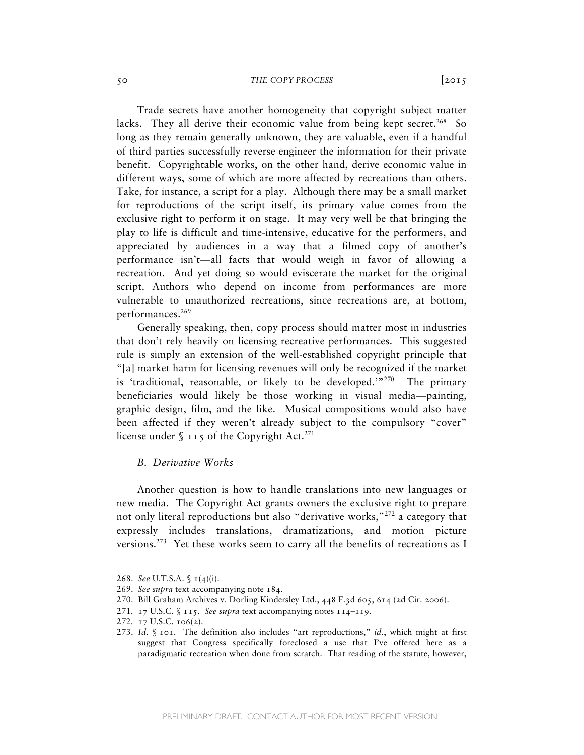Trade secrets have another homogeneity that copyright subject matter lacks. They all derive their economic value from being kept secret.[268] So long as they remain generally unknown, they are valuable, even if a handful of third parties successfully reverse engineer the information for their private benefit. Copyrightable works, on the other hand, derive economic value in different ways, some of which are more affected by recreations than others. Take, for instance, a script for a play. Although there may be a small market for reproductions of the script itself, its primary value comes from the exclusive right to perform it on stage. It may very well be that bringing the play to life is difficult and time-intensive, educative for the performers, and appreciated by audiences in a way that a filmed copy of another's performance isn't—all facts that would weigh in favor of allowing a recreation. And yet doing so would eviscerate the market for the original script. Authors who depend on income from performances are more vulnerable to unauthorized recreations, since recreations are, at bottom, performances.[269]

Generally speaking, then, copy process should matter most in industries that don't rely heavily on licensing recreative performances. This suggested rule is simply an extension of the well-established copyright principle that "[a] market harm for licensing revenues will only be recognized if the market is 'traditional, reasonable, or likely to be developed.'"[270] The primary beneficiaries would likely be those working in visual media—painting, graphic design, film, and the like. Musical compositions would also have been affected if they weren't already subject to the compulsory "cover" license under § 115 of the Copyright Act.[271]

### *B. Derivative Works*

Another question is how to handle translations into new languages or new media. The Copyright Act grants owners the exclusive right to prepare not only literal reproductions but also "derivative works,"[272] a category that expressly includes translations, dramatizations, and motion picture versions.[273] Yet these works seem to carry all the benefits of recreations as I

---

268. *See* U.T.S.A. § 1(4)(i).

269. *See supra* text accompanying note 184.

270. Bill Graham Archives v. Dorling Kindersley Ltd., 448 F.3d 605, 614 (2d Cir. 2006).

271. 17 U.S.C. § 115. *See supra* text accompanying notes 114–119.

272. 17 U.S.C. 106(2).

273. *Id.* § 101. The definition also includes "art reproductions," *id.*, which might at first suggest that Congress specifically foreclosed a use that I've offered here as a paradigmatic recreation when done from scratch. That reading of the statute, however,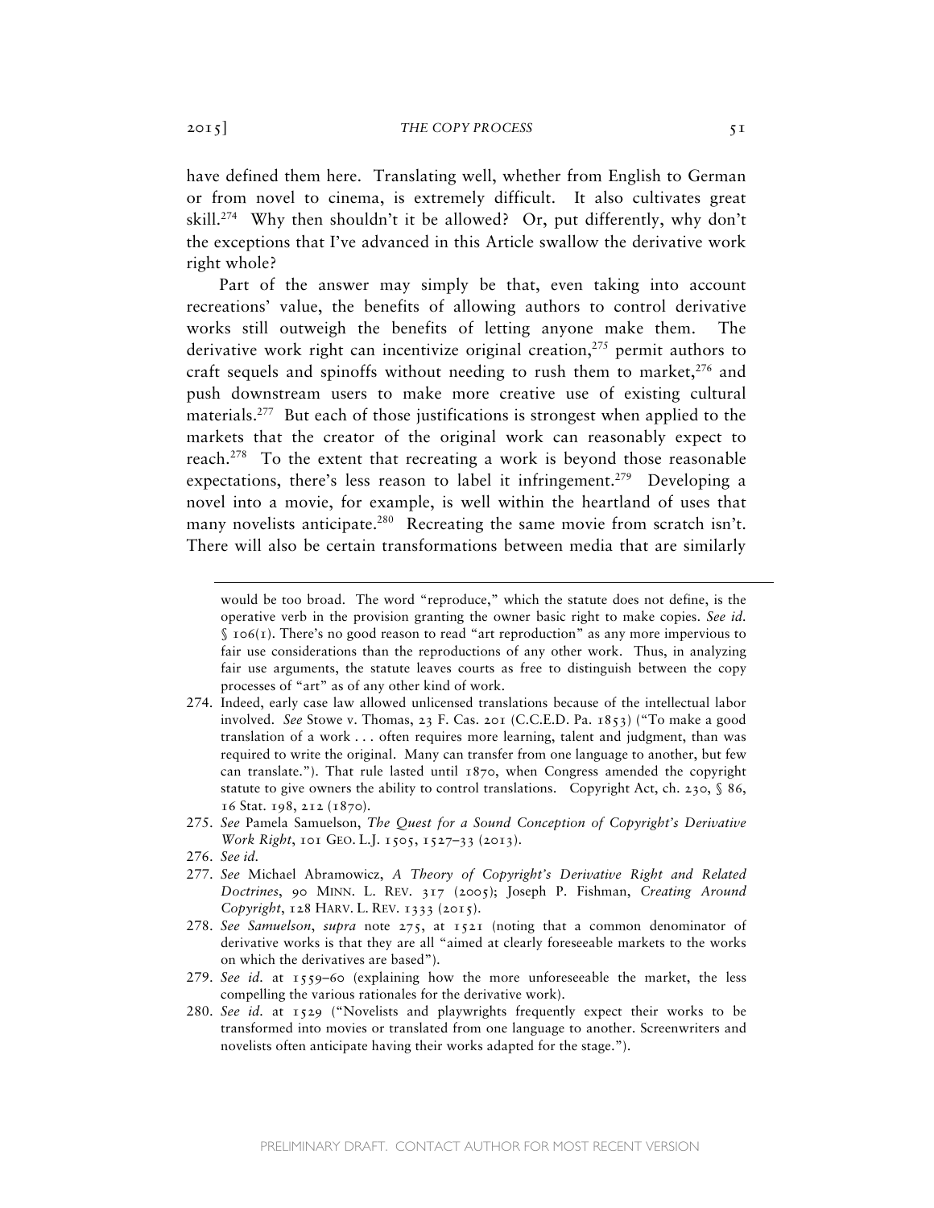have defined them here. Translating well, whether from English to German or from novel to cinema, is extremely difficult. It also cultivates great skill.[274] Why then shouldn't it be allowed? Or, put differently, why don't the exceptions that I've advanced in this Article swallow the derivative work right whole?

Part of the answer may simply be that, even taking into account recreations' value, the benefits of allowing authors to control derivative works still outweigh the benefits of letting anyone make them. The derivative work right can incentivize original creation,[275] permit authors to craft sequels and spinoffs without needing to rush them to market,[276] and push downstream users to make more creative use of existing cultural materials.[277] But each of those justifications is strongest when applied to the markets that the creator of the original work can reasonably expect to reach.[278] To the extent that recreating a work is beyond those reasonable expectations, there's less reason to label it infringement.[279] Developing a novel into a movie, for example, is well within the heartland of uses that many novelists anticipate.[280] Recreating the same movie from scratch isn't. There will also be certain transformations between media that are similarly

---

would be too broad. The word "reproduce," which the statute does not define, is the operative verb in the provision granting the owner basic right to make copies. *See id.* § 106(1). There's no good reason to read "art reproduction" as any more impervious to fair use considerations than the reproductions of any other work. Thus, in analyzing fair use arguments, the statute leaves courts as free to distinguish between the copy processes of "art" as of any other kind of work.

274. Indeed, early case law allowed unlicensed translations because of the intellectual labor involved. *See* Stowe v. Thomas, 23 F. Cas. 201 (C.C.E.D. Pa. 1853) ("To make a good translation of a work . . . often requires more learning, talent and judgment, than was required to write the original. Many can transfer from one language to another, but few can translate."). That rule lasted until 1870, when Congress amended the copyright statute to give owners the ability to control translations. Copyright Act, ch. 230, § 86, 16 Stat. 198, 212 (1870).

275. *See* Pamela Samuelson, *The Quest for a Sound Conception of Copyright's Derivative Work Right*, 101 GEO. L.J. 1505, 1527–33 (2013).

276. *See id.*

277. *See* Michael Abramowicz, *A Theory of Copyright's Derivative Right and Related Doctrines*, 90 MINN. L. REV. 317 (2005); Joseph P. Fishman, *Creating Around Copyright*, 128 HARV. L. REV. 1333 (2015).

278. *See Samuelson*, *supra* note 275, at 1521 (noting that a common denominator of derivative works is that they are all "aimed at clearly foreseeable markets to the works on which the derivatives are based").

279. *See id.* at 1559–60 (explaining how the more unforeseeable the market, the less compelling the various rationales for the derivative work).

280. *See id.* at 1529 ("Novelists and playwrights frequently expect their works to be transformed into movies or translated from one language to another. Screenwriters and novelists often anticipate having their works adapted for the stage.").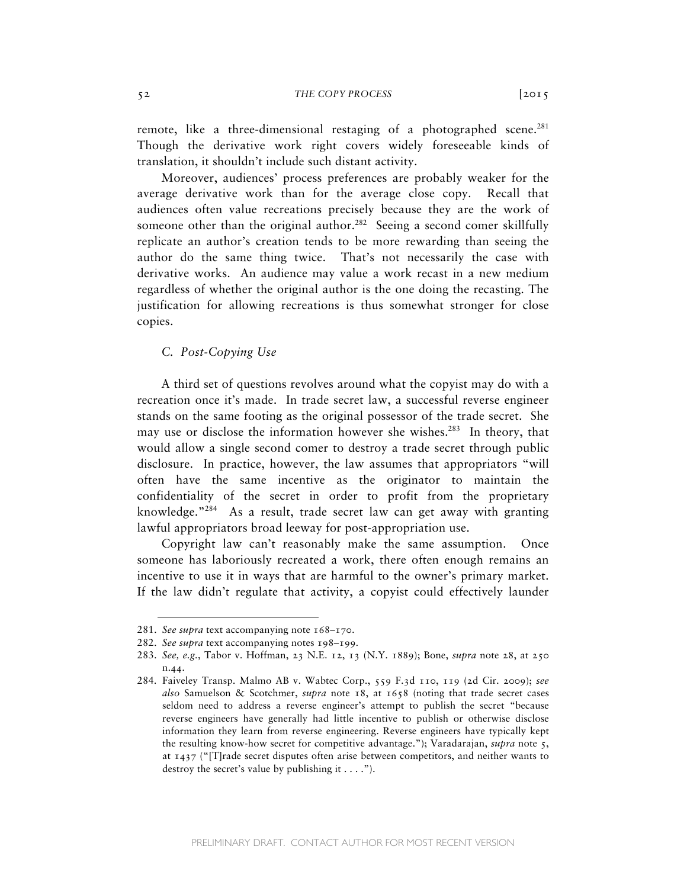remote, like a three-dimensional restaging of a photographed scene.[281] Though the derivative work right covers widely foreseeable kinds of translation, it shouldn't include such distant activity.

Moreover, audiences' process preferences are probably weaker for the average derivative work than for the average close copy. Recall that audiences often value recreations precisely because they are the work of someone other than the original author.[282] Seeing a second comer skillfully replicate an author's creation tends to be more rewarding than seeing the author do the same thing twice. That's not necessarily the case with derivative works. An audience may value a work recast in a new medium regardless of whether the original author is the one doing the recasting. The justification for allowing recreations is thus somewhat stronger for close copies.

### C. *Post-Copying Use*

A third set of questions revolves around what the copyist may do with a recreation once it's made. In trade secret law, a successful reverse engineer stands on the same footing as the original possessor of the trade secret. She may use or disclose the information however she wishes.[283] In theory, that would allow a single second comer to destroy a trade secret through public disclosure. In practice, however, the law assumes that appropriators "will often have the same incentive as the originator to maintain the confidentiality of the secret in order to profit from the proprietary knowledge."[284] As a result, trade secret law can get away with granting lawful appropriators broad leeway for post-appropriation use.

Copyright law can't reasonably make the same assumption. Once someone has laboriously recreated a work, there often enough remains an incentive to use it in ways that are harmful to the owner's primary market. If the law didn't regulate that activity, a copyist could effectively launder

---

281. *See supra* text accompanying note 168–170.
282. *See supra* text accompanying notes 198–199.
283. *See, e.g.*, Tabor v. Hoffman, 23 N.E. 12, 13 (N.Y. 1889); Bone, *supra* note 28, at 250 n.44.
284. Faiveley Transp. Malmo AB v. Wabtec Corp., 559 F.3d 110, 119 (2d Cir. 2009); *see also* Samuelson & Scotchmer, *supra* note 18, at 1658 (noting that trade secret cases seldom need to address a reverse engineer's attempt to publish the secret "because reverse engineers have generally had little incentive to publish or otherwise disclose information they learn from reverse engineering. Reverse engineers have typically kept the resulting know-how secret for competitive advantage."); Varadarajan, *supra* note 5, at 1437 ("[T]rade secret disputes often arise between competitors, and neither wants to destroy the secret's value by publishing it . . . .").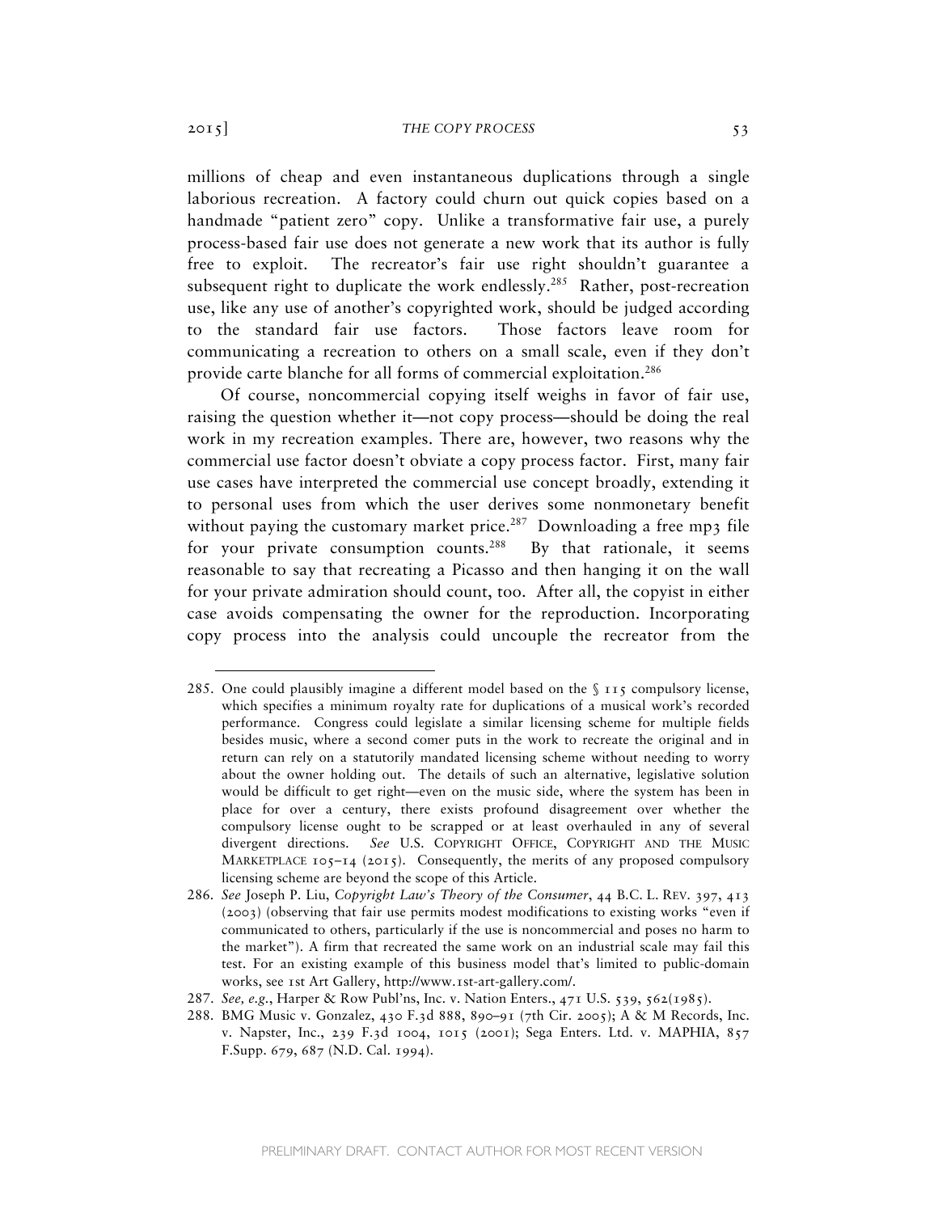millions of cheap and even instantaneous duplications through a single laborious recreation. A factory could churn out quick copies based on a handmade "patient zero" copy. Unlike a transformative fair use, a purely process-based fair use does not generate a new work that its author is fully free to exploit. The recreator's fair use right shouldn't guarantee a subsequent right to duplicate the work endlessly.[285] Rather, post-recreation use, like any use of another's copyrighted work, should be judged according to the standard fair use factors. Those factors leave room for communicating a recreation to others on a small scale, even if they don't provide carte blanche for all forms of commercial exploitation.[286]

Of course, noncommercial copying itself weighs in favor of fair use, raising the question whether it—not copy process—should be doing the real work in my recreation examples. There are, however, two reasons why the commercial use factor doesn't obviate a copy process factor. First, many fair use cases have interpreted the commercial use concept broadly, extending it to personal uses from which the user derives some nonmonetary benefit without paying the customary market price.[287] Downloading a free mp3 file for your private consumption counts.[288] By that rationale, it seems reasonable to say that recreating a Picasso and then hanging it on the wall for your private admiration should count, too. After all, the copyist in either case avoids compensating the owner for the reproduction. Incorporating copy process into the analysis could uncouple the recreator from the

---

285. One could plausibly imagine a different model based on the § 115 compulsory license, which specifies a minimum royalty rate for duplications of a musical work's recorded performance. Congress could legislate a similar licensing scheme for multiple fields besides music, where a second comer puts in the work to recreate the original and in return can rely on a statutorily mandated licensing scheme without needing to worry about the owner holding out. The details of such an alternative, legislative solution would be difficult to get right—even on the music side, where the system has been in place for over a century, there exists profound disagreement over whether the compulsory license ought to be scrapped or at least overhauled in any of several divergent directions. *See* U.S. COPYRIGHT OFFICE, COPYRIGHT AND THE MUSIC MARKETPLACE 105–14 (2015). Consequently, the merits of any proposed compulsory licensing scheme are beyond the scope of this Article.

286. *See* Joseph P. Liu, *Copyright Law's Theory of the Consumer*, 44 B.C. L. REV. 397, 413 (2003) (observing that fair use permits modest modifications to existing works "even if communicated to others, particularly if the use is noncommercial and poses no harm to the market"). A firm that recreated the same work on an industrial scale may fail this test. For an existing example of this business model that's limited to public-domain works, see 1st Art Gallery, http://www.1st-art-gallery.com/.

287. *See, e.g.*, Harper & Row Publ'ns, Inc. v. Nation Enters., 471 U.S. 539, 562(1985).

288. BMG Music v. Gonzalez, 430 F.3d 888, 890–91 (7th Cir. 2005); A & M Records, Inc. v. Napster, Inc., 239 F.3d 1004, 1015 (2001); Sega Enters. Ltd. v. MAPHIA, 857 F.Supp. 679, 687 (N.D. Cal. 1994).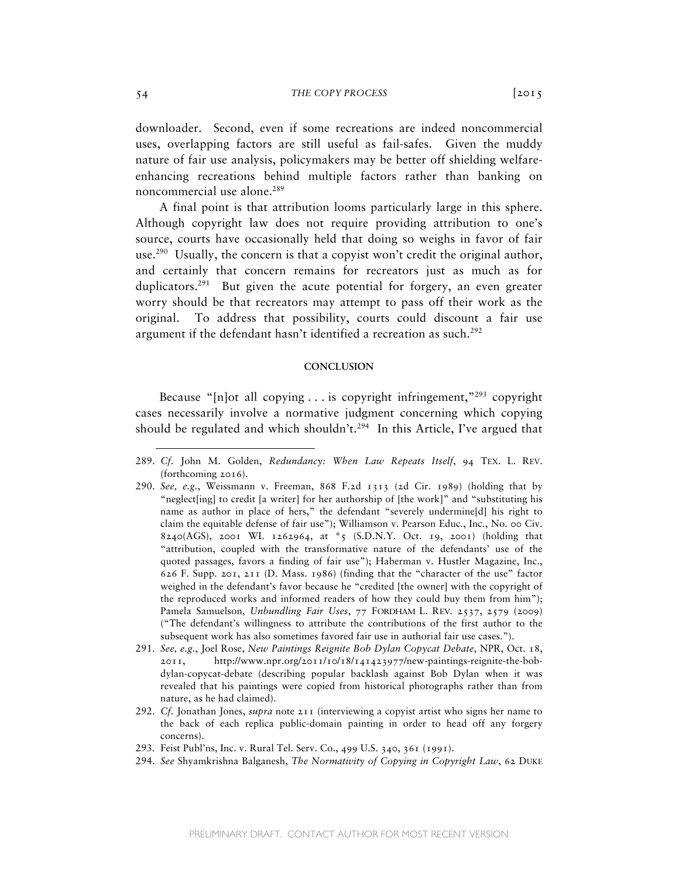downloader. Second, even if some recreations are indeed noncommercial uses, overlapping factors are still useful as fail-safes. Given the muddy nature of fair use analysis, policymakers may be better off shielding welfare-enhancing recreations behind multiple factors rather than banking on noncommercial use alone.[289]

A final point is that attribution looms particularly large in this sphere. Although copyright law does not require providing attribution to one's source, courts have occasionally held that doing so weighs in favor of fair use.[290] Usually, the concern is that a copyist won't credit the original author, and certainly that concern remains for recreators just as much as for duplicators.[291] But given the acute potential for forgery, an even greater worry should be that recreators may attempt to pass off their work as the original. To address that possibility, courts could discount a fair use argument if the defendant hasn't identified a recreation as such.[292]

## CONCLUSION

Because "[n]ot all copying . . . is copyright infringement,"[293] copyright cases necessarily involve a normative judgment concerning which copying should be regulated and which shouldn't.[294] In this Article, I've argued that

---

289. *Cf.* John M. Golden, *Redundancy: When Law Repeats Itself*, 94 TEX. L. REV. (forthcoming 2016).

290. *See, e.g.*, Weissmann v. Freeman, 868 F.2d 1313 (2d Cir. 1989) (holding that by "neglect[ing] to credit [a writer] for her authorship of [the work]" and "substituting his name as author in place of hers," the defendant "severely undermine[d] his right to claim the equitable defense of fair use"); Williamson v. Pearson Educ., Inc., No. 00 Civ. 8240(AGS), 2001 WL 1262964, at *5 (S.D.N.Y. Oct. 19, 2001) (holding that "attribution, coupled with the transformative nature of the defendants' use of the quoted passages, favors a finding of fair use"); Haberman v. Hustler Magazine, Inc., 626 F. Supp. 201, 211 (D. Mass. 1986) (finding that the "character of the use" factor weighed in the defendant's favor because he "credited [the owner] with the copyright of the reproduced works and informed readers of how they could buy them from him"); Pamela Samuelson, *Unbundling Fair Uses*, 77 FORDHAM L. REV. 2537, 2579 (2009) ("The defendant's willingness to attribute the contributions of the first author to the subsequent work has also sometimes favored fair use in authorial fair use cases.").

291. *See, e.g.*, Joel Rose, *New Paintings Reignite Bob Dylan Copycat Debate*, NPR, Oct. 18, 2011, http://www.npr.org/2011/10/18/141423977/new-paintings-reignite-the-bob-dylan-copycat-debate (describing popular backlash against Bob Dylan when it was revealed that his paintings were copied from historical photographs rather than from nature, as he had claimed).

292. *Cf.* Jonathan Jones, *supra* note 211 (interviewing a copyist artist who signs her name to the back of each replica public-domain painting in order to head off any forgery concerns).

293. Feist Publ'ns, Inc. v. Rural Tel. Serv. Co., 499 U.S. 340, 361 (1991).

294. *See* Shyamkrishna Balganesh, *The Normativity of Copying in Copyright Law*, 62 DUKE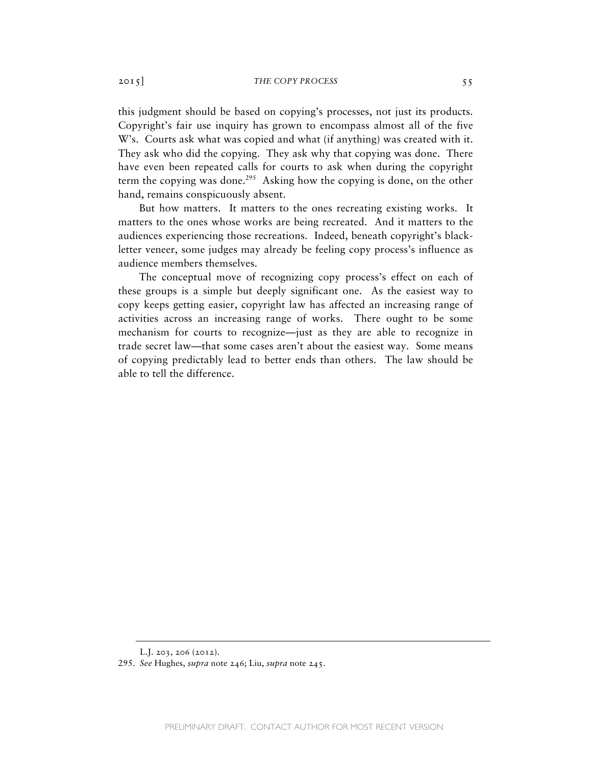this judgment should be based on copying's processes, not just its products. Copyright's fair use inquiry has grown to encompass almost all of the five W's. Courts ask what was copied and what (if anything) was created with it. They ask who did the copying. They ask why that copying was done. There have even been repeated calls for courts to ask when during the copyright term the copying was done.[295] Asking how the copying is done, on the other hand, remains conspicuously absent.

But how matters. It matters to the ones recreating existing works. It matters to the ones whose works are being recreated. And it matters to the audiences experiencing those recreations. Indeed, beneath copyright's black-letter veneer, some judges may already be feeling copy process's influence as audience members themselves.

The conceptual move of recognizing copy process's effect on each of these groups is a simple but deeply significant one. As the easiest way to copy keeps getting easier, copyright law has affected an increasing range of activities across an increasing range of works. There ought to be some mechanism for courts to recognize—just as they are able to recognize in trade secret law—that some cases aren't about the easiest way. Some means of copying predictably lead to better ends than others. The law should be able to tell the difference.

---

L.J. 203, 206 (2012).

295. *See* Hughes, *supra* note 246; Liu, *supra* note 245.

PRELIMINARY DRAFT. CONTACT AUTHOR FOR MOST RECENT VERSION